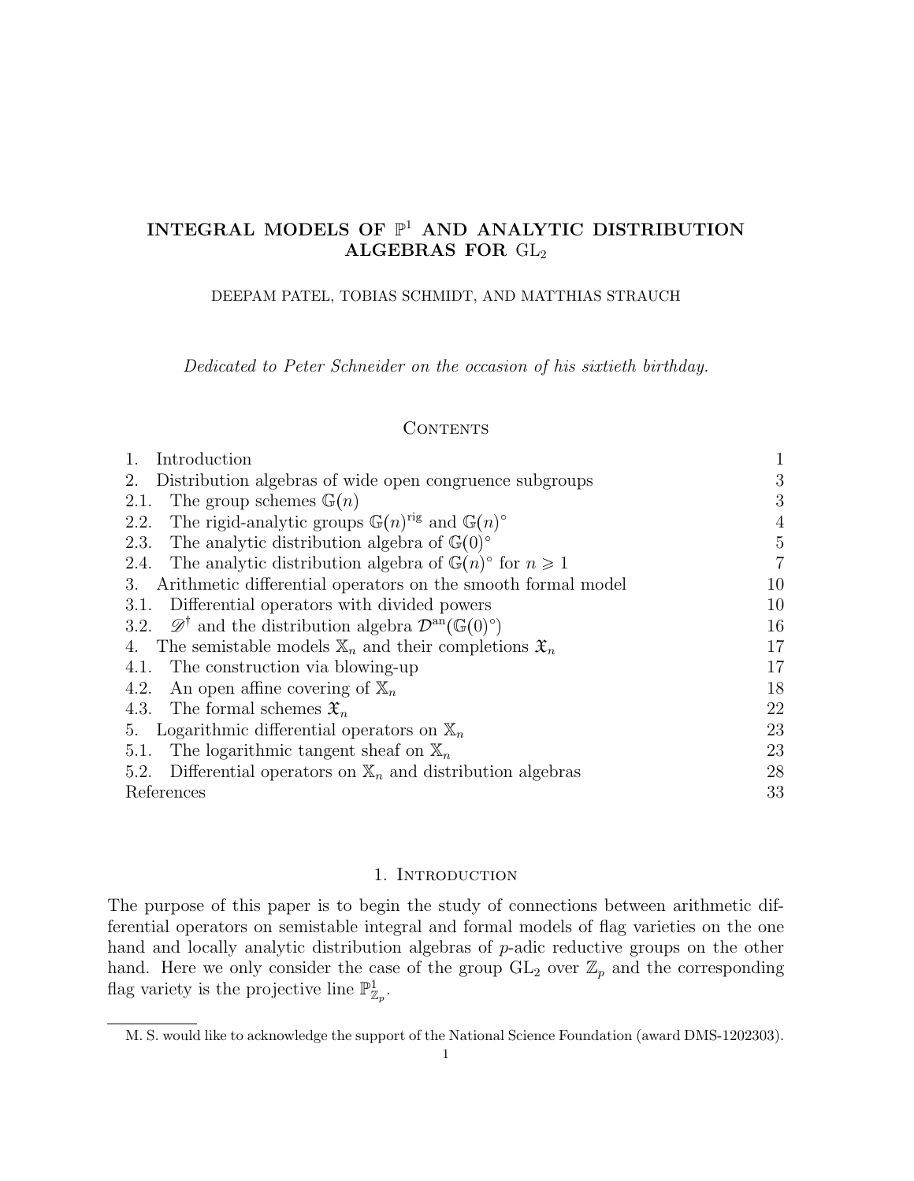# INTEGRAL MODELS OF $\mathbb{P}^1$ AND ANALYTIC DISTRIBUTION ALGEBRAS FOR $\mathrm{GL}_2$

DEEPAM PATEL, TOBIAS SCHMIDT, AND MATTHIAS STRAUCH

*Dedicated to Peter Schneider on the occasion of his sixtieth birthday.*

## Contents

| | |
|---|---|
| 1. Introduction | 1 |
| 2. Distribution algebras of wide open congruence subgroups | 3 |
| 2.1. The group schemes $\mathbb{G}(n)$ | 3 |
| 2.2. The rigid-analytic groups $\mathbb{G}(n)^{\mathrm{rig}}$ and $\mathbb{G}(n)^{\circ}$ | 4 |
| 2.3. The analytic distribution algebra of $\mathbb{G}(0)^{\circ}$ | 5 |
| 2.4. The analytic distribution algebra of $\mathbb{G}(n)^{\circ}$ for $n \geqslant 1$ | 7 |
| 3. Arithmetic differential operators on the smooth formal model | 10 |
| 3.1. Differential operators with divided powers | 10 |
| 3.2. $\mathscr{D}^{\dagger}$ and the distribution algebra $\mathcal{D}^{\mathrm{an}}(\mathbb{G}(0)^{\circ})$ | 16 |
| 4. The semistable models $\mathbb{X}_n$ and their completions $\mathfrak{X}_n$ | 17 |
| 4.1. The construction via blowing-up | 17 |
| 4.2. An open affine covering of $\mathbb{X}_n$ | 18 |
| 4.3. The formal schemes $\mathfrak{X}_n$ | 22 |
| 5. Logarithmic differential operators on $\mathbb{X}_n$ | 23 |
| 5.1. The logarithmic tangent sheaf on $\mathbb{X}_n$ | 23 |
| 5.2. Differential operators on $\mathbb{X}_n$ and distribution algebras | 28 |
| References | 33 |

## 1. Introduction

The purpose of this paper is to begin the study of connections between arithmetic differential operators on semistable integral and formal models of flag varieties on the one hand and locally analytic distribution algebras of $p$-adic reductive groups on the other hand. Here we only consider the case of the group $\mathrm{GL}_2$ over $\mathbb{Z}_p$ and the corresponding flag variety is the projective line $\mathbb{P}^1_{\mathbb{Z}_p}$.

M. S. would like to acknowledge the support of the National Science Foundation (award DMS-1202303).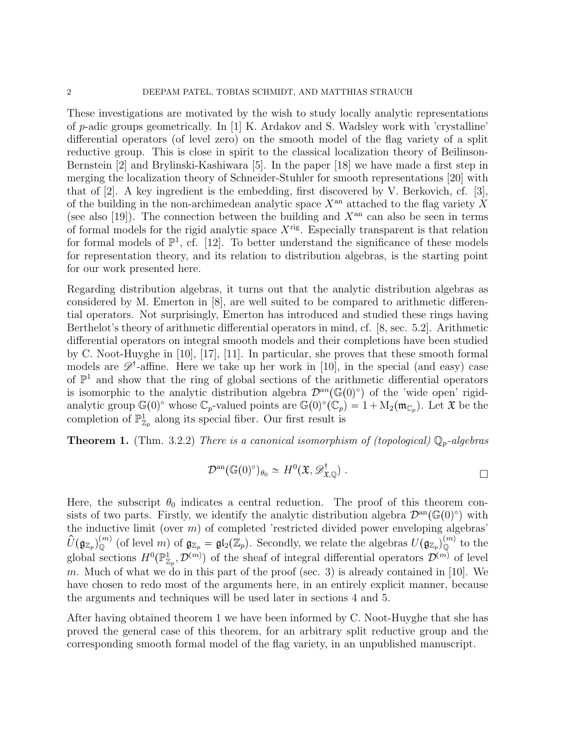These investigations are motivated by the wish to study locally analytic representations of $p$-adic groups geometrically. In [1] K. Ardakov and S. Wadsley work with 'crystalline' differential operators (of level zero) on the smooth model of the flag variety of a split reductive group. This is close in spirit to the classical localization theory of Beilinson-Bernstein [2] and Brylinski-Kashiwara [5]. In the paper [18] we have made a first step in merging the localization theory of Schneider-Stuhler for smooth representations [20] with that of [2]. A key ingredient is the embedding, first discovered by V. Berkovich, cf. [3], of the building in the non-archimedean analytic space $X^{\rm an}$ attached to the flag variety $X$ (see also [19]). The connection between the building and $X^{\rm an}$ can also be seen in terms of formal models for the rigid analytic space $X^{\rm rig}$. Especially transparent is that relation for formal models of $\mathbb{P}^1$, cf. [12]. To better understand the significance of these models for representation theory, and its relation to distribution algebras, is the starting point for our work presented here.

Regarding distribution algebras, it turns out that the analytic distribution algebras as considered by M. Emerton in [8], are well suited to be compared to arithmetic differential operators. Not surprisingly, Emerton has introduced and studied these rings having Berthelot's theory of arithmetic differential operators in mind, cf. [8, sec. 5.2]. Arithmetic differential operators on integral smooth models and their completions have been studied by C. Noot-Huyghe in [10], [17], [11]. In particular, she proves that these smooth formal models are $\mathscr{D}^\dagger$-affine. Here we take up her work in [10], in the special (and easy) case of $\mathbb{P}^1$ and show that the ring of global sections of the arithmetic differential operators is isomorphic to the analytic distribution algebra $\mathcal{D}^{an}(\mathbb{G}(0)^\circ)$ of the 'wide open' rigid-analytic group $\mathbb{G}(0)^\circ$ whose $\mathbb{C}_p$-valued points are $\mathbb{G}(0)^\circ(\mathbb{C}_p) = 1 + {\rm M}_2(\mathfrak{m}_{\mathbb{C}_p})$. Let $\mathfrak{X}$ be the completion of $\mathbb{P}^1_{\mathbb{Z}_p}$ along its special fiber. Our first result is

**Theorem 1.** (Thm. 3.2.2) *There is a canonical isomorphism of (topological) $\mathbb{Q}_p$-algebras*

$$\mathcal{D}^{\rm an}(\mathbb{G}(0)^\circ)_{\theta_0} \simeq H^0(\mathfrak{X}, \mathscr{D}^\dagger_{\mathfrak{X},\mathbb{Q}}) \ . \qquad \square$$

Here, the subscript $\theta_0$ indicates a central reduction. The proof of this theorem consists of two parts. Firstly, we identify the analytic distribution algebra $\mathcal{D}^{\rm an}(\mathbb{G}(0)^\circ)$ with the inductive limit (over $m$) of completed 'restricted divided power enveloping algebras' $\widehat{U}(\mathfrak{g}_{\mathbb{Z}_p})^{(m)}_{\mathbb{Q}}$ (of level $m$) of $\mathfrak{g}_{\mathbb{Z}_p} = \mathfrak{gl}_2(\mathbb{Z}_p)$. Secondly, we relate the algebras $U(\mathfrak{g}_{\mathbb{Z}_p})^{(m)}_{\mathbb{Q}}$ to the global sections $H^0(\mathbb{P}^1_{\mathbb{Z}_p}, \mathcal{D}^{(m)})$ of the sheaf of integral differential operators $\mathcal{D}^{(m)}$ of level $m$. Much of what we do in this part of the proof (sec. 3) is already contained in [10]. We have chosen to redo most of the arguments here, in an entirely explicit manner, because the arguments and techniques will be used later in sections 4 and 5.

After having obtained theorem 1 we have been informed by C. Noot-Huyghe that she has proved the general case of this theorem, for an arbitrary split reductive group and the corresponding smooth formal model of the flag variety, in an unpublished manuscript.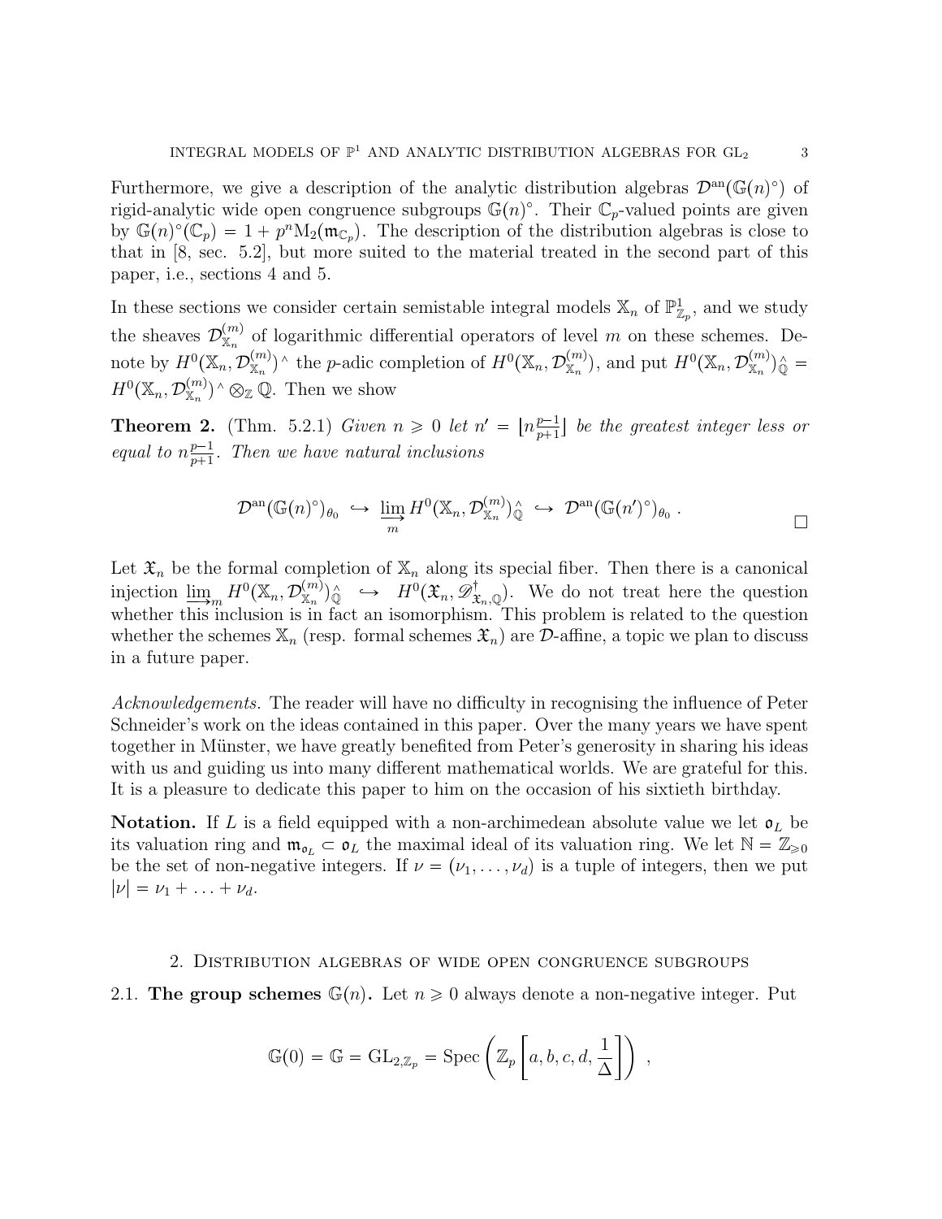Furthermore, we give a description of the analytic distribution algebras $\mathcal{D}^{\rm an}(\mathbb{G}(n)^\circ)$ of rigid-analytic wide open congruence subgroups $\mathbb{G}(n)^\circ$. Their $\mathbb{C}_p$-valued points are given by $\mathbb{G}(n)^\circ(\mathbb{C}_p) = 1 + p^n{\rm M}_2(\mathfrak{m}_{\mathbb{C}_p})$. The description of the distribution algebras is close to that in [8, sec. 5.2], but more suited to the material treated in the second part of this paper, i.e., sections 4 and 5.

In these sections we consider certain semistable integral models $\mathbb{X}_n$ of $\mathbb{P}^1_{\mathbb{Z}_p}$, and we study the sheaves $\mathcal{D}^{(m)}_{\mathbb{X}_n}$ of logarithmic differential operators of level $m$ on these schemes. Denote by $H^0(\mathbb{X}_n, \mathcal{D}^{(m)}_{\mathbb{X}_n})^\wedge$ the $p$-adic completion of $H^0(\mathbb{X}_n, \mathcal{D}^{(m)}_{\mathbb{X}_n})$, and put $H^0(\mathbb{X}_n, \mathcal{D}^{(m)}_{\mathbb{X}_n})^\wedge_{\mathbb{Q}} = H^0(\mathbb{X}_n, \mathcal{D}^{(m)}_{\mathbb{X}_n})^\wedge \otimes_{\mathbb{Z}} \mathbb{Q}$. Then we show

**Theorem 2.** (Thm. 5.2.1) *Given $n \geqslant 0$ let $n' = \lfloor n\frac{p-1}{p+1}\rfloor$ be the greatest integer less or equal to $n\frac{p-1}{p+1}$. Then we have natural inclusions*

$$\mathcal{D}^{\rm an}(\mathbb{G}(n)^\circ)_{\theta_0} \hookrightarrow \varinjlim_m H^0(\mathbb{X}_n, \mathcal{D}^{(m)}_{\mathbb{X}_n})^\wedge_{\mathbb{Q}} \hookrightarrow \mathcal{D}^{\rm an}(\mathbb{G}(n')^\circ)_{\theta_0} \,.$$

□

Let $\mathfrak{X}_n$ be the formal completion of $\mathbb{X}_n$ along its special fiber. Then there is a canonical injection $\varinjlim_m H^0(\mathbb{X}_n, \mathcal{D}^{(m)}_{\mathbb{X}_n})^\wedge_{\mathbb{Q}} \hookrightarrow H^0(\mathfrak{X}_n, \mathscr{D}^\dagger_{\mathfrak{X}_n,\mathbb{Q}})$. We do not treat here the question whether this inclusion is in fact an isomorphism. This problem is related to the question whether the schemes $\mathbb{X}_n$ (resp. formal schemes $\mathfrak{X}_n$) are $\mathcal{D}$-affine, a topic we plan to discuss in a future paper.

*Acknowledgements.* The reader will have no difficulty in recognising the influence of Peter Schneider's work on the ideas contained in this paper. Over the many years we have spent together in Münster, we have greatly benefited from Peter's generosity in sharing his ideas with us and guiding us into many different mathematical worlds. We are grateful for this. It is a pleasure to dedicate this paper to him on the occasion of his sixtieth birthday.

**Notation.** If $L$ is a field equipped with a non-archimedean absolute value we let $\mathfrak{o}_L$ be its valuation ring and $\mathfrak{m}_{\mathfrak{o}_L} \subset \mathfrak{o}_L$ the maximal ideal of its valuation ring. We let $\mathbb{N} = \mathbb{Z}_{\geqslant 0}$ be the set of non-negative integers. If $\nu = (\nu_1, \ldots, \nu_d)$ is a tuple of integers, then we put $|\nu| = \nu_1 + \ldots + \nu_d$.

## 2. Distribution algebras of wide open congruence subgroups

2.1. **The group schemes $\mathbb{G}(n)$.** Let $n \geqslant 0$ always denote a non-negative integer. Put

$$\mathbb{G}(0) = \mathbb{G} = {\rm GL}_{2,\mathbb{Z}_p} = {\rm Spec}\left(\mathbb{Z}_p\left[a,b,c,d,\frac{1}{\Delta}\right]\right) \,,$$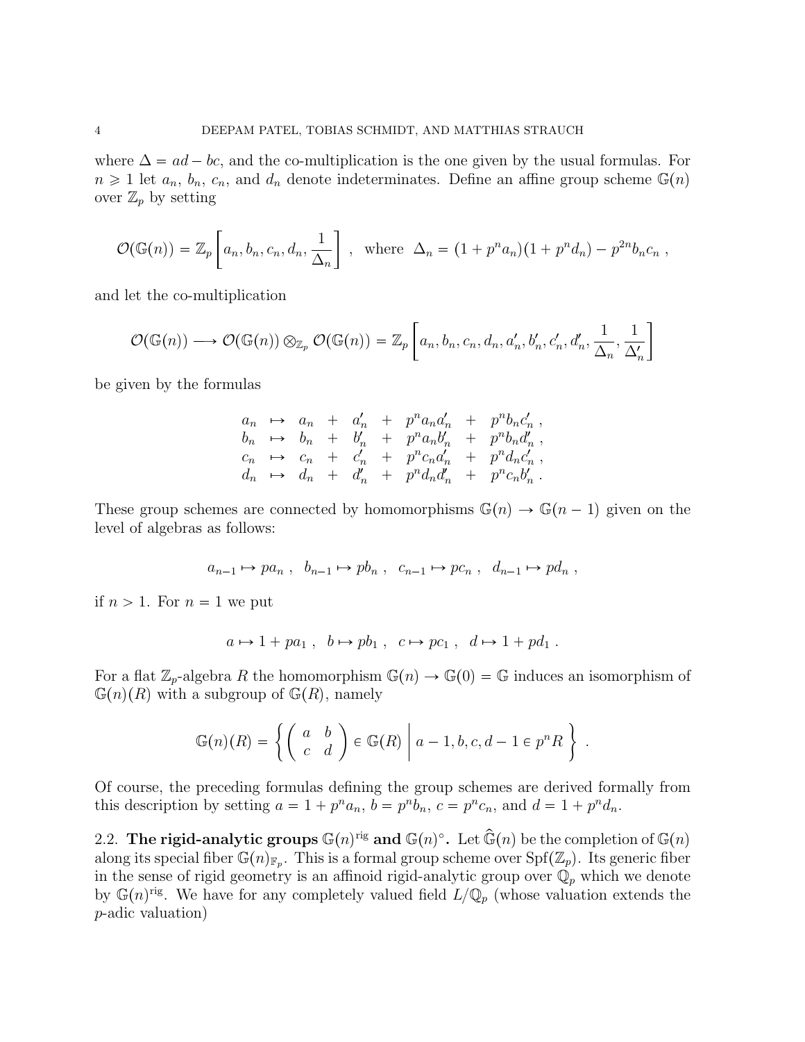where $\Delta = ad - bc$, and the co-multiplication is the one given by the usual formulas. For $n \geqslant 1$ let $a_n$, $b_n$, $c_n$, and $d_n$ denote indeterminates. Define an affine group scheme $\mathbb{G}(n)$ over $\mathbb{Z}_p$ by setting

$$\mathcal{O}(\mathbb{G}(n)) = \mathbb{Z}_p\left[a_n, b_n, c_n, d_n, \frac{1}{\Delta_n}\right] \ , \ \ \text{where} \ \ \Delta_n = (1+p^n a_n)(1+p^n d_n) - p^{2n} b_n c_n \ ,$$

and let the co-multiplication

$$\mathcal{O}(\mathbb{G}(n)) \longrightarrow \mathcal{O}(\mathbb{G}(n)) \otimes_{\mathbb{Z}_p} \mathcal{O}(\mathbb{G}(n)) = \mathbb{Z}_p\left[a_n, b_n, c_n, d_n, a_n', b_n', c_n', d_n', \frac{1}{\Delta_n}, \frac{1}{\Delta_n'}\right]$$

be given by the formulas

$$\begin{array}{rcl} a_n & \mapsto & a_n + a_n' + p^n a_n a_n' + p^n b_n c_n' \ , \\ b_n & \mapsto & b_n + b_n' + p^n a_n b_n' + p^n b_n d_n' \ , \\ c_n & \mapsto & c_n + c_n' + p^n c_n a_n' + p^n d_n c_n' \ , \\ d_n & \mapsto & d_n + d_n' + p^n d_n d_n' + p^n c_n b_n' \ . \end{array}$$

These group schemes are connected by homomorphisms $\mathbb{G}(n) \to \mathbb{G}(n-1)$ given on the level of algebras as follows:

$$a_{n-1} \mapsto pa_n \ , \ \ b_{n-1} \mapsto pb_n \ , \ \ c_{n-1} \mapsto pc_n \ , \ \ d_{n-1} \mapsto pd_n \ ,$$

if $n > 1$. For $n = 1$ we put

$$a \mapsto 1 + pa_1 \ , \ \ b \mapsto pb_1 \ , \ \ c \mapsto pc_1 \ , \ \ d \mapsto 1 + pd_1 \ .$$

For a flat $\mathbb{Z}_p$-algebra $R$ the homomorphism $\mathbb{G}(n) \to \mathbb{G}(0) = \mathbb{G}$ induces an isomorphism of $\mathbb{G}(n)(R)$ with a subgroup of $\mathbb{G}(R)$, namely

$$\mathbb{G}(n)(R) = \left\{ \left( \begin{array}{cc} a & b \\ c & d \end{array} \right) \in \mathbb{G}(R) \ \middle| \ a-1, b, c, d-1 \in p^n R \right\} \ .$$

Of course, the preceding formulas defining the group schemes are derived formally from this description by setting $a = 1 + p^n a_n$, $b = p^n b_n$, $c = p^n c_n$, and $d = 1 + p^n d_n$.

2.2. **The rigid-analytic groups $\mathbb{G}(n)^{\rm rig}$ and $\mathbb{G}(n)^\circ$.** Let $\widehat{\mathbb{G}}(n)$ be the completion of $\mathbb{G}(n)$ along its special fiber $\mathbb{G}(n)_{\mathbb{F}_p}$. This is a formal group scheme over ${\rm Spf}(\mathbb{Z}_p)$. Its generic fiber in the sense of rigid geometry is an affinoid rigid-analytic group over $\mathbb{Q}_p$ which we denote by $\mathbb{G}(n)^{\rm rig}$. We have for any completely valued field $L/\mathbb{Q}_p$ (whose valuation extends the $p$-adic valuation)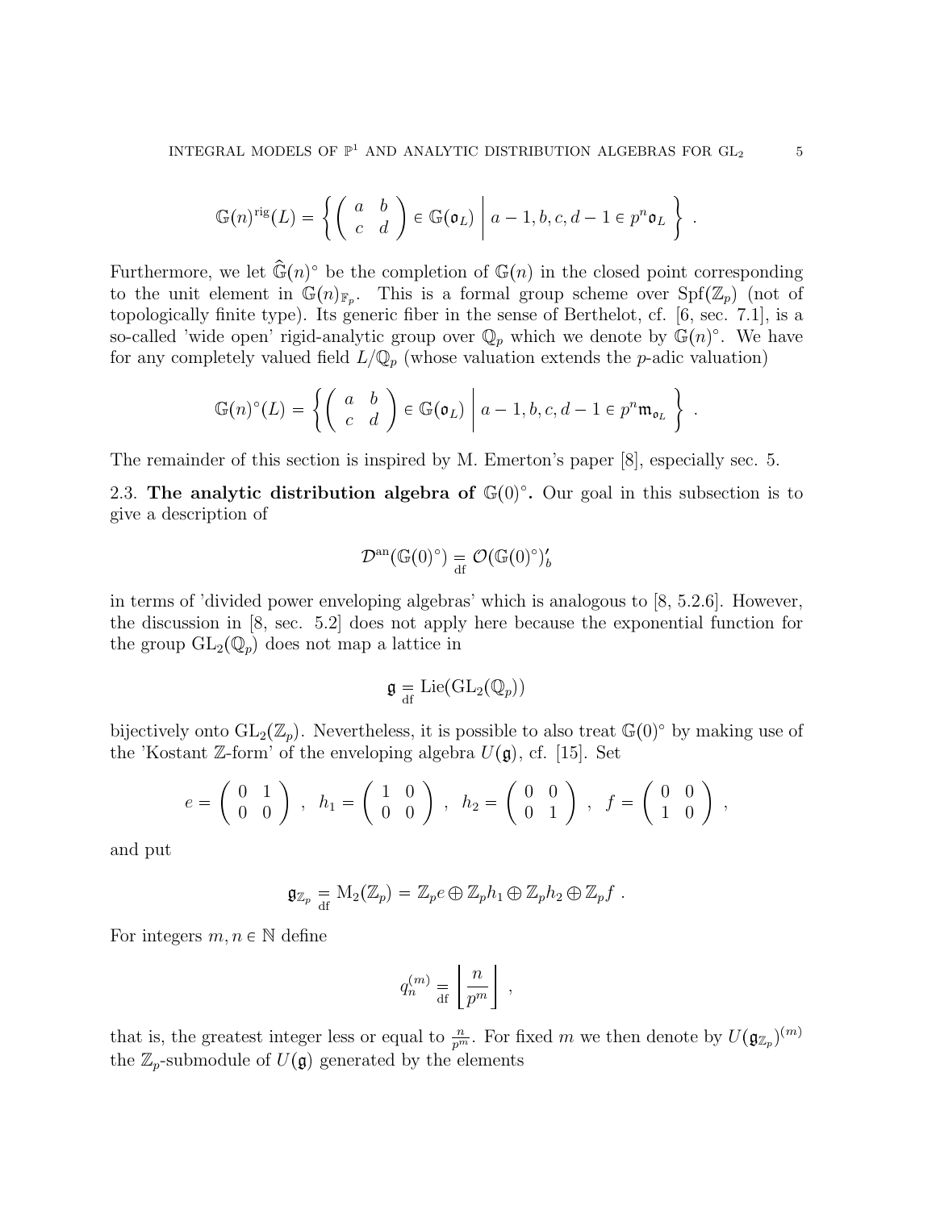$$\mathbb{G}(n)^{\mathrm{rig}}(L) = \left\{ \left( \begin{array}{cc} a & b \\ c & d \end{array} \right) \in \mathbb{G}(\mathfrak{o}_L) \;\middle|\; a-1, b, c, d-1 \in p^n \mathfrak{o}_L \right\} .$$

Furthermore, we let $\widehat{\mathbb{G}}(n)^\circ$ be the completion of $\mathbb{G}(n)$ in the closed point corresponding to the unit element in $\mathbb{G}(n)_{\mathbb{F}_p}$. This is a formal group scheme over $\mathrm{Spf}(\mathbb{Z}_p)$ (not of topologically finite type). Its generic fiber in the sense of Berthelot, cf. [6, sec. 7.1], is a so-called 'wide open' rigid-analytic group over $\mathbb{Q}_p$ which we denote by $\mathbb{G}(n)^\circ$. We have for any completely valued field $L/\mathbb{Q}_p$ (whose valuation extends the $p$-adic valuation)

$$\mathbb{G}(n)^\circ(L) = \left\{ \left( \begin{array}{cc} a & b \\ c & d \end{array} \right) \in \mathbb{G}(\mathfrak{o}_L) \;\middle|\; a-1, b, c, d-1 \in p^n \mathfrak{m}_{\mathfrak{o}_L} \right\} .$$

The remainder of this section is inspired by M. Emerton's paper [8], especially sec. 5.

2.3. **The analytic distribution algebra of $\mathbb{G}(0)^\circ$.** Our goal in this subsection is to give a description of

$$\mathcal{D}^{\mathrm{an}}(\mathbb{G}(0)^\circ) \underset{\mathrm{df}}{=} \mathcal{O}(\mathbb{G}(0)^\circ)'_b$$

in terms of 'divided power enveloping algebras' which is analogous to [8, 5.2.6]. However, the discussion in [8, sec. 5.2] does not apply here because the exponential function for the group $\mathrm{GL}_2(\mathbb{Q}_p)$ does not map a lattice in

$$\mathfrak{g} \underset{\mathrm{df}}{=} \mathrm{Lie}(\mathrm{GL}_2(\mathbb{Q}_p))$$

bijectively onto $\mathrm{GL}_2(\mathbb{Z}_p)$. Nevertheless, it is possible to also treat $\mathbb{G}(0)^\circ$ by making use of the 'Kostant $\mathbb{Z}$-form' of the enveloping algebra $U(\mathfrak{g})$, cf. [15]. Set

$$e = \left( \begin{array}{cc} 0 & 1 \\ 0 & 0 \end{array} \right) \;,\; h_1 = \left( \begin{array}{cc} 1 & 0 \\ 0 & 0 \end{array} \right) \;,\; h_2 = \left( \begin{array}{cc} 0 & 0 \\ 0 & 1 \end{array} \right) \;,\; f = \left( \begin{array}{cc} 0 & 0 \\ 1 & 0 \end{array} \right) \;,$$

and put

$$\mathfrak{g}_{\mathbb{Z}_p} \underset{\mathrm{df}}{=} \mathrm{M}_2(\mathbb{Z}_p) = \mathbb{Z}_p e \oplus \mathbb{Z}_p h_1 \oplus \mathbb{Z}_p h_2 \oplus \mathbb{Z}_p f \;.$$

For integers $m, n \in \mathbb{N}$ define

$$q_n^{(m)} \underset{\mathrm{df}}{=} \left\lfloor \frac{n}{p^m} \right\rfloor \;,$$

that is, the greatest integer less or equal to $\frac{n}{p^m}$. For fixed $m$ we then denote by $U(\mathfrak{g}_{\mathbb{Z}_p})^{(m)}$ the $\mathbb{Z}_p$-submodule of $U(\mathfrak{g})$ generated by the elements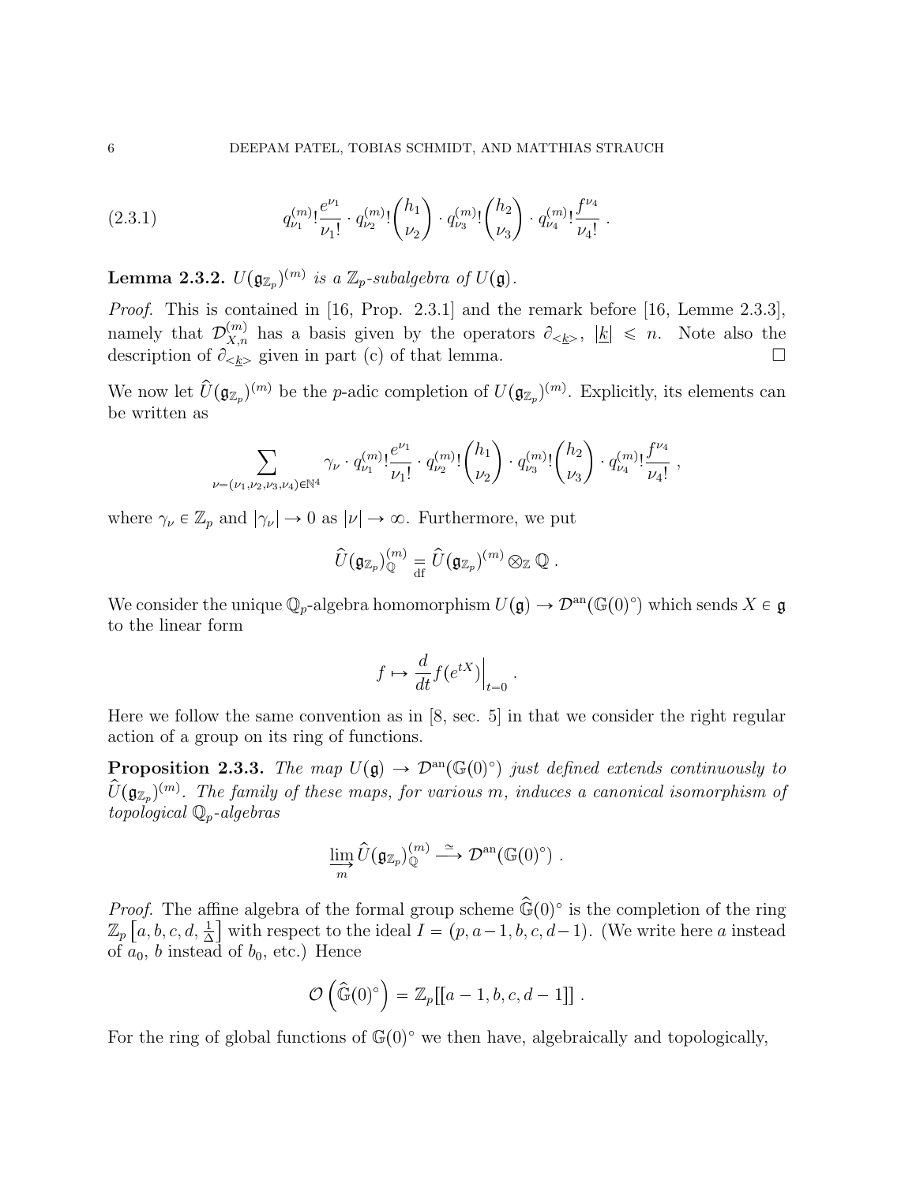$$q^{(m)}_{\nu_1}!\frac{e^{\nu_1}}{\nu_1!} \cdot q^{(m)}_{\nu_2}!\binom{h_1}{\nu_2} \cdot q^{(m)}_{\nu_3}!\binom{h_2}{\nu_3} \cdot q^{(m)}_{\nu_4}!\frac{f^{\nu_4}}{\nu_4!} \; . \tag{2.3.1}$$

**Lemma 2.3.2.** *$U(\mathfrak{g}_{\mathbb{Z}_p})^{(m)}$ is a $\mathbb{Z}_p$-subalgebra of $U(\mathfrak{g})$.*

*Proof.* This is contained in [16, Prop. 2.3.1] and the remark before [16, Lemme 2.3.3], namely that $\mathcal{D}^{(m)}_{X,n}$ has a basis given by the operators $\partial_{<\underline{k}>}$, $|\underline{k}| \leqslant n$. Note also the description of $\partial_{<\underline{k}>}$ given in part (c) of that lemma. $\square$

We now let $\widehat{U}(\mathfrak{g}_{\mathbb{Z}_p})^{(m)}$ be the $p$-adic completion of $U(\mathfrak{g}_{\mathbb{Z}_p})^{(m)}$. Explicitly, its elements can be written as

$$\sum_{\nu=(\nu_1,\nu_2,\nu_3,\nu_4)\in\mathbb{N}^4} \gamma_\nu \cdot q^{(m)}_{\nu_1}!\frac{e^{\nu_1}}{\nu_1!} \cdot q^{(m)}_{\nu_2}!\binom{h_1}{\nu_2} \cdot q^{(m)}_{\nu_3}!\binom{h_2}{\nu_3} \cdot q^{(m)}_{\nu_4}!\frac{f^{\nu_4}}{\nu_4!} \; ,$$

where $\gamma_\nu \in \mathbb{Z}_p$ and $|\gamma_\nu| \to 0$ as $|\nu| \to \infty$. Furthermore, we put

$$\widehat{U}(\mathfrak{g}_{\mathbb{Z}_p})^{(m)}_{\mathbb{Q}} \underset{\mathrm{df}}{=} \widehat{U}(\mathfrak{g}_{\mathbb{Z}_p})^{(m)} \otimes_{\mathbb{Z}} \mathbb{Q} \; .$$

We consider the unique $\mathbb{Q}_p$-algebra homomorphism $U(\mathfrak{g}) \to \mathcal{D}^{\mathrm{an}}(\mathbb{G}(0)^\circ)$ which sends $X \in \mathfrak{g}$ to the linear form

$$f \mapsto \frac{d}{dt} f(e^{tX})\Big|_{t=0} \; .$$

Here we follow the same convention as in [8, sec. 5] in that we consider the right regular action of a group on its ring of functions.

**Proposition 2.3.3.** *The map $U(\mathfrak{g}) \to \mathcal{D}^{\mathrm{an}}(\mathbb{G}(0)^\circ)$ just defined extends continuously to $\widehat{U}(\mathfrak{g}_{\mathbb{Z}_p})^{(m)}$. The family of these maps, for various $m$, induces a canonical isomorphism of topological $\mathbb{Q}_p$-algebras*

$$\varinjlim_m \widehat{U}(\mathfrak{g}_{\mathbb{Z}_p})^{(m)}_{\mathbb{Q}} \xrightarrow{\simeq} \mathcal{D}^{\mathrm{an}}(\mathbb{G}(0)^\circ) \; .$$

*Proof.* The affine algebra of the formal group scheme $\widehat{\mathbb{G}}(0)^\circ$ is the completion of the ring $\mathbb{Z}_p\left[a, b, c, d, \frac{1}{\Delta}\right]$ with respect to the ideal $I = (p, a-1, b, c, d-1)$. (We write here $a$ instead of $a_0$, $b$ instead of $b_0$, etc.) Hence

$$\mathcal{O}\left(\widehat{\mathbb{G}}(0)^\circ\right) = \mathbb{Z}_p[[a-1, b, c, d-1]] \; .$$

For the ring of global functions of $\mathbb{G}(0)^\circ$ we then have, algebraically and topologically,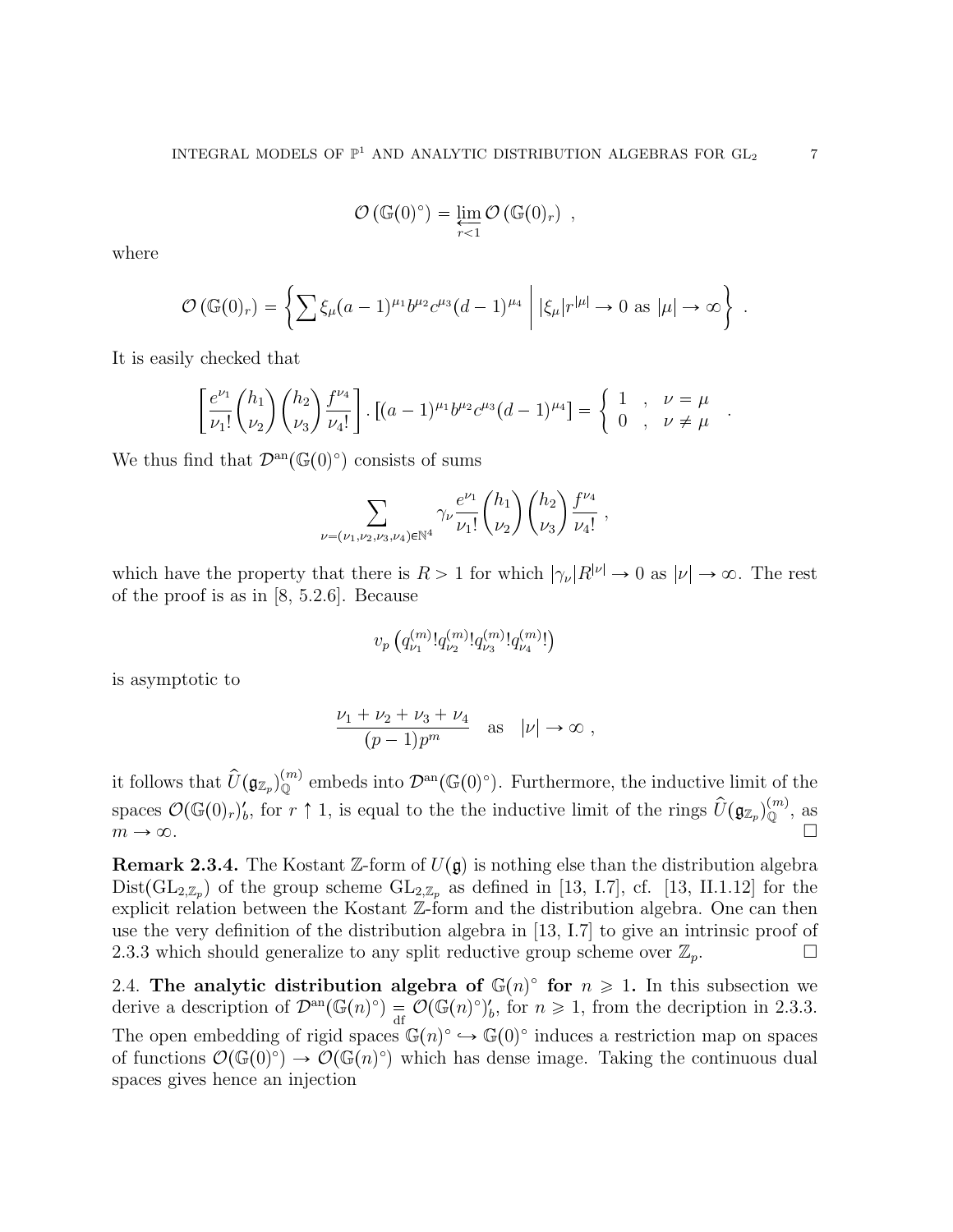$$\mathcal{O}\left(\mathbb{G}(0)^\circ\right) = \varprojlim_{r<1} \mathcal{O}\left(\mathbb{G}(0)_r\right) \ ,$$

where

$$\mathcal{O}\left(\mathbb{G}(0)_r\right) = \left\{ \sum \xi_\mu (a-1)^{\mu_1} b^{\mu_2} c^{\mu_3} (d-1)^{\mu_4} \;\middle|\; |\xi_\mu| r^{|\mu|} \to 0 \text{ as } |\mu| \to \infty \right\} \ .$$

It is easily checked that

$$\left[ \frac{e^{\nu_1}}{\nu_1!} \binom{h_1}{\nu_2} \binom{h_2}{\nu_3} \frac{f^{\nu_4}}{\nu_4!} \right] . \left[ (a-1)^{\mu_1} b^{\mu_2} c^{\mu_3} (d-1)^{\mu_4} \right] = \left\{ \begin{array}{ll} 1 & , \quad \nu = \mu \\ 0 & , \quad \nu \neq \mu \end{array} \right. \ .$$

We thus find that $\mathcal{D}^{\rm an}(\mathbb{G}(0)^\circ)$ consists of sums

$$\sum_{\nu=(\nu_1,\nu_2,\nu_3,\nu_4)\in\mathbb{N}^4} \gamma_\nu \frac{e^{\nu_1}}{\nu_1!} \binom{h_1}{\nu_2} \binom{h_2}{\nu_3} \frac{f^{\nu_4}}{\nu_4!} \ ,$$

which have the property that there is $R > 1$ for which $|\gamma_\nu| R^{|\nu|} \to 0$ as $|\nu| \to \infty$. The rest of the proof is as in [8, 5.2.6]. Because

$$v_p \left( q^{(m)}_{\nu_1}! q^{(m)}_{\nu_2}! q^{(m)}_{\nu_3}! q^{(m)}_{\nu_4}! \right)$$

is asymptotic to

$$\frac{\nu_1 + \nu_2 + \nu_3 + \nu_4}{(p-1)p^m} \quad \text{as} \quad |\nu| \to \infty \ ,$$

it follows that $\widehat{U}(\mathfrak{g}_{\mathbb{Z}_p})^{(m)}_{\mathbb{Q}}$ embeds into $\mathcal{D}^{\rm an}(\mathbb{G}(0)^\circ)$. Furthermore, the inductive limit of the spaces $\mathcal{O}(\mathbb{G}(0)_r)'_b$, for $r \uparrow 1$, is equal to the the inductive limit of the rings $\widehat{U}(\mathfrak{g}_{\mathbb{Z}_p})^{(m)}_{\mathbb{Q}}$, as $m \to \infty$. $\square$

**Remark 2.3.4.** The Kostant $\mathbb{Z}$-form of $U(\mathfrak{g})$ is nothing else than the distribution algebra $\mathrm{Dist}(\mathrm{GL}_{2,\mathbb{Z}_p})$ of the group scheme $\mathrm{GL}_{2,\mathbb{Z}_p}$ as defined in [13, I.7], cf. [13, II.1.12] for the explicit relation between the Kostant $\mathbb{Z}$-form and the distribution algebra. One can then use the very definition of the distribution algebra in [13, I.7] to give an intrinsic proof of 2.3.3 which should generalize to any split reductive group scheme over $\mathbb{Z}_p$. $\square$

2.4. **The analytic distribution algebra of $\mathbb{G}(n)^\circ$ for $n \geqslant 1$.** In this subsection we derive a description of $\mathcal{D}^{\rm an}(\mathbb{G}(n)^\circ) \underset{\rm df}{=} \mathcal{O}(\mathbb{G}(n)^\circ)'_b$, for $n \geqslant 1$, from the decription in 2.3.3. The open embedding of rigid spaces $\mathbb{G}(n)^\circ \hookrightarrow \mathbb{G}(0)^\circ$ induces a restriction map on spaces of functions $\mathcal{O}(\mathbb{G}(0)^\circ) \to \mathcal{O}(\mathbb{G}(n)^\circ)$ which has dense image. Taking the continuous dual spaces gives hence an injection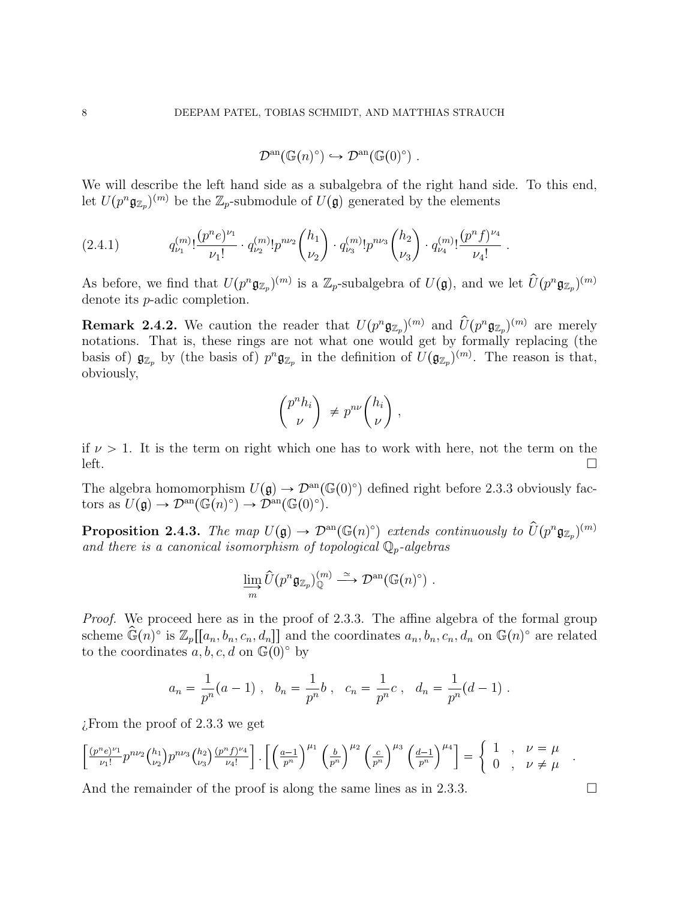$$\mathcal{D}^{\mathrm{an}}(\mathbb{G}(n)^\circ) \hookrightarrow \mathcal{D}^{\mathrm{an}}(\mathbb{G}(0)^\circ) \ .$$

We will describe the left hand side as a subalgebra of the right hand side. To this end, let $U(p^n\mathfrak{g}_{\mathbb{Z}_p})^{(m)}$ be the $\mathbb{Z}_p$-submodule of $U(\mathfrak{g})$ generated by the elements

$$q^{(m)}_{\nu_1}!\frac{(p^ne)^{\nu_1}}{\nu_1!} \cdot q^{(m)}_{\nu_2}!p^{n\nu_2}\binom{h_1}{\nu_2} \cdot q^{(m)}_{\nu_3}!p^{n\nu_3}\binom{h_2}{\nu_3} \cdot q^{(m)}_{\nu_4}!\frac{(p^nf)^{\nu_4}}{\nu_4!} \ . \tag{2.4.1}$$

As before, we find that $U(p^n\mathfrak{g}_{\mathbb{Z}_p})^{(m)}$ is a $\mathbb{Z}_p$-subalgebra of $U(\mathfrak{g})$, and we let $\hat{U}(p^n\mathfrak{g}_{\mathbb{Z}_p})^{(m)}$ denote its $p$-adic completion.

**Remark 2.4.2.** We caution the reader that $U(p^n\mathfrak{g}_{\mathbb{Z}_p})^{(m)}$ and $\hat{U}(p^n\mathfrak{g}_{\mathbb{Z}_p})^{(m)}$ are merely notations. That is, these rings are not what one would get by formally replacing (the basis of) $\mathfrak{g}_{\mathbb{Z}_p}$ by (the basis of) $p^n\mathfrak{g}_{\mathbb{Z}_p}$ in the definition of $U(\mathfrak{g}_{\mathbb{Z}_p})^{(m)}$. The reason is that, obviously,

$$\binom{p^nh_i}{\nu} \neq p^{n\nu}\binom{h_i}{\nu} \ ,$$

if $\nu > 1$. It is the term on right which one has to work with here, not the term on the left. $\square$

The algebra homomorphism $U(\mathfrak{g}) \to \mathcal{D}^{\mathrm{an}}(\mathbb{G}(0)^\circ)$ defined right before 2.3.3 obviously factors as $U(\mathfrak{g}) \to \mathcal{D}^{\mathrm{an}}(\mathbb{G}(n)^\circ) \to \mathcal{D}^{\mathrm{an}}(\mathbb{G}(0)^\circ)$.

**Proposition 2.4.3.** *The map $U(\mathfrak{g}) \to \mathcal{D}^{\mathrm{an}}(\mathbb{G}(n)^\circ)$ extends continuously to $\hat{U}(p^n\mathfrak{g}_{\mathbb{Z}_p})^{(m)}$ and there is a canonical isomorphism of topological $\mathbb{Q}_p$-algebras*

$$\varinjlim_m \hat{U}(p^n\mathfrak{g}_{\mathbb{Z}_p})^{(m)}_{\mathbb{Q}} \xrightarrow{\simeq} \mathcal{D}^{\mathrm{an}}(\mathbb{G}(n)^\circ) \ .$$

*Proof.* We proceed here as in the proof of 2.3.3. The affine algebra of the formal group scheme $\widehat{\mathbb{G}}(n)^\circ$ is $\mathbb{Z}_p[[a_n, b_n, c_n, d_n]]$ and the coordinates $a_n, b_n, c_n, d_n$ on $\mathbb{G}(n)^\circ$ are related to the coordinates $a, b, c, d$ on $\mathbb{G}(0)^\circ$ by

$$a_n = \frac{1}{p^n}(a-1) \ , \quad b_n = \frac{1}{p^n}b \ , \quad c_n = \frac{1}{p^n}c \ , \quad d_n = \frac{1}{p^n}(d-1) \ .$$

¿From the proof of 2.3.3 we get

$$\left[\frac{(p^ne)^{\nu_1}}{\nu_1!}p^{n\nu_2}\binom{h_1}{\nu_2}p^{n\nu_3}\binom{h_2}{\nu_3}\frac{(p^nf)^{\nu_4}}{\nu_4!}\right] \cdot \left[\left(\frac{a-1}{p^n}\right)^{\mu_1}\left(\frac{b}{p^n}\right)^{\mu_2}\left(\frac{c}{p^n}\right)^{\mu_3}\left(\frac{d-1}{p^n}\right)^{\mu_4}\right] = \left\{ \begin{array}{ll} 1 & , \quad \nu = \mu \\ 0 & , \quad \nu \neq \mu \end{array} \right. .$$

And the remainder of the proof is along the same lines as in 2.3.3. $\square$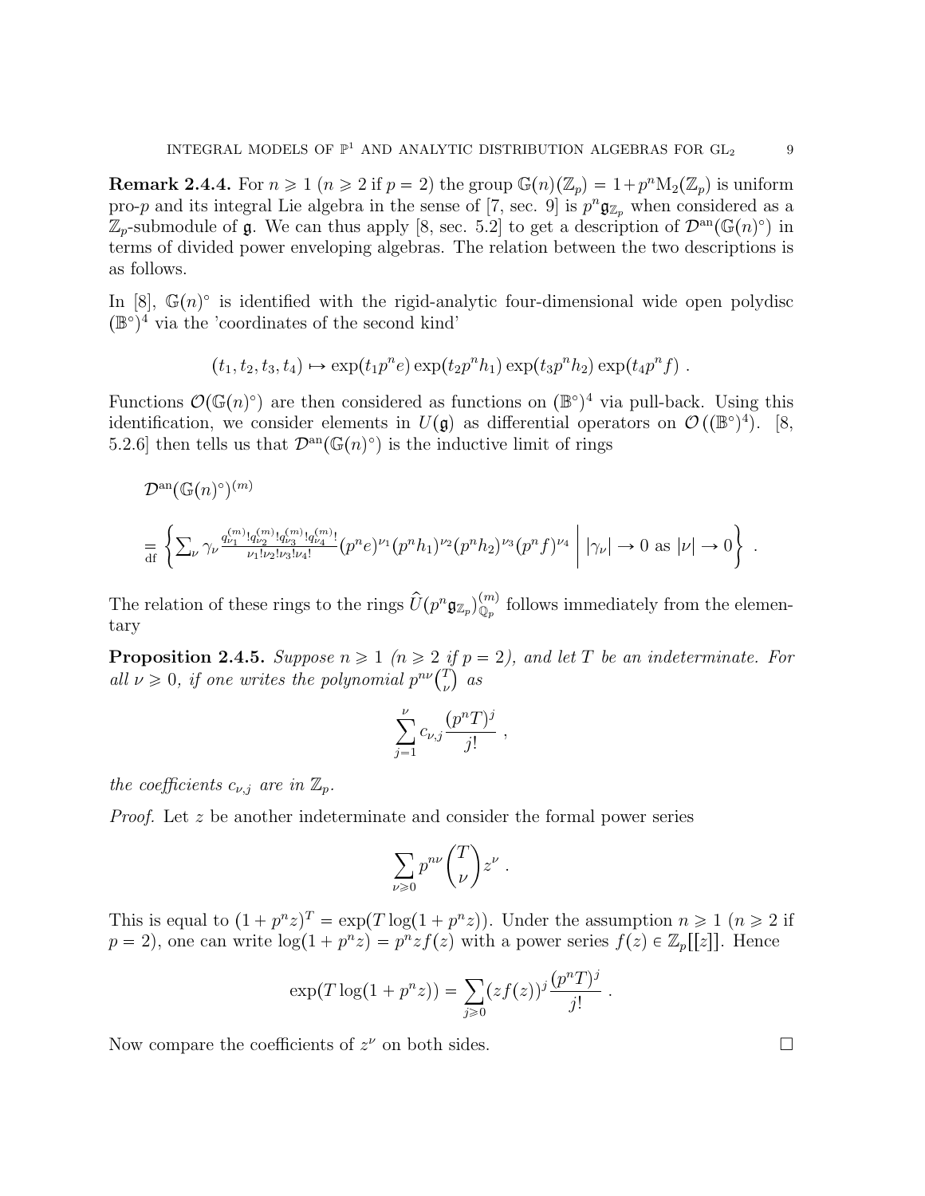**Remark 2.4.4.** For $n \geqslant 1$ ($n \geqslant 2$ if $p = 2$) the group $\mathbb{G}(n)(\mathbb{Z}_p) = 1 + p^n \mathrm{M}_2(\mathbb{Z}_p)$ is uniform pro-$p$ and its integral Lie algebra in the sense of [7, sec. 9] is $p^n \mathfrak{g}_{\mathbb{Z}_p}$ when considered as a $\mathbb{Z}_p$-submodule of $\mathfrak{g}$. We can thus apply [8, sec. 5.2] to get a description of $\mathcal{D}^{\mathrm{an}}(\mathbb{G}(n)^\circ)$ in terms of divided power enveloping algebras. The relation between the two descriptions is as follows.

In [8], $\mathbb{G}(n)^\circ$ is identified with the rigid-analytic four-dimensional wide open polydisc $(\mathbb{B}^\circ)^4$ via the 'coordinates of the second kind'

$$(t_1, t_2, t_3, t_4) \mapsto \exp(t_1 p^n e) \exp(t_2 p^n h_1) \exp(t_3 p^n h_2) \exp(t_4 p^n f) \ .$$

Functions $\mathcal{O}(\mathbb{G}(n)^\circ)$ are then considered as functions on $(\mathbb{B}^\circ)^4$ via pull-back. Using this identification, we consider elements in $U(\mathfrak{g})$ as differential operators on $\mathcal{O}\left((\mathbb{B}^\circ)^4\right)$. [8, 5.2.6] then tells us that $\mathcal{D}^{\mathrm{an}}(\mathbb{G}(n)^\circ)$ is the inductive limit of rings

$$\mathcal{D}^{\mathrm{an}}(\mathbb{G}(n)^\circ)^{(m)}$$

$$\underset{\mathrm{df}}{=} \left\{ \sum_\nu \gamma_\nu \frac{q_{\nu_1}^{(m)}! q_{\nu_2}^{(m)}! q_{\nu_3}^{(m)}! q_{\nu_4}^{(m)}!}{\nu_1! \nu_2! \nu_3! \nu_4!} (p^n e)^{\nu_1} (p^n h_1)^{\nu_2} (p^n h_2)^{\nu_3} (p^n f)^{\nu_4} \;\middle|\; |\gamma_\nu| \to 0 \text{ as } |\nu| \to 0 \right\} \ .$$

The relation of these rings to the rings $\widehat{U}(p^n \mathfrak{g}_{\mathbb{Z}_p})^{(m)}_{\mathbb{Q}_p}$ follows immediately from the elementary

**Proposition 2.4.5.** *Suppose $n \geqslant 1$ ($n \geqslant 2$ if $p = 2$), and let $T$ be an indeterminate. For all $\nu \geqslant 0$, if one writes the polynomial $p^{n\nu}\binom{T}{\nu}$ as*

$$\sum_{j=1}^{\nu} c_{\nu,j} \frac{(p^n T)^j}{j!} \ ,$$

*the coefficients $c_{\nu,j}$ are in $\mathbb{Z}_p$.*

*Proof.* Let $z$ be another indeterminate and consider the formal power series

$$\sum_{\nu \geqslant 0} p^{n\nu} \binom{T}{\nu} z^\nu \ .$$

This is equal to $(1 + p^n z)^T = \exp(T \log(1 + p^n z))$. Under the assumption $n \geqslant 1$ ($n \geqslant 2$ if $p = 2$), one can write $\log(1 + p^n z) = p^n z f(z)$ with a power series $f(z) \in \mathbb{Z}_p[[z]]$. Hence

$$\exp(T \log(1 + p^n z)) = \sum_{j \geqslant 0} (z f(z))^j \frac{(p^n T)^j}{j!} \ .$$

Now compare the coefficients of $z^\nu$ on both sides. $\square$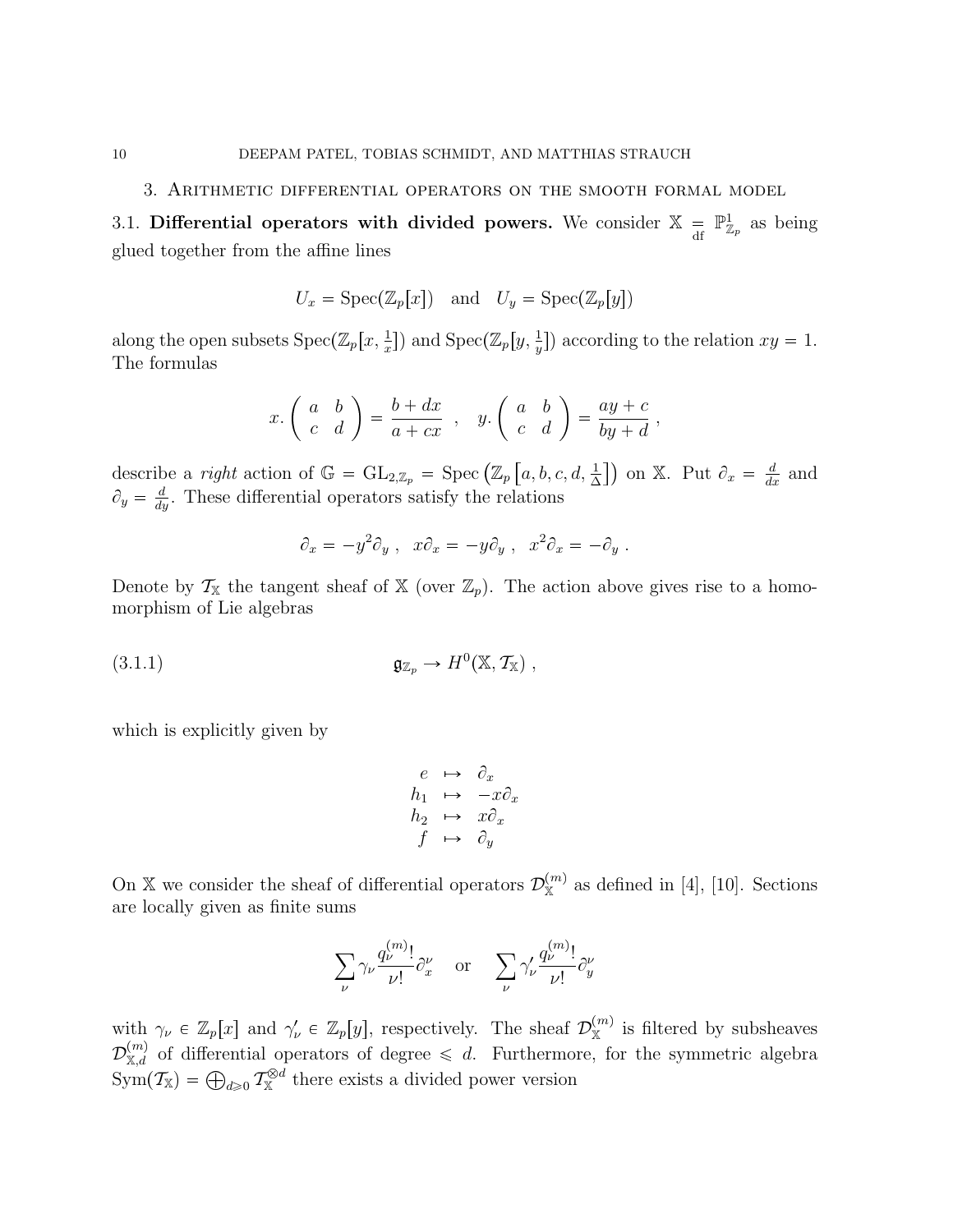## 3. Arithmetic differential operators on the smooth formal model

**3.1. Differential operators with divided powers.** We consider $\mathbb{X} \underset{\text{df}}{=} \mathbb{P}^1_{\mathbb{Z}_p}$ as being glued together from the affine lines

$$U_x = \operatorname{Spec}(\mathbb{Z}_p[x]) \quad \text{and} \quad U_y = \operatorname{Spec}(\mathbb{Z}_p[y])$$

along the open subsets $\operatorname{Spec}(\mathbb{Z}_p[x, \frac{1}{x}])$ and $\operatorname{Spec}(\mathbb{Z}_p[y, \frac{1}{y}])$ according to the relation $xy = 1$. The formulas

$$x.\begin{pmatrix} a & b \\ c & d \end{pmatrix} = \frac{b + dx}{a + cx} \quad , \quad y.\begin{pmatrix} a & b \\ c & d \end{pmatrix} = \frac{ay + c}{by + d} \, ,$$

describe a *right* action of $\mathbb{G} = \mathrm{GL}_{2,\mathbb{Z}_p} = \operatorname{Spec}\left(\mathbb{Z}_p\left[a, b, c, d, \frac{1}{\Delta}\right]\right)$ on $\mathbb{X}$. Put $\partial_x = \frac{d}{dx}$ and $\partial_y = \frac{d}{dy}$. These differential operators satisfy the relations

$$\partial_x = -y^2\partial_y \, , \quad x\partial_x = -y\partial_y \, , \quad x^2\partial_x = -\partial_y \, .$$

Denote by $\mathcal{T}_{\mathbb{X}}$ the tangent sheaf of $\mathbb{X}$ (over $\mathbb{Z}_p$). The action above gives rise to a homomorphism of Lie algebras

$$\mathfrak{g}_{\mathbb{Z}_p} \to H^0(\mathbb{X}, \mathcal{T}_{\mathbb{X}}) \, , \tag{3.1.1}$$

which is explicitly given by

$$\begin{array}{rcl} e & \mapsto & \partial_x \\ h_1 & \mapsto & -x\partial_x \\ h_2 & \mapsto & x\partial_x \\ f & \mapsto & \partial_y \end{array}$$

On $\mathbb{X}$ we consider the sheaf of differential operators $\mathcal{D}^{(m)}_{\mathbb{X}}$ as defined in [4], [10]. Sections are locally given as finite sums

$$\sum_\nu \gamma_\nu \frac{q^{(m)}_\nu !}{\nu!} \partial_x^\nu \quad \text{or} \quad \sum_\nu \gamma'_\nu \frac{q^{(m)}_\nu !}{\nu!} \partial_y^\nu$$

with $\gamma_\nu \in \mathbb{Z}_p[x]$ and $\gamma'_\nu \in \mathbb{Z}_p[y]$, respectively. The sheaf $\mathcal{D}^{(m)}_{\mathbb{X}}$ is filtered by subsheaves $\mathcal{D}^{(m)}_{\mathbb{X},d}$ of differential operators of degree $\leqslant d$. Furthermore, for the symmetric algebra $\operatorname{Sym}(\mathcal{T}_{\mathbb{X}}) = \bigoplus_{d \geqslant 0} \mathcal{T}_{\mathbb{X}}^{\otimes d}$ there exists a divided power version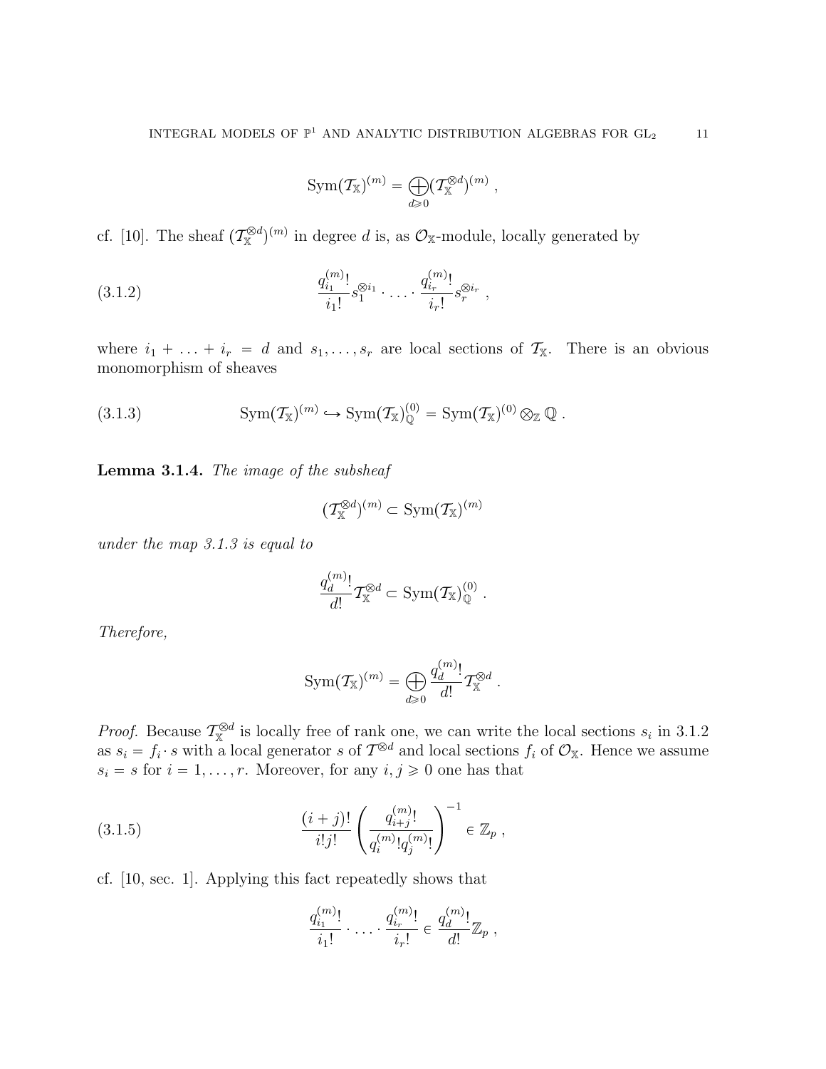$$\mathrm{Sym}(\mathcal{T}_{\mathbb{X}})^{(m)} = \bigoplus_{d\geqslant 0} (\mathcal{T}_{\mathbb{X}}^{\otimes d})^{(m)} \ ,$$

cf. [10]. The sheaf $(\mathcal{T}_{\mathbb{X}}^{\otimes d})^{(m)}$ in degree $d$ is, as $\mathcal{O}_{\mathbb{X}}$-module, locally generated by

$$\frac{q_{i_1}^{(m)}!}{i_1!} s_1^{\otimes i_1} \cdot \ldots \cdot \frac{q_{i_r}^{(m)}!}{i_r!} s_r^{\otimes i_r} \ , \tag{3.1.2}$$

where $i_1 + \ldots + i_r = d$ and $s_1, \ldots, s_r$ are local sections of $\mathcal{T}_{\mathbb{X}}$. There is an obvious monomorphism of sheaves

$$\mathrm{Sym}(\mathcal{T}_{\mathbb{X}})^{(m)} \hookrightarrow \mathrm{Sym}(\mathcal{T}_{\mathbb{X}})^{(0)}_{\mathbb{Q}} = \mathrm{Sym}(\mathcal{T}_{\mathbb{X}})^{(0)} \otimes_{\mathbb{Z}} \mathbb{Q} \ . \tag{3.1.3}$$

**Lemma 3.1.4.** *The image of the subsheaf*

$$(\mathcal{T}_{\mathbb{X}}^{\otimes d})^{(m)} \subset \mathrm{Sym}(\mathcal{T}_{\mathbb{X}})^{(m)}$$

*under the map 3.1.3 is equal to*

$$\frac{q_d^{(m)}!}{d!} \mathcal{T}_{\mathbb{X}}^{\otimes d} \subset \mathrm{Sym}(\mathcal{T}_{\mathbb{X}})^{(0)}_{\mathbb{Q}} \ .$$

*Therefore,*

$$\mathrm{Sym}(\mathcal{T}_{\mathbb{X}})^{(m)} = \bigoplus_{d\geqslant 0} \frac{q_d^{(m)}!}{d!} \mathcal{T}_{\mathbb{X}}^{\otimes d} \ .$$

*Proof.* Because $\mathcal{T}_{\mathbb{X}}^{\otimes d}$ is locally free of rank one, we can write the local sections $s_i$ in 3.1.2 as $s_i = f_i \cdot s$ with a local generator $s$ of $\mathcal{T}^{\otimes d}$ and local sections $f_i$ of $\mathcal{O}_{\mathbb{X}}$. Hence we assume $s_i = s$ for $i = 1, \ldots, r$. Moreover, for any $i, j \geqslant 0$ one has that

$$\frac{(i+j)!}{i!j!} \left( \frac{q_{i+j}^{(m)}!}{q_i^{(m)}! q_j^{(m)}!} \right)^{-1} \in \mathbb{Z}_p \ , \tag{3.1.5}$$

cf. [10, sec. 1]. Applying this fact repeatedly shows that

$$\frac{q_{i_1}^{(m)}!}{i_1!} \cdot \ldots \cdot \frac{q_{i_r}^{(m)}!}{i_r!} \in \frac{q_d^{(m)}!}{d!} \mathbb{Z}_p \ ,$$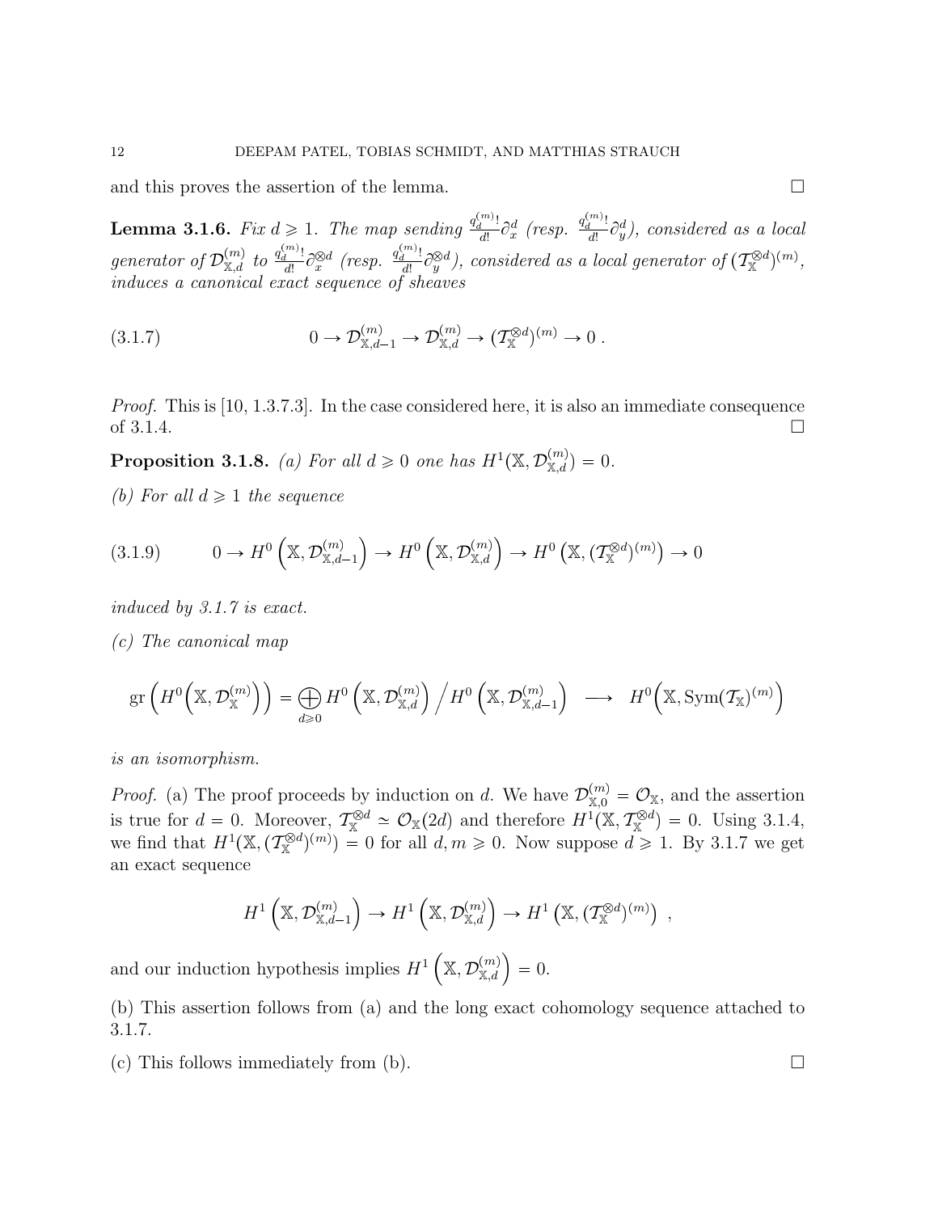and this proves the assertion of the lemma. □

**Lemma 3.1.6.** *Fix $d \geqslant 1$. The map sending $\frac{q_d^{(m)}!}{d!}\partial_x^d$ (resp. $\frac{q_d^{(m)}!}{d!}\partial_y^d$), considered as a local generator of $\mathcal{D}_{\mathbb{X},d}^{(m)}$ to $\frac{q_d^{(m)}!}{d!}\partial_x^{\otimes d}$ (resp. $\frac{q_d^{(m)}!}{d!}\partial_y^{\otimes d}$), considered as a local generator of $(\mathcal{T}_{\mathbb{X}}^{\otimes d})^{(m)}$, induces a canonical exact sequence of sheaves*

$$0 \to \mathcal{D}_{\mathbb{X},d-1}^{(m)} \to \mathcal{D}_{\mathbb{X},d}^{(m)} \to (\mathcal{T}_{\mathbb{X}}^{\otimes d})^{(m)} \to 0 \; . \tag{3.1.7}$$

*Proof.* This is [10, 1.3.7.3]. In the case considered here, it is also an immediate consequence of 3.1.4. □

**Proposition 3.1.8.** *(a) For all $d \geqslant 0$ one has $H^1(\mathbb{X}, \mathcal{D}_{\mathbb{X},d}^{(m)}) = 0$.*

*(b) For all $d \geqslant 1$ the sequence*

$$0 \to H^0\left(\mathbb{X}, \mathcal{D}_{\mathbb{X},d-1}^{(m)}\right) \to H^0\left(\mathbb{X}, \mathcal{D}_{\mathbb{X},d}^{(m)}\right) \to H^0\left(\mathbb{X}, (\mathcal{T}_{\mathbb{X}}^{\otimes d})^{(m)}\right) \to 0 \tag{3.1.9}$$

*induced by 3.1.7 is exact.*

*(c) The canonical map*

$$\mathrm{gr}\left(H^0\left(\mathbb{X}, \mathcal{D}_{\mathbb{X}}^{(m)}\right)\right) = \bigoplus_{d \geqslant 0} H^0\left(\mathbb{X}, \mathcal{D}_{\mathbb{X},d}^{(m)}\right) \Big/ H^0\left(\mathbb{X}, \mathcal{D}_{\mathbb{X},d-1}^{(m)}\right) \longrightarrow H^0\left(\mathbb{X}, \mathrm{Sym}(\mathcal{T}_{\mathbb{X}})^{(m)}\right)$$

*is an isomorphism.*

*Proof.* (a) The proof proceeds by induction on $d$. We have $\mathcal{D}_{\mathbb{X},0}^{(m)} = \mathcal{O}_{\mathbb{X}}$, and the assertion is true for $d = 0$. Moreover, $\mathcal{T}_{\mathbb{X}}^{\otimes d} \simeq \mathcal{O}_{\mathbb{X}}(2d)$ and therefore $H^1(\mathbb{X}, \mathcal{T}_{\mathbb{X}}^{\otimes d}) = 0$. Using 3.1.4, we find that $H^1(\mathbb{X}, (\mathcal{T}_{\mathbb{X}}^{\otimes d})^{(m)}) = 0$ for all $d, m \geqslant 0$. Now suppose $d \geqslant 1$. By 3.1.7 we get an exact sequence

$$H^1\left(\mathbb{X}, \mathcal{D}_{\mathbb{X},d-1}^{(m)}\right) \to H^1\left(\mathbb{X}, \mathcal{D}_{\mathbb{X},d}^{(m)}\right) \to H^1\left(\mathbb{X}, (\mathcal{T}_{\mathbb{X}}^{\otimes d})^{(m)}\right) \; ,$$

and our induction hypothesis implies $H^1\left(\mathbb{X}, \mathcal{D}_{\mathbb{X},d}^{(m)}\right) = 0$.

(b) This assertion follows from (a) and the long exact cohomology sequence attached to 3.1.7.

(c) This follows immediately from (b). □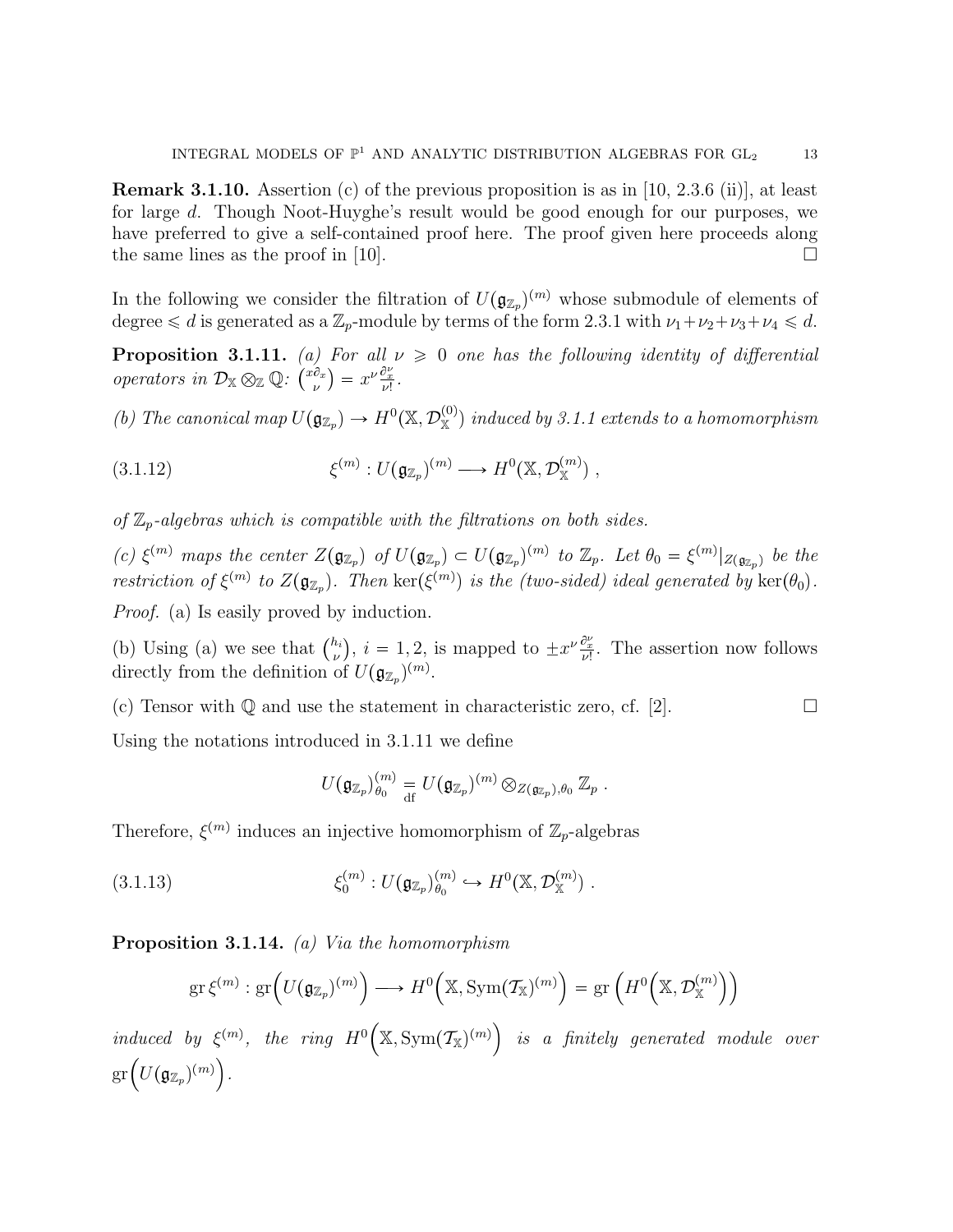**Remark 3.1.10.** Assertion (c) of the previous proposition is as in [10, 2.3.6 (ii)], at least for large $d$. Though Noot-Huyghe's result would be good enough for our purposes, we have preferred to give a self-contained proof here. The proof given here proceeds along the same lines as the proof in [10]. $\square$

In the following we consider the filtration of $U(\mathfrak{g}_{\mathbb{Z}_p})^{(m)}$ whose submodule of elements of degree $\leqslant d$ is generated as a $\mathbb{Z}_p$-module by terms of the form 2.3.1 with $\nu_1+\nu_2+\nu_3+\nu_4 \leqslant d$.

**Proposition 3.1.11.** *(a) For all $\nu \geqslant 0$ one has the following identity of differential operators in $\mathcal{D}_{\mathbb{X}} \otimes_{\mathbb{Z}} \mathbb{Q}$: $\binom{x\partial_x}{\nu} = x^\nu \frac{\partial_x^\nu}{\nu!}$.*

*(b) The canonical map $U(\mathfrak{g}_{\mathbb{Z}_p}) \rightarrow H^0(\mathbb{X}, \mathcal{D}_{\mathbb{X}}^{(0)})$ induced by 3.1.1 extends to a homomorphism*

$$\xi^{(m)} : U(\mathfrak{g}_{\mathbb{Z}_p})^{(m)} \longrightarrow H^0(\mathbb{X}, \mathcal{D}_{\mathbb{X}}^{(m)}) \;, \tag{3.1.12}$$

*of $\mathbb{Z}_p$-algebras which is compatible with the filtrations on both sides.*

*(c) $\xi^{(m)}$ maps the center $Z(\mathfrak{g}_{\mathbb{Z}_p})$ of $U(\mathfrak{g}_{\mathbb{Z}_p}) \subset U(\mathfrak{g}_{\mathbb{Z}_p})^{(m)}$ to $\mathbb{Z}_p$. Let $\theta_0 = \xi^{(m)}|_{Z(\mathfrak{g}_{\mathbb{Z}_p})}$ be the restriction of $\xi^{(m)}$ to $Z(\mathfrak{g}_{\mathbb{Z}_p})$. Then $\ker(\xi^{(m)})$ is the (two-sided) ideal generated by $\ker(\theta_0)$.*

*Proof.* (a) Is easily proved by induction.

(b) Using (a) we see that $\binom{h_i}{\nu}$, $i = 1, 2$, is mapped to $\pm x^\nu \frac{\partial_x^\nu}{\nu!}$. The assertion now follows directly from the definition of $U(\mathfrak{g}_{\mathbb{Z}_p})^{(m)}$.

(c) Tensor with $\mathbb{Q}$ and use the statement in characteristic zero, cf. [2]. $\square$

Using the notations introduced in 3.1.11 we define

$$U(\mathfrak{g}_{\mathbb{Z}_p})^{(m)}_{\theta_0} \underset{\mathrm{df}}{=} U(\mathfrak{g}_{\mathbb{Z}_p})^{(m)} \otimes_{Z(\mathfrak{g}_{\mathbb{Z}_p}),\theta_0} \mathbb{Z}_p \;.$$

Therefore, $\xi^{(m)}$ induces an injective homomorphism of $\mathbb{Z}_p$-algebras

$$\xi_0^{(m)} : U(\mathfrak{g}_{\mathbb{Z}_p})^{(m)}_{\theta_0} \hookrightarrow H^0(\mathbb{X}, \mathcal{D}_{\mathbb{X}}^{(m)}) \;. \tag{3.1.13}$$

**Proposition 3.1.14.** *(a) Via the homomorphism*

$$\mathrm{gr}\, \xi^{(m)} : \mathrm{gr}\Big(U(\mathfrak{g}_{\mathbb{Z}_p})^{(m)}\Big) \longrightarrow H^0\Big(\mathbb{X}, \mathrm{Sym}(\mathcal{T}_{\mathbb{X}})^{(m)}\Big) = \mathrm{gr}\left(H^0\Big(\mathbb{X}, \mathcal{D}_{\mathbb{X}}^{(m)}\Big)\right)$$

*induced by $\xi^{(m)}$, the ring $H^0\Big(\mathbb{X}, \mathrm{Sym}(\mathcal{T}_{\mathbb{X}})^{(m)}\Big)$ is a finitely generated module over $\mathrm{gr}\Big(U(\mathfrak{g}_{\mathbb{Z}_p})^{(m)}\Big)$.*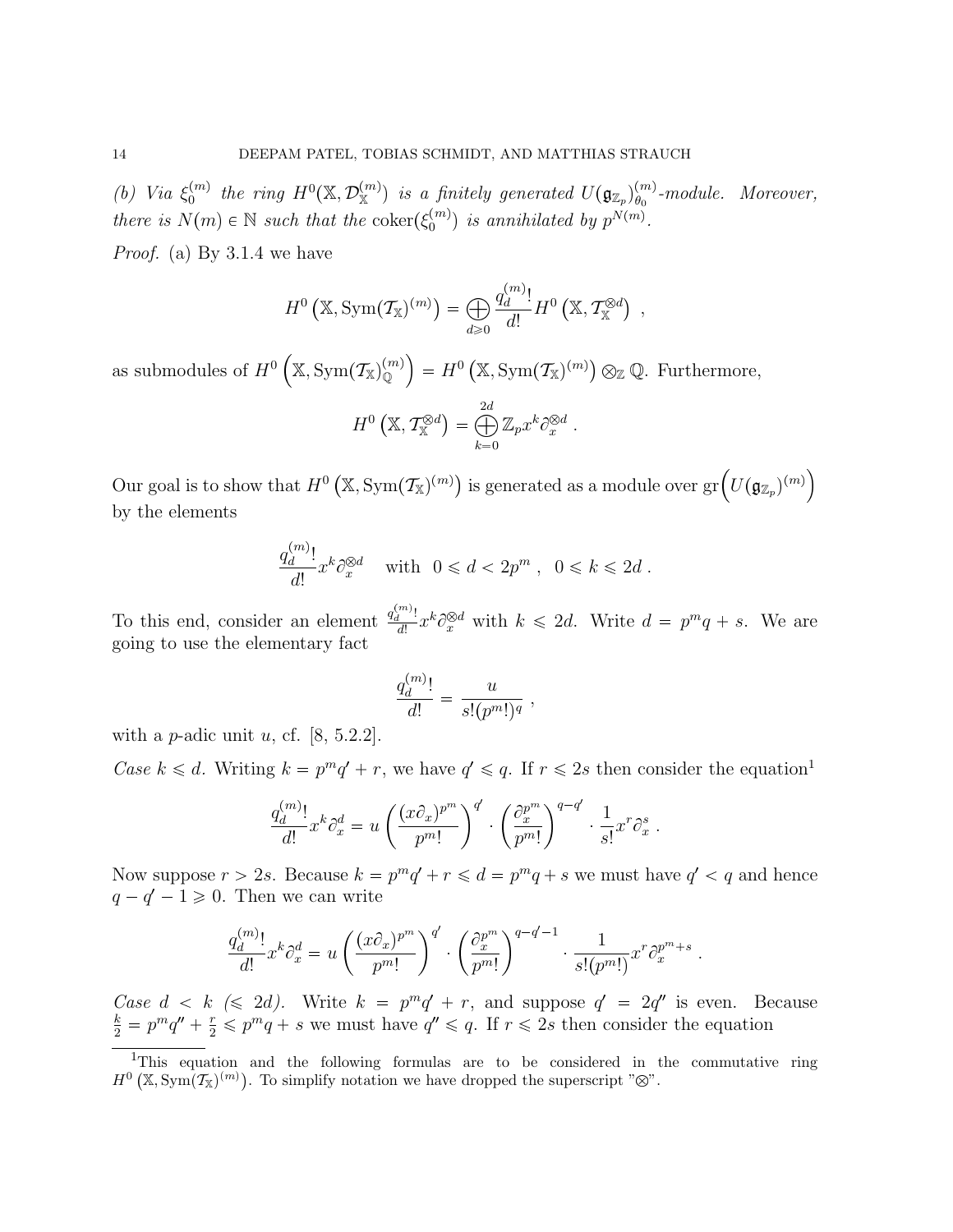*(b) Via $\xi_0^{(m)}$ the ring $H^0(\mathbb{X}, \mathcal{D}_{\mathbb{X}}^{(m)})$ is a finitely generated $U(\mathfrak{g}_{\mathbb{Z}_p})_{\theta_0}^{(m)}$-module. Moreover, there is $N(m) \in \mathbb{N}$ such that the $\operatorname{coker}(\xi_0^{(m)})$ is annihilated by $p^{N(m)}$.*

*Proof.* (a) By 3.1.4 we have

$$H^0\left(\mathbb{X}, \operatorname{Sym}(\mathcal{T}_{\mathbb{X}})^{(m)}\right) = \bigoplus_{d \geqslant 0} \frac{q_d^{(m)}!}{d!} H^0\left(\mathbb{X}, \mathcal{T}_{\mathbb{X}}^{\otimes d}\right) ,$$

as submodules of $H^0\left(\mathbb{X}, \operatorname{Sym}(\mathcal{T}_{\mathbb{X}})^{(m)}_{\mathbb{Q}}\right) = H^0\left(\mathbb{X}, \operatorname{Sym}(\mathcal{T}_{\mathbb{X}})^{(m)}\right) \otimes_{\mathbb{Z}} \mathbb{Q}$. Furthermore,

$$H^0\left(\mathbb{X}, \mathcal{T}_{\mathbb{X}}^{\otimes d}\right) = \bigoplus_{k=0}^{2d} \mathbb{Z}_p x^k \partial_x^{\otimes d} .$$

Our goal is to show that $H^0\left(\mathbb{X}, \operatorname{Sym}(\mathcal{T}_{\mathbb{X}})^{(m)}\right)$ is generated as a module over $\operatorname{gr}\Big(U(\mathfrak{g}_{\mathbb{Z}_p})^{(m)}\Big)$ by the elements

$$\frac{q_d^{(m)}!}{d!} x^k \partial_x^{\otimes d} \quad \text{with } \; 0 \leqslant d < 2p^m , \;\; 0 \leqslant k \leqslant 2d .$$

To this end, consider an element $\frac{q_d^{(m)}!}{d!} x^k \partial_x^{\otimes d}$ with $k \leqslant 2d$. Write $d = p^m q + s$. We are going to use the elementary fact

$$\frac{q_d^{(m)}!}{d!} = \frac{u}{s!(p^m!)^q} ,$$

with a $p$-adic unit $u$, cf. [8, 5.2.2].

*Case $k \leqslant d$.* Writing $k = p^m q' + r$, we have $q' \leqslant q$. If $r \leqslant 2s$ then consider the equation[1]

$$\frac{q_d^{(m)}!}{d!} x^k \partial_x^d = u \left(\frac{(x\partial_x)^{p^m}}{p^m!}\right)^{q'} \cdot \left(\frac{\partial_x^{p^m}}{p^m!}\right)^{q-q'} \cdot \frac{1}{s!} x^r \partial_x^s .$$

Now suppose $r > 2s$. Because $k = p^m q' + r \leqslant d = p^m q + s$ we must have $q' < q$ and hence $q - q' - 1 \geqslant 0$. Then we can write

$$\frac{q_d^{(m)}!}{d!} x^k \partial_x^d = u \left(\frac{(x\partial_x)^{p^m}}{p^m!}\right)^{q'} \cdot \left(\frac{\partial_x^{p^m}}{p^m!}\right)^{q-q'-1} \cdot \frac{1}{s!(p^m!)} x^r \partial_x^{p^m+s} .$$

*Case $d < k$ ($\leqslant 2d$).* Write $k = p^m q' + r$, and suppose $q' = 2q''$ is even. Because $\frac{k}{2} = p^m q'' + \frac{r}{2} \leqslant p^m q + s$ we must have $q'' \leqslant q$. If $r \leqslant 2s$ then consider the equation

[1] This equation and the following formulas are to be considered in the commutative ring $H^0\left(\mathbb{X}, \operatorname{Sym}(\mathcal{T}_{\mathbb{X}})^{(m)}\right)$. To simplify notation we have dropped the superscript "$\otimes$".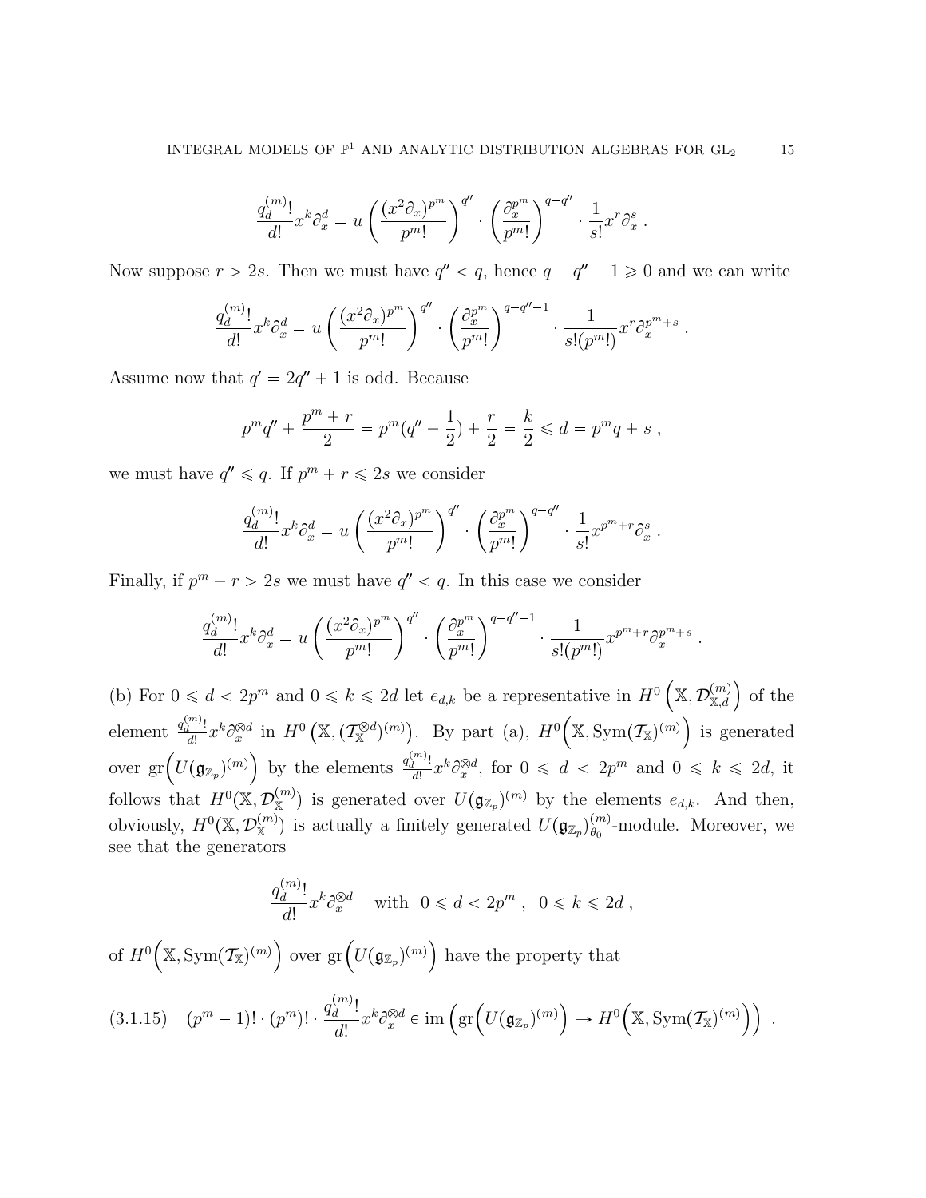$$\frac{q_d^{(m)}!}{d!} x^k \partial_x^d = u \left( \frac{(x^2\partial_x)^{p^m}}{p^m!} \right)^{q''} \cdot \left( \frac{\partial_x^{p^m}}{p^m!} \right)^{q-q''} \cdot \frac{1}{s!} x^r \partial_x^s \, .$$

Now suppose $r > 2s$. Then we must have $q'' < q$, hence $q - q'' - 1 \geqslant 0$ and we can write

$$\frac{q_d^{(m)}!}{d!} x^k \partial_x^d = u \left( \frac{(x^2\partial_x)^{p^m}}{p^m!} \right)^{q''} \cdot \left( \frac{\partial_x^{p^m}}{p^m!} \right)^{q-q''-1} \cdot \frac{1}{s!(p^m!)} x^r \partial_x^{p^m+s} \, .$$

Assume now that $q' = 2q'' + 1$ is odd. Because

$$p^m q'' + \frac{p^m + r}{2} = p^m(q'' + \frac{1}{2}) + \frac{r}{2} = \frac{k}{2} \leqslant d = p^m q + s \, ,$$

we must have $q'' \leqslant q$. If $p^m + r \leqslant 2s$ we consider

$$\frac{q_d^{(m)}!}{d!} x^k \partial_x^d = u \left( \frac{(x^2\partial_x)^{p^m}}{p^m!} \right)^{q''} \cdot \left( \frac{\partial_x^{p^m}}{p^m!} \right)^{q-q''} \cdot \frac{1}{s!} x^{p^m+r} \partial_x^s \, .$$

Finally, if $p^m + r > 2s$ we must have $q'' < q$. In this case we consider

$$\frac{q_d^{(m)}!}{d!} x^k \partial_x^d = u \left( \frac{(x^2\partial_x)^{p^m}}{p^m!} \right)^{q''} \cdot \left( \frac{\partial_x^{p^m}}{p^m!} \right)^{q-q''-1} \cdot \frac{1}{s!(p^m!)} x^{p^m+r} \partial_x^{p^m+s} \, .$$

(b) For $0 \leqslant d < 2p^m$ and $0 \leqslant k \leqslant 2d$ let $e_{d,k}$ be a representative in $H^0\left(\mathbb{X}, \mathcal{D}_{\mathbb{X},d}^{(m)}\right)$ of the element $\frac{q_d^{(m)}!}{d!} x^k \partial_x^{\otimes d}$ in $H^0\left(\mathbb{X}, (\mathcal{T}_{\mathbb{X}}^{\otimes d})^{(m)}\right)$. By part (a), $H^0\Big(\mathbb{X}, \mathrm{Sym}(\mathcal{T}_{\mathbb{X}})^{(m)}\Big)$ is generated over $\mathrm{gr}\Big(U(\mathfrak{g}_{\mathbb{Z}_p})^{(m)}\Big)$ by the elements $\frac{q_d^{(m)}!}{d!} x^k \partial_x^{\otimes d}$, for $0 \leqslant d < 2p^m$ and $0 \leqslant k \leqslant 2d$, it follows that $H^0(\mathbb{X}, \mathcal{D}_{\mathbb{X}}^{(m)})$ is generated over $U(\mathfrak{g}_{\mathbb{Z}_p})^{(m)}$ by the elements $e_{d,k}$. And then, obviously, $H^0(\mathbb{X}, \mathcal{D}_{\mathbb{X}}^{(m)})$ is actually a finitely generated $U(\mathfrak{g}_{\mathbb{Z}_p})_{\theta_0}^{(m)}$-module. Moreover, we see that the generators

$$\frac{q_d^{(m)}!}{d!} x^k \partial_x^{\otimes d} \quad \text{with} \quad 0 \leqslant d < 2p^m \, , \quad 0 \leqslant k \leqslant 2d \, ,$$

of $H^0\Big(\mathbb{X}, \mathrm{Sym}(\mathcal{T}_{\mathbb{X}})^{(m)}\Big)$ over $\mathrm{gr}\Big(U(\mathfrak{g}_{\mathbb{Z}_p})^{(m)}\Big)$ have the property that

$$(3.1.15) \quad (p^m - 1)! \cdot (p^m)! \cdot \frac{q_d^{(m)}!}{d!} x^k \partial_x^{\otimes d} \in \mathrm{im}\left(\mathrm{gr}\Big(U(\mathfrak{g}_{\mathbb{Z}_p})^{(m)}\Big) \to H^0\Big(\mathbb{X}, \mathrm{Sym}(\mathcal{T}_{\mathbb{X}})^{(m)}\Big)\right) \, .$$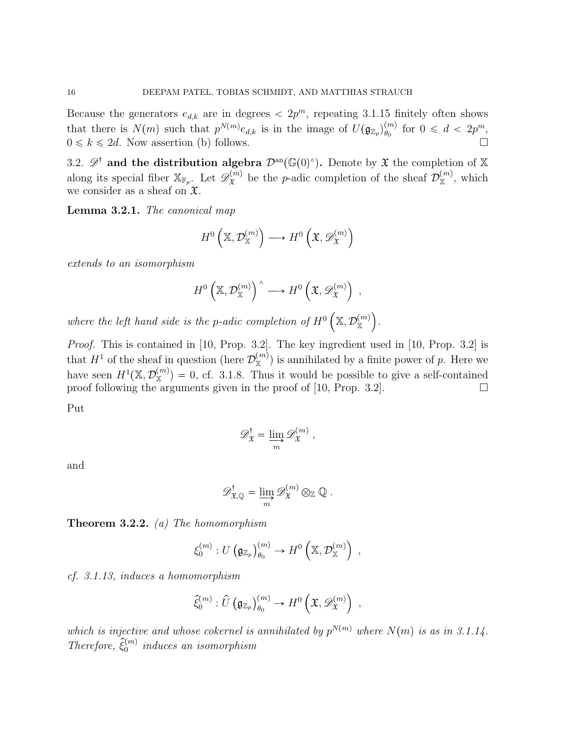Because the generators $e_{d,k}$ are in degrees $< 2p^m$, repeating 3.1.15 finitely often shows that there is $N(m)$ such that $p^{N(m)} e_{d,k}$ is in the image of $U(\mathfrak{g}_{\mathbb{Z}_p})^{(m)}_{\theta_0}$ for $0 \leqslant d < 2p^m$, $0 \leqslant k \leqslant 2d$. Now assertion (b) follows. □

3.2. $\mathscr{D}^\dagger$ **and the distribution algebra** $\mathcal{D}^{\mathrm{an}}(\mathbb{G}(0)^\circ)$**.** Denote by $\mathfrak{X}$ the completion of $\mathbb{X}$ along its special fiber $\mathbb{X}_{\mathbb{F}_p}$. Let $\mathscr{D}^{(m)}_{\mathfrak{X}}$ be the $p$-adic completion of the sheaf $\mathcal{D}^{(m)}_{\mathbb{X}}$, which we consider as a sheaf on $\mathfrak{X}$.

**Lemma 3.2.1.** *The canonical map*

$$H^0\left(\mathbb{X}, \mathcal{D}^{(m)}_{\mathbb{X}}\right) \longrightarrow H^0\left(\mathfrak{X}, \mathscr{D}^{(m)}_{\mathfrak{X}}\right)$$

*extends to an isomorphism*

$$H^0\left(\mathbb{X}, \mathcal{D}^{(m)}_{\mathbb{X}}\right)^\wedge \longrightarrow H^0\left(\mathfrak{X}, \mathscr{D}^{(m)}_{\mathfrak{X}}\right) \;,$$

*where the left hand side is the p-adic completion of* $H^0\left(\mathbb{X}, \mathcal{D}^{(m)}_{\mathbb{X}}\right)$.

*Proof.* This is contained in [10, Prop. 3.2]. The key ingredient used in [10, Prop. 3.2] is that $H^1$ of the sheaf in question (here $\mathcal{D}^{(m)}_{\mathbb{X}}$) is annihilated by a finite power of $p$. Here we have seen $H^1(\mathbb{X}, \mathcal{D}^{(m)}_{\mathbb{X}}) = 0$, cf. 3.1.8. Thus it would be possible to give a self-contained proof following the arguments given in the proof of [10, Prop. 3.2]. □

Put

$$\mathscr{D}^\dagger_{\mathfrak{X}} = \varinjlim_m \mathscr{D}^{(m)}_{\mathfrak{X}} \;,$$

and

$$\mathscr{D}^\dagger_{\mathfrak{X},\mathbb{Q}} = \varinjlim_m \mathscr{D}^{(m)}_{\mathfrak{X}} \otimes_{\mathbb{Z}} \mathbb{Q} \;.$$

**Theorem 3.2.2.** *(a) The homomorphism*

$$\xi^{(m)}_0 : U\left(\mathfrak{g}_{\mathbb{Z}_p}\right)^{(m)}_{\theta_0} \to H^0\left(\mathbb{X}, \mathcal{D}^{(m)}_{\mathbb{X}}\right) \;,$$

*cf. 3.1.13, induces a homomorphism*

$$\widehat{\xi}^{(m)}_0 : \hat{U}\left(\mathfrak{g}_{\mathbb{Z}_p}\right)^{(m)}_{\theta_0} \to H^0\left(\mathfrak{X}, \mathscr{D}^{(m)}_{\mathfrak{X}}\right) \;,$$

*which is injective and whose cokernel is annihilated by $p^{N(m)}$ where $N(m)$ is as in 3.1.14. Therefore, $\widehat{\xi}^{(m)}_0$ induces an isomorphism*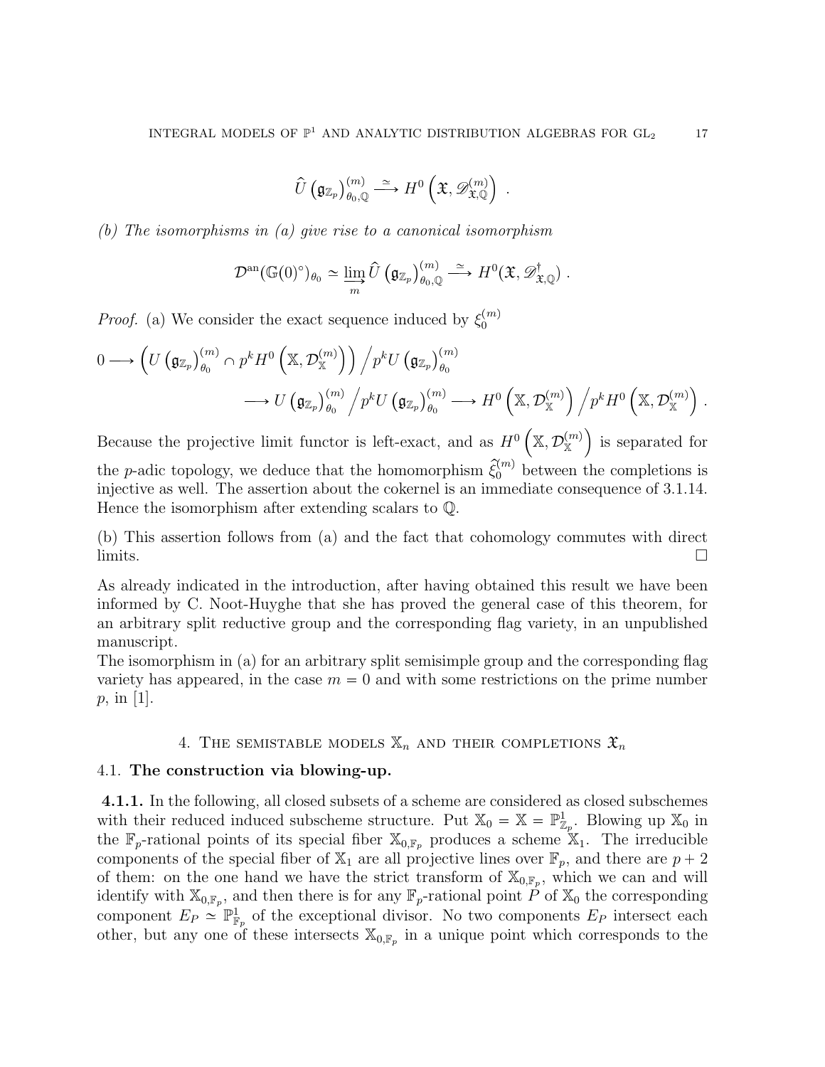$$\widehat{U}\left(\mathfrak{g}_{\mathbb{Z}_p}\right)^{(m)}_{\theta_0,\mathbb{Q}} \xrightarrow{\simeq} H^0\left(\mathfrak{X}, \mathscr{D}^{(m)}_{\mathfrak{X},\mathbb{Q}}\right) .$$

*(b) The isomorphisms in (a) give rise to a canonical isomorphism*

$$\mathcal{D}^{\mathrm{an}}(\mathbb{G}(0)^\circ)_{\theta_0} \simeq \varinjlim_m \widehat{U}\left(\mathfrak{g}_{\mathbb{Z}_p}\right)^{(m)}_{\theta_0,\mathbb{Q}} \xrightarrow{\simeq} H^0(\mathfrak{X}, \mathscr{D}^{\dagger}_{\mathfrak{X},\mathbb{Q}}) .$$

*Proof.* (a) We consider the exact sequence induced by $\xi_0^{(m)}$

$$0 \longrightarrow \left(U\left(\mathfrak{g}_{\mathbb{Z}_p}\right)^{(m)}_{\theta_0} \cap p^k H^0\left(\mathbb{X}, \mathcal{D}^{(m)}_{\mathbb{X}}\right)\right) \Big/ p^k U\left(\mathfrak{g}_{\mathbb{Z}_p}\right)^{(m)}_{\theta_0}$$
$$\longrightarrow U\left(\mathfrak{g}_{\mathbb{Z}_p}\right)^{(m)}_{\theta_0} \Big/ p^k U\left(\mathfrak{g}_{\mathbb{Z}_p}\right)^{(m)}_{\theta_0} \longrightarrow H^0\left(\mathbb{X}, \mathcal{D}^{(m)}_{\mathbb{X}}\right) \Big/ p^k H^0\left(\mathbb{X}, \mathcal{D}^{(m)}_{\mathbb{X}}\right) .$$

Because the projective limit functor is left-exact, and as $H^0\left(\mathbb{X}, \mathcal{D}^{(m)}_{\mathbb{X}}\right)$ is separated for the $p$-adic topology, we deduce that the homomorphism $\widehat{\xi}_0^{(m)}$ between the completions is injective as well. The assertion about the cokernel is an immediate consequence of 3.1.14. Hence the isomorphism after extending scalars to $\mathbb{Q}$.

(b) This assertion follows from (a) and the fact that cohomology commutes with direct limits. $\square$

As already indicated in the introduction, after having obtained this result we have been informed by C. Noot-Huyghe that she has proved the general case of this theorem, for an arbitrary split reductive group and the corresponding flag variety, in an unpublished manuscript.
The isomorphism in (a) for an arbitrary split semisimple group and the corresponding flag variety has appeared, in the case $m = 0$ and with some restrictions on the prime number $p$, in [1].

## 4. The semistable models $\mathbb{X}_n$ and their completions $\mathfrak{X}_n$

### 4.1. **The construction via blowing-up.**

**4.1.1.** In the following, all closed subsets of a scheme are considered as closed subschemes with their reduced induced subscheme structure. Put $\mathbb{X}_0 = \mathbb{X} = \mathbb{P}^1_{\mathbb{Z}_p}$. Blowing up $\mathbb{X}_0$ in the $\mathbb{F}_p$-rational points of its special fiber $\mathbb{X}_{0,\mathbb{F}_p}$ produces a scheme $\mathbb{X}_1$. The irreducible components of the special fiber of $\mathbb{X}_1$ are all projective lines over $\mathbb{F}_p$, and there are $p+2$ of them: on the one hand we have the strict transform of $\mathbb{X}_{0,\mathbb{F}_p}$, which we can and will identify with $\mathbb{X}_{0,\mathbb{F}_p}$, and then there is for any $\mathbb{F}_p$-rational point $P$ of $\mathbb{X}_0$ the corresponding component $E_P \simeq \mathbb{P}^1_{\mathbb{F}_p}$ of the exceptional divisor. No two components $E_P$ intersect each other, but any one of these intersects $\mathbb{X}_{0,\mathbb{F}_p}$ in a unique point which corresponds to the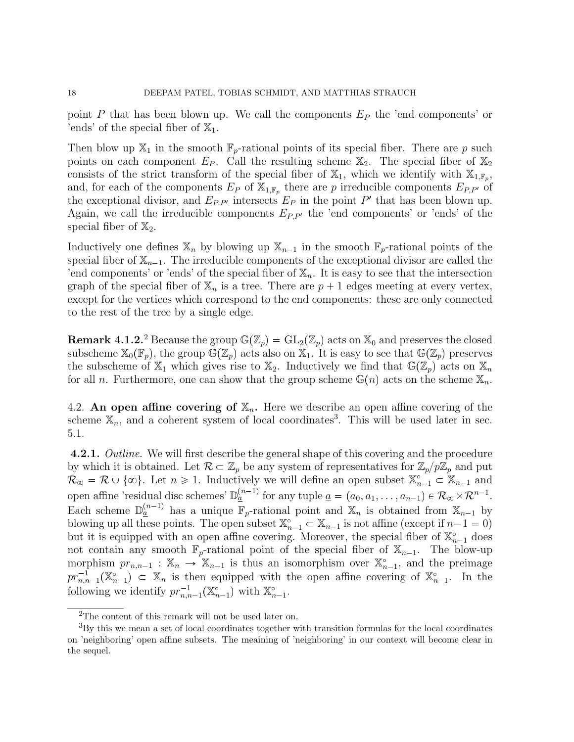point $P$ that has been blown up. We call the components $E_P$ the 'end components' or 'ends' of the special fiber of $\mathbb{X}_1$.

Then blow up $\mathbb{X}_1$ in the smooth $\mathbb{F}_p$-rational points of its special fiber. There are $p$ such points on each component $E_P$. Call the resulting scheme $\mathbb{X}_2$. The special fiber of $\mathbb{X}_2$ consists of the strict transform of the special fiber of $\mathbb{X}_1$, which we identify with $\mathbb{X}_{1,\mathbb{F}_p}$, and, for each of the components $E_P$ of $\mathbb{X}_{1,\mathbb{F}_p}$ there are $p$ irreducible components $E_{P,P'}$ of the exceptional divisor, and $E_{P,P'}$ intersects $E_P$ in the point $P'$ that has been blown up. Again, we call the irreducible components $E_{P,P'}$ the 'end components' or 'ends' of the special fiber of $\mathbb{X}_2$.

Inductively one defines $\mathbb{X}_n$ by blowing up $\mathbb{X}_{n-1}$ in the smooth $\mathbb{F}_p$-rational points of the special fiber of $\mathbb{X}_{n-1}$. The irreducible components of the exceptional divisor are called the 'end components' or 'ends' of the special fiber of $\mathbb{X}_n$. It is easy to see that the intersection graph of the special fiber of $\mathbb{X}_n$ is a tree. There are $p+1$ edges meeting at every vertex, except for the vertices which correspond to the end components: these are only connected to the rest of the tree by a single edge.

**Remark 4.1.2.**[2] Because the group $\mathbb{G}(\mathbb{Z}_p) = \mathrm{GL}_2(\mathbb{Z}_p)$ acts on $\mathbb{X}_0$ and preserves the closed subscheme $\mathbb{X}_0(\mathbb{F}_p)$, the group $\mathbb{G}(\mathbb{Z}_p)$ acts also on $\mathbb{X}_1$. It is easy to see that $\mathbb{G}(\mathbb{Z}_p)$ preserves the subscheme of $\mathbb{X}_1$ which gives rise to $\mathbb{X}_2$. Inductively we find that $\mathbb{G}(\mathbb{Z}_p)$ acts on $\mathbb{X}_n$ for all $n$. Furthermore, one can show that the group scheme $\mathbb{G}(n)$ acts on the scheme $\mathbb{X}_n$.

4.2. **An open affine covering of $\mathbb{X}_n$.** Here we describe an open affine covering of the scheme $\mathbb{X}_n$, and a coherent system of local coordinates[3]. This will be used later in sec. 5.1.

**4.2.1.** *Outline.* We will first describe the general shape of this covering and the procedure by which it is obtained. Let $\mathcal{R} \subset \mathbb{Z}_p$ be any system of representatives for $\mathbb{Z}_p/p\mathbb{Z}_p$ and put $\mathcal{R}_\infty = \mathcal{R} \cup \{\infty\}$. Let $n \geqslant 1$. Inductively we will define an open subset $\mathbb{X}^\circ_{n-1} \subset \mathbb{X}_{n-1}$ and open affine 'residual disc schemes' $\mathbb{D}^{(n-1)}_{\underline{a}}$ for any tuple $\underline{a} = (a_0, a_1, \ldots, a_{n-1}) \in \mathcal{R}_\infty \times \mathcal{R}^{n-1}$. Each scheme $\mathbb{D}^{(n-1)}_{\underline{a}}$ has a unique $\mathbb{F}_p$-rational point and $\mathbb{X}_n$ is obtained from $\mathbb{X}_{n-1}$ by blowing up all these points. The open subset $\mathbb{X}^\circ_{n-1} \subset \mathbb{X}_{n-1}$ is not affine (except if $n-1=0$) but it is equipped with an open affine covering. Moreover, the special fiber of $\mathbb{X}^\circ_{n-1}$ does not contain any smooth $\mathbb{F}_p$-rational point of the special fiber of $\mathbb{X}_{n-1}$. The blow-up morphism $pr_{n,n-1} : \mathbb{X}_n \to \mathbb{X}_{n-1}$ is thus an isomorphism over $\mathbb{X}^\circ_{n-1}$, and the preimage $pr^{-1}_{n,n-1}(\mathbb{X}^\circ_{n-1}) \subset \mathbb{X}_n$ is then equipped with the open affine covering of $\mathbb{X}^\circ_{n-1}$. In the following we identify $pr^{-1}_{n,n-1}(\mathbb{X}^\circ_{n-1})$ with $\mathbb{X}^\circ_{n-1}$.

---

[2] The content of this remark will not be used later on.

[3] By this we mean a set of local coordinates together with transition formulas for the local coordinates on 'neighboring' open affine subsets. The meaining of 'neighboring' in our context will become clear in the sequel.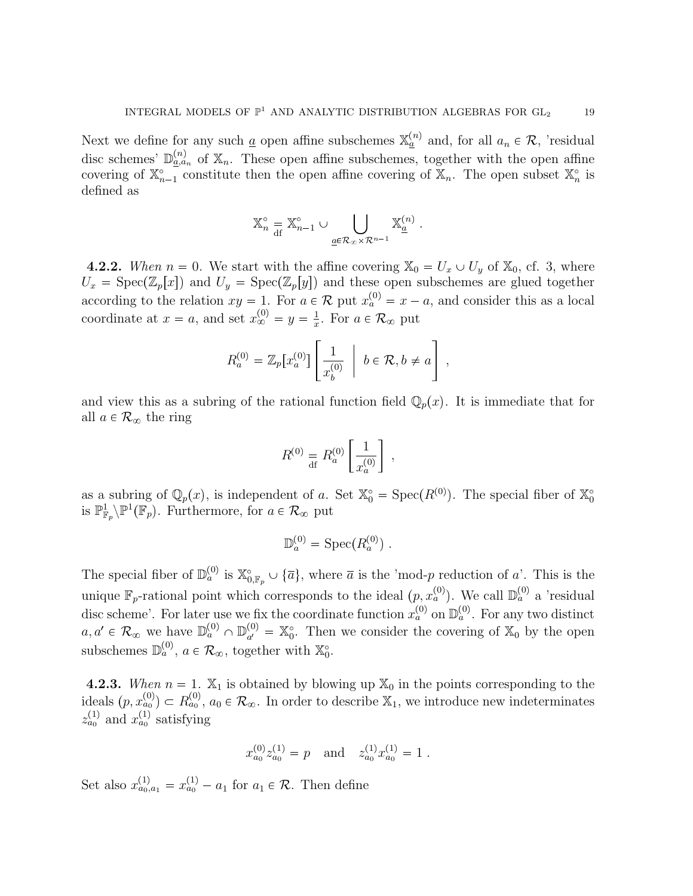Next we define for any such $\underline{a}$ open affine subschemes $\mathbb{X}_{\underline{a}}^{(n)}$ and, for all $a_n \in \mathcal{R}$, 'residual disc schemes' $\mathbb{D}_{\underline{a},a_n}^{(n)}$ of $\mathbb{X}_n$. These open affine subschemes, together with the open affine covering of $\mathbb{X}_{n-1}^\circ$ constitute then the open affine covering of $\mathbb{X}_n$. The open subset $\mathbb{X}_n^\circ$ is defined as

$$\mathbb{X}_n^\circ \underset{\text{df}}{=} \mathbb{X}_{n-1}^\circ \cup \bigcup_{\underline{a} \in \mathcal{R}_\infty \times \mathcal{R}^{n-1}} \mathbb{X}_{\underline{a}}^{(n)} \ .$$

**4.2.2.** *When $n = 0$.* We start with the affine covering $\mathbb{X}_0 = U_x \cup U_y$ of $\mathbb{X}_0$, cf. 3, where $U_x = \operatorname{Spec}(\mathbb{Z}_p[x])$ and $U_y = \operatorname{Spec}(\mathbb{Z}_p[y])$ and these open subschemes are glued together according to the relation $xy = 1$. For $a \in \mathcal{R}$ put $x_a^{(0)} = x - a$, and consider this as a local coordinate at $x = a$, and set $x_\infty^{(0)} = y = \frac{1}{x}$. For $a \in \mathcal{R}_\infty$ put

$$R_a^{(0)} = \mathbb{Z}_p[x_a^{(0)}]\left[\frac{1}{x_b^{(0)}} \;\middle|\; b \in \mathcal{R}, b \neq a\right] \ ,$$

and view this as a subring of the rational function field $\mathbb{Q}_p(x)$. It is immediate that for all $a \in \mathcal{R}_\infty$ the ring

$$R^{(0)} \underset{\text{df}}{=} R_a^{(0)}\left[\frac{1}{x_a^{(0)}}\right] \ ,$$

as a subring of $\mathbb{Q}_p(x)$, is independent of $a$. Set $\mathbb{X}_0^\circ = \operatorname{Spec}(R^{(0)})$. The special fiber of $\mathbb{X}_0^\circ$ is $\mathbb{P}^1_{\mathbb{F}_p} \backslash \mathbb{P}^1(\mathbb{F}_p)$. Furthermore, for $a \in \mathcal{R}_\infty$ put

$$\mathbb{D}_a^{(0)} = \operatorname{Spec}(R_a^{(0)}) \ .$$

The special fiber of $\mathbb{D}_a^{(0)}$ is $\mathbb{X}_{0,\mathbb{F}_p}^\circ \cup \{\overline{a}\}$, where $\overline{a}$ is the 'mod-$p$ reduction of $a$'. This is the unique $\mathbb{F}_p$-rational point which corresponds to the ideal $(p, x_a^{(0)})$. We call $\mathbb{D}_a^{(0)}$ a 'residual disc scheme'. For later use we fix the coordinate function $x_a^{(0)}$ on $\mathbb{D}_a^{(0)}$. For any two distinct $a, a' \in \mathcal{R}_\infty$ we have $\mathbb{D}_a^{(0)} \cap \mathbb{D}_{a'}^{(0)} = \mathbb{X}_0^\circ$. Then we consider the covering of $\mathbb{X}_0$ by the open subschemes $\mathbb{D}_a^{(0)}$, $a \in \mathcal{R}_\infty$, together with $\mathbb{X}_0^\circ$.

**4.2.3.** *When $n = 1$.* $\mathbb{X}_1$ is obtained by blowing up $\mathbb{X}_0$ in the points corresponding to the ideals $(p, x_{a_0}^{(0)}) \subset R_{a_0}^{(0)}$, $a_0 \in \mathcal{R}_\infty$. In order to describe $\mathbb{X}_1$, we introduce new indeterminates $z_{a_0}^{(1)}$ and $x_{a_0}^{(1)}$ satisfying

$$x_{a_0}^{(0)} z_{a_0}^{(1)} = p \quad \text{and} \quad z_{a_0}^{(1)} x_{a_0}^{(1)} = 1 \ .$$

Set also $x_{a_0,a_1}^{(1)} = x_{a_0}^{(1)} - a_1$ for $a_1 \in \mathcal{R}$. Then define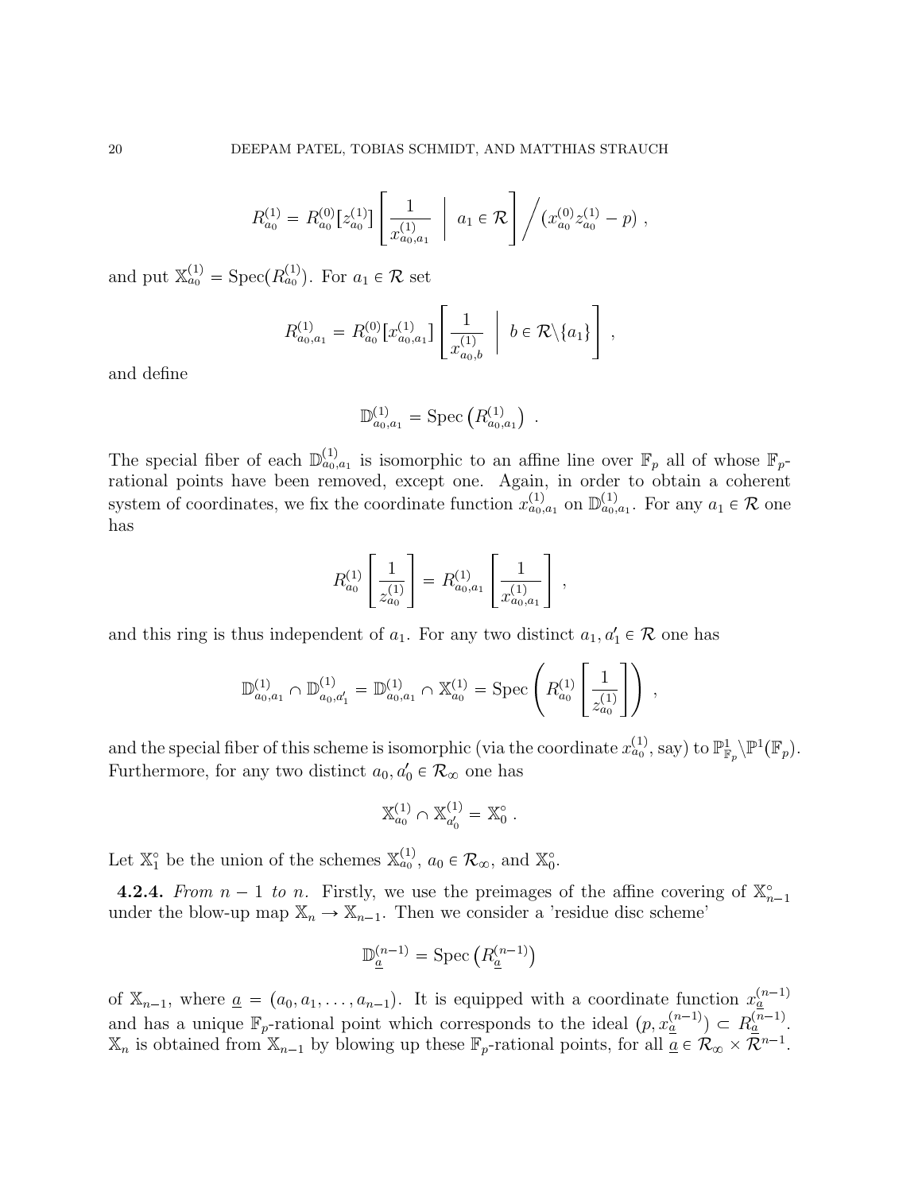$$R^{(1)}_{a_0} = R^{(0)}_{a_0}[z^{(1)}_{a_0}]\left[\frac{1}{x^{(1)}_{a_0,a_1}} \;\middle|\; a_1 \in \mathcal{R}\right] \Big/ (x^{(0)}_{a_0} z^{(1)}_{a_0} - p)\ ,$$

and put $\mathbb{X}^{(1)}_{a_0} = \mathrm{Spec}(R^{(1)}_{a_0})$. For $a_1 \in \mathcal{R}$ set

$$R^{(1)}_{a_0,a_1} = R^{(0)}_{a_0}[x^{(1)}_{a_0,a_1}]\left[\frac{1}{x^{(1)}_{a_0,b}} \;\middle|\; b \in \mathcal{R}\backslash\{a_1\}\right]\ ,$$

and define

$$\mathbb{D}^{(1)}_{a_0,a_1} = \mathrm{Spec}\left(R^{(1)}_{a_0,a_1}\right)\ .$$

The special fiber of each $\mathbb{D}^{(1)}_{a_0,a_1}$ is isomorphic to an affine line over $\mathbb{F}_p$ all of whose $\mathbb{F}_p$-rational points have been removed, except one. Again, in order to obtain a coherent system of coordinates, we fix the coordinate function $x^{(1)}_{a_0,a_1}$ on $\mathbb{D}^{(1)}_{a_0,a_1}$. For any $a_1 \in \mathcal{R}$ one has

$$R^{(1)}_{a_0}\left[\frac{1}{z^{(1)}_{a_0}}\right] = R^{(1)}_{a_0,a_1}\left[\frac{1}{x^{(1)}_{a_0,a_1}}\right]\ ,$$

and this ring is thus independent of $a_1$. For any two distinct $a_1, a_1' \in \mathcal{R}$ one has

$$\mathbb{D}^{(1)}_{a_0,a_1} \cap \mathbb{D}^{(1)}_{a_0,a_1'} = \mathbb{D}^{(1)}_{a_0,a_1} \cap \mathbb{X}^{(1)}_{a_0} = \mathrm{Spec}\left(R^{(1)}_{a_0}\left[\frac{1}{z^{(1)}_{a_0}}\right]\right)\ ,$$

and the special fiber of this scheme is isomorphic (via the coordinate $x^{(1)}_{a_0}$, say) to $\mathbb{P}^1_{\mathbb{F}_p}\backslash\mathbb{P}^1(\mathbb{F}_p)$. Furthermore, for any two distinct $a_0, a_0' \in \mathcal{R}_\infty$ one has

$$\mathbb{X}^{(1)}_{a_0} \cap \mathbb{X}^{(1)}_{a_0'} = \mathbb{X}^\circ_0\ .$$

Let $\mathbb{X}^\circ_1$ be the union of the schemes $\mathbb{X}^{(1)}_{a_0}$, $a_0 \in \mathcal{R}_\infty$, and $\mathbb{X}^\circ_0$.

**4.2.4.** *From $n-1$ to $n$.* Firstly, we use the preimages of the affine covering of $\mathbb{X}^\circ_{n-1}$ under the blow-up map $\mathbb{X}_n \to \mathbb{X}_{n-1}$. Then we consider a 'residue disc scheme'

$$\mathbb{D}^{(n-1)}_{\underline{a}} = \mathrm{Spec}\left(R^{(n-1)}_{\underline{a}}\right)$$

of $\mathbb{X}_{n-1}$, where $\underline{a} = (a_0, a_1, \ldots, a_{n-1})$. It is equipped with a coordinate function $x^{(n-1)}_{\underline{a}}$ and has a unique $\mathbb{F}_p$-rational point which corresponds to the ideal $(p, x^{(n-1)}_{\underline{a}}) \subset R^{(n-1)}_{\underline{a}}$. $\mathbb{X}_n$ is obtained from $\mathbb{X}_{n-1}$ by blowing up these $\mathbb{F}_p$-rational points, for all $\underline{a} \in \mathcal{R}_\infty \times \mathcal{R}^{n-1}$.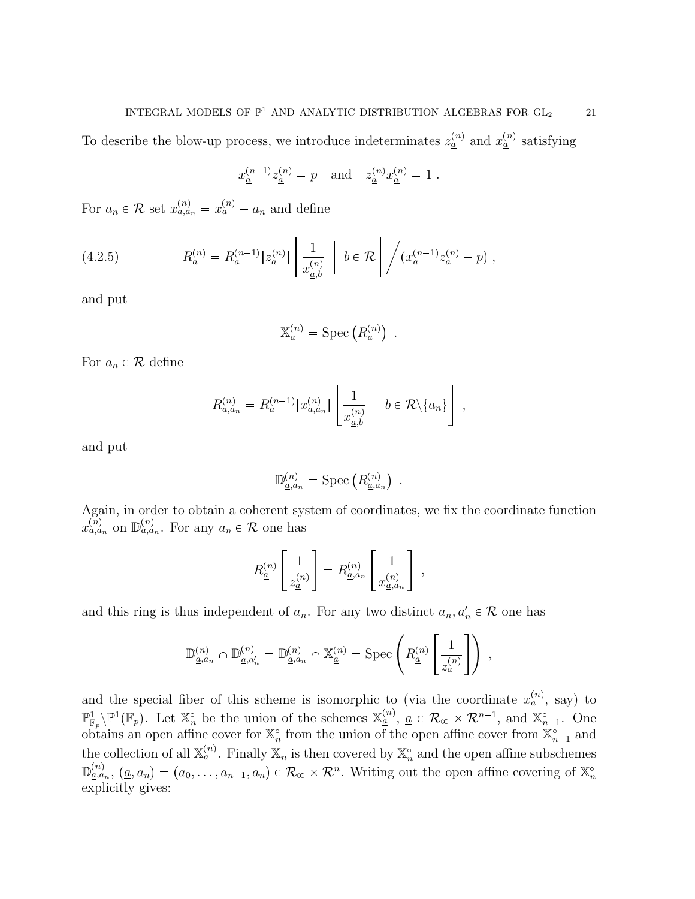To describe the blow-up process, we introduce indeterminates $z_{\underline{a}}^{(n)}$ and $x_{\underline{a}}^{(n)}$ satisfying

$$x_{\underline{a}}^{(n-1)} z_{\underline{a}}^{(n)} = p \quad \text{and} \quad z_{\underline{a}}^{(n)} x_{\underline{a}}^{(n)} = 1 \ .$$

For $a_n \in \mathcal{R}$ set $x_{\underline{a},a_n}^{(n)} = x_{\underline{a}}^{(n)} - a_n$ and define

$$R_{\underline{a}}^{(n)} = R_{\underline{a}}^{(n-1)}[z_{\underline{a}}^{(n)}] \left[ \frac{1}{x_{\underline{a},b}^{(n)}} \;\middle|\; b \in \mathcal{R} \right] \Big/ (x_{\underline{a}}^{(n-1)} z_{\underline{a}}^{(n)} - p) \ , \tag{4.2.5}$$

and put

$$\mathbb{X}_{\underline{a}}^{(n)} = \mathrm{Spec}\left(R_{\underline{a}}^{(n)}\right) \ .$$

For $a_n \in \mathcal{R}$ define

$$R_{\underline{a},a_n}^{(n)} = R_{\underline{a}}^{(n-1)}[x_{\underline{a},a_n}^{(n)}] \left[ \frac{1}{x_{\underline{a},b}^{(n)}} \;\middle|\; b \in \mathcal{R} \backslash \{a_n\} \right] \ ,$$

and put

$$\mathbb{D}_{\underline{a},a_n}^{(n)} = \mathrm{Spec}\left(R_{\underline{a},a_n}^{(n)}\right) \ .$$

Again, in order to obtain a coherent system of coordinates, we fix the coordinate function $x_{\underline{a},a_n}^{(n)}$ on $\mathbb{D}_{\underline{a},a_n}^{(n)}$. For any $a_n \in \mathcal{R}$ one has

$$R_{\underline{a}}^{(n)} \left[ \frac{1}{z_{\underline{a}}^{(n)}} \right] = R_{\underline{a},a_n}^{(n)} \left[ \frac{1}{x_{\underline{a},a_n}^{(n)}} \right] \ ,$$

and this ring is thus independent of $a_n$. For any two distinct $a_n, a_n' \in \mathcal{R}$ one has

$$\mathbb{D}_{\underline{a},a_n}^{(n)} \cap \mathbb{D}_{\underline{a},a_n'}^{(n)} = \mathbb{D}_{\underline{a},a_n}^{(n)} \cap \mathbb{X}_{\underline{a}}^{(n)} = \mathrm{Spec}\left( R_{\underline{a}}^{(n)} \left[ \frac{1}{z_{\underline{a}}^{(n)}} \right] \right) \ ,$$

and the special fiber of this scheme is isomorphic to (via the coordinate $x_{\underline{a}}^{(n)}$, say) to $\mathbb{P}^1_{\mathbb{F}_p} \backslash \mathbb{P}^1(\mathbb{F}_p)$. Let $\mathbb{X}_n^\circ$ be the union of the schemes $\mathbb{X}_{\underline{a}}^{(n)}$, $\underline{a} \in \mathcal{R}_\infty \times \mathcal{R}^{n-1}$, and $\mathbb{X}_{n-1}^\circ$. One obtains an open affine cover for $\mathbb{X}_n^\circ$ from the union of the open affine cover from $\mathbb{X}_{n-1}^\circ$ and the collection of all $\mathbb{X}_{\underline{a}}^{(n)}$. Finally $\mathbb{X}_n$ is then covered by $\mathbb{X}_n^\circ$ and the open affine subschemes $\mathbb{D}_{\underline{a},a_n}^{(n)}$, $(\underline{a}, a_n) = (a_0, \ldots, a_{n-1}, a_n) \in \mathcal{R}_\infty \times \mathcal{R}^n$. Writing out the open affine covering of $\mathbb{X}_n^\circ$ explicitly gives: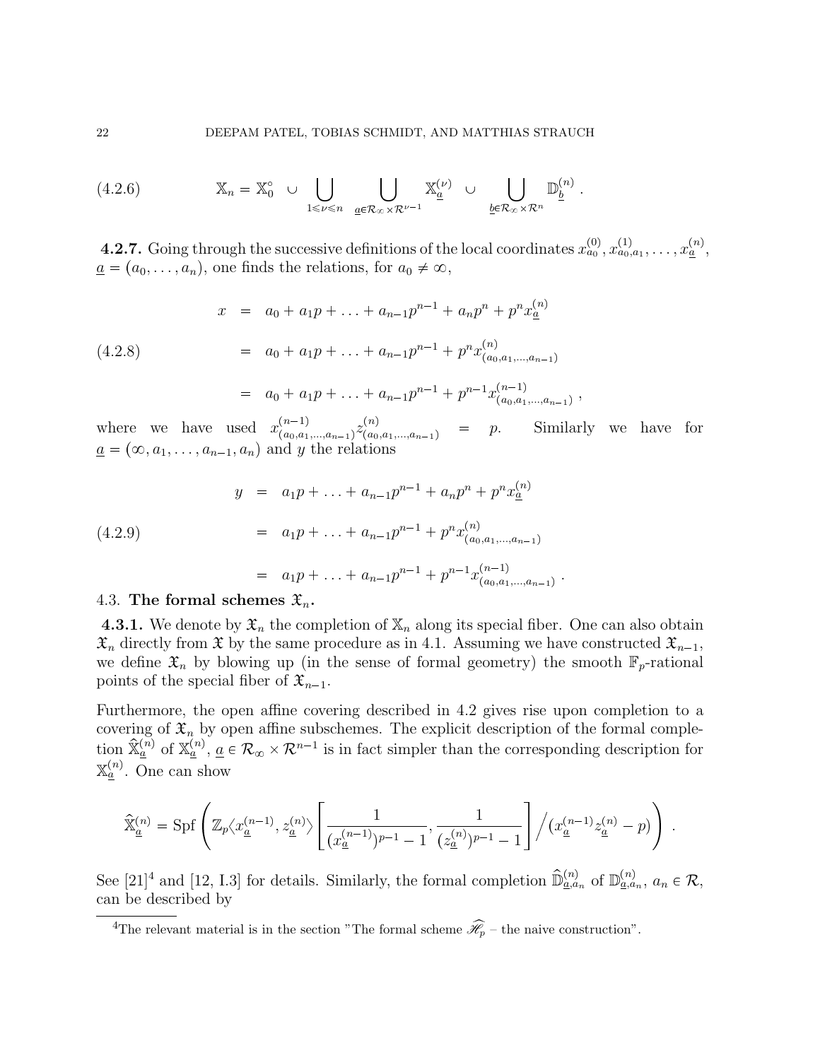$$\mathbb{X}_n = \mathbb{X}_0^\circ \;\cup \bigcup_{1\leqslant \nu \leqslant n} \; \bigcup_{\underline{a}\in \mathcal{R}_\infty \times \mathcal{R}^{\nu-1}} \mathbb{X}_{\underline{a}}^{(\nu)} \;\cup \bigcup_{\underline{b}\in \mathcal{R}_\infty \times \mathcal{R}^{n}} \mathbb{D}_{\underline{b}}^{(n)} \,. \tag{4.2.6}$$

**4.2.7.** Going through the successive definitions of the local coordinates $x^{(0)}_{a_0}, x^{(1)}_{a_0,a_1}, \ldots, x^{(n)}_{\underline{a}}$, $\underline{a} = (a_0, \ldots, a_n)$, one finds the relations, for $a_0 \neq \infty$,

$$\begin{aligned} x &= a_0 + a_1 p + \ldots + a_{n-1}p^{n-1} + a_n p^n + p^n x^{(n)}_{\underline{a}} \\ &= a_0 + a_1 p + \ldots + a_{n-1}p^{n-1} + p^n x^{(n)}_{(a_0,a_1,\ldots,a_{n-1})} \\ &= a_0 + a_1 p + \ldots + a_{n-1}p^{n-1} + p^{n-1} x^{(n-1)}_{(a_0,a_1,\ldots,a_{n-1})} \,, \end{aligned} \tag{4.2.8}$$

where we have used $x^{(n-1)}_{(a_0,a_1,\ldots,a_{n-1})} z^{(n)}_{(a_0,a_1,\ldots,a_{n-1})} = p$. Similarly we have for $\underline{a} = (\infty, a_1, \ldots, a_{n-1}, a_n)$ and $y$ the relations

$$\begin{aligned} y &= a_1 p + \ldots + a_{n-1}p^{n-1} + a_n p^n + p^n x^{(n)}_{\underline{a}} \\ &= a_1 p + \ldots + a_{n-1}p^{n-1} + p^n x^{(n)}_{(a_0,a_1,\ldots,a_{n-1})} \\ &= a_1 p + \ldots + a_{n-1}p^{n-1} + p^{n-1} x^{(n-1)}_{(a_0,a_1,\ldots,a_{n-1})} \,. \end{aligned} \tag{4.2.9}$$

## 4.3. The formal schemes $\mathfrak{X}_n$.

**4.3.1.** We denote by $\mathfrak{X}_n$ the completion of $\mathbb{X}_n$ along its special fiber. One can also obtain $\mathfrak{X}_n$ directly from $\mathfrak{X}$ by the same procedure as in 4.1. Assuming we have constructed $\mathfrak{X}_{n-1}$, we define $\mathfrak{X}_n$ by blowing up (in the sense of formal geometry) the smooth $\mathbb{F}_p$-rational points of the special fiber of $\mathfrak{X}_{n-1}$.

Furthermore, the open affine covering described in 4.2 gives rise upon completion to a covering of $\mathfrak{X}_n$ by open affine subschemes. The explicit description of the formal completion $\widehat{\mathbb{X}}^{(n)}_{\underline{a}}$ of $\mathbb{X}^{(n)}_{\underline{a}}$, $\underline{a} \in \mathcal{R}_\infty \times \mathcal{R}^{n-1}$ is in fact simpler than the corresponding description for $\mathbb{X}^{(n)}_{\underline{a}}$. One can show

$$\widehat{\mathbb{X}}^{(n)}_{\underline{a}} = \mathrm{Spf}\left( \mathbb{Z}_p\langle x^{(n-1)}_{\underline{a}}, z^{(n)}_{\underline{a}} \rangle \left[ \frac{1}{(x^{(n-1)}_{\underline{a}})^{p-1} - 1}, \frac{1}{(z^{(n)}_{\underline{a}})^{p-1} - 1} \right] \Big/ (x^{(n-1)}_{\underline{a}} z^{(n)}_{\underline{a}} - p) \right) \,.$$

See [21][4] and [12, I.3] for details. Similarly, the formal completion $\widehat{\mathbb{D}}^{(n)}_{\underline{a},a_n}$ of $\mathbb{D}^{(n)}_{\underline{a},a_n}$, $a_n \in \mathcal{R}$, can be described by

[4] The relevant material is in the section "The formal scheme $\widehat{\mathscr{H}_p}$ – the naive construction".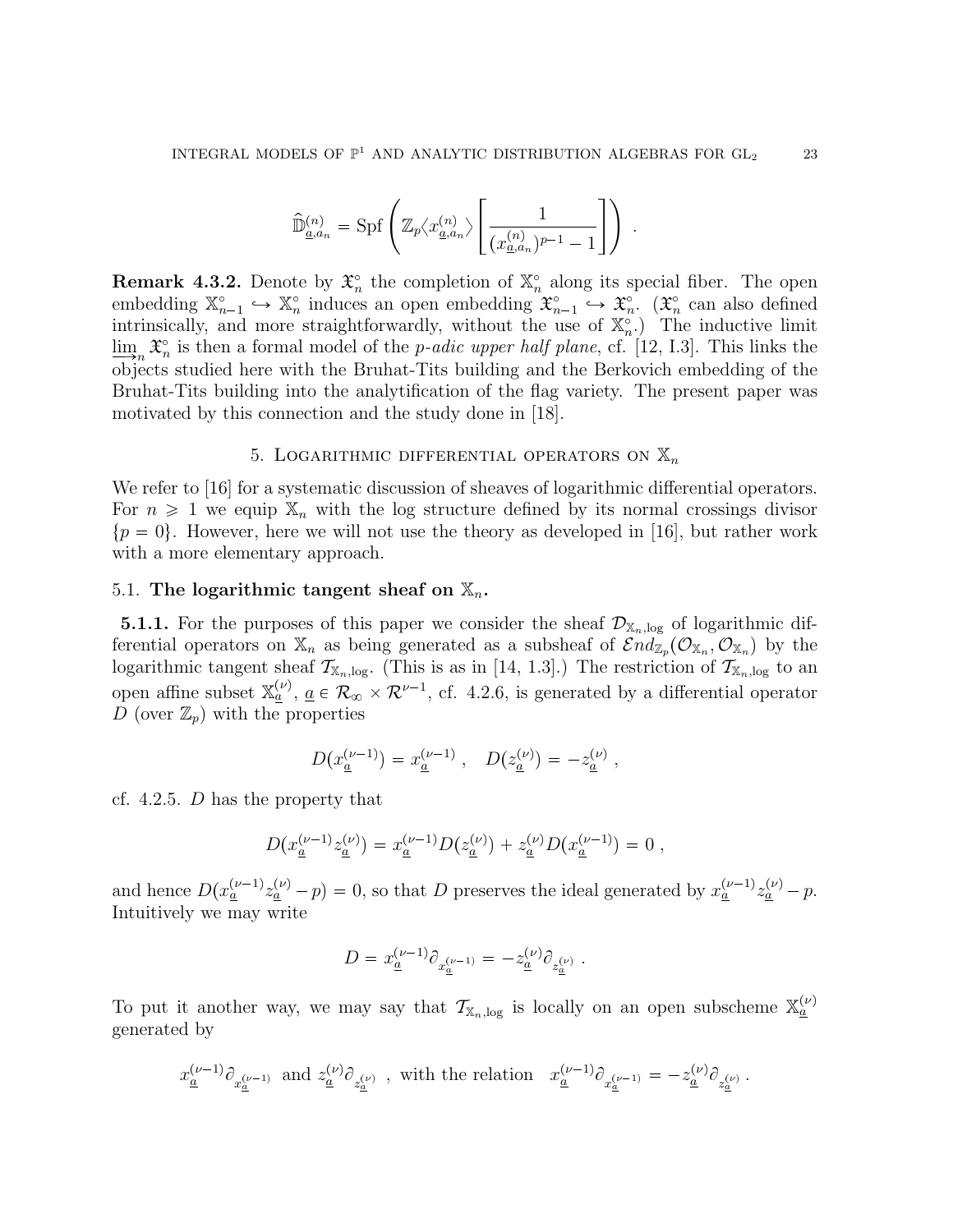$$\widehat{\mathbb{D}}^{(n)}_{\underline{a},a_n} = \mathrm{Spf}\left(\mathbb{Z}_p\langle x^{(n)}_{\underline{a},a_n}\rangle\left[\frac{1}{(x^{(n)}_{\underline{a},a_n})^{p-1}-1}\right]\right) .$$

**Remark 4.3.2.** Denote by $\mathfrak{X}^\circ_n$ the completion of $\mathbb{X}^\circ_n$ along its special fiber. The open embedding $\mathbb{X}^\circ_{n-1} \hookrightarrow \mathbb{X}^\circ_n$ induces an open embedding $\mathfrak{X}^\circ_{n-1} \hookrightarrow \mathfrak{X}^\circ_n$. ($\mathfrak{X}^\circ_n$ can also defined intrinsically, and more straightforwardly, without the use of $\mathbb{X}^\circ_n$.) The inductive limit $\varinjlim_n \mathfrak{X}^\circ_n$ is then a formal model of the *p-adic upper half plane*, cf. [12, I.3]. This links the objects studied here with the Bruhat-Tits building and the Berkovich embedding of the Bruhat-Tits building into the analytification of the flag variety. The present paper was motivated by this connection and the study done in [18].

## 5. Logarithmic differential operators on $\mathbb{X}_n$

We refer to [16] for a systematic discussion of sheaves of logarithmic differential operators. For $n \geqslant 1$ we equip $\mathbb{X}_n$ with the log structure defined by its normal crossings divisor $\{p = 0\}$. However, here we will not use the theory as developed in [16], but rather work with a more elementary approach.

### 5.1. The logarithmic tangent sheaf on $\mathbb{X}_n$.

**5.1.1.** For the purposes of this paper we consider the sheaf $\mathcal{D}_{\mathbb{X}_n,\log}$ of logarithmic differential operators on $\mathbb{X}_n$ as being generated as a subsheaf of $\mathcal{E}nd_{\mathbb{Z}_p}(\mathcal{O}_{\mathbb{X}_n}, \mathcal{O}_{\mathbb{X}_n})$ by the logarithmic tangent sheaf $\mathcal{T}_{\mathbb{X}_n,\log}$. (This is as in [14, 1.3].) The restriction of $\mathcal{T}_{\mathbb{X}_n,\log}$ to an open affine subset $\mathbb{X}^{(\nu)}_{\underline{a}}$, $\underline{a} \in \mathcal{R}_\infty \times \mathcal{R}^{\nu-1}$, cf. 4.2.6, is generated by a differential operator $D$ (over $\mathbb{Z}_p$) with the properties

$$D(x^{(\nu-1)}_{\underline{a}}) = x^{(\nu-1)}_{\underline{a}} \; , \quad D(z^{(\nu)}_{\underline{a}}) = -z^{(\nu)}_{\underline{a}} \; ,$$

cf. 4.2.5. $D$ has the property that

$$D(x^{(\nu-1)}_{\underline{a}} z^{(\nu)}_{\underline{a}}) = x^{(\nu-1)}_{\underline{a}} D(z^{(\nu)}_{\underline{a}}) + z^{(\nu)}_{\underline{a}} D(x^{(\nu-1)}_{\underline{a}}) = 0 \; ,$$

and hence $D(x^{(\nu-1)}_{\underline{a}} z^{(\nu)}_{\underline{a}} - p) = 0$, so that $D$ preserves the ideal generated by $x^{(\nu-1)}_{\underline{a}} z^{(\nu)}_{\underline{a}} - p$. Intuitively we may write

$$D = x^{(\nu-1)}_{\underline{a}} \partial_{x^{(\nu-1)}_{\underline{a}}} = -z^{(\nu)}_{\underline{a}} \partial_{z^{(\nu)}_{\underline{a}}} \; .$$

To put it another way, we may say that $\mathcal{T}_{\mathbb{X}_n,\log}$ is locally on an open subscheme $\mathbb{X}^{(\nu)}_{\underline{a}}$ generated by

$$x^{(\nu-1)}_{\underline{a}} \partial_{x^{(\nu-1)}_{\underline{a}}} \text{ and } z^{(\nu)}_{\underline{a}} \partial_{z^{(\nu)}_{\underline{a}}} \; , \text{ with the relation } \; x^{(\nu-1)}_{\underline{a}} \partial_{x^{(\nu-1)}_{\underline{a}}} = -z^{(\nu)}_{\underline{a}} \partial_{z^{(\nu)}_{\underline{a}}} \; .$$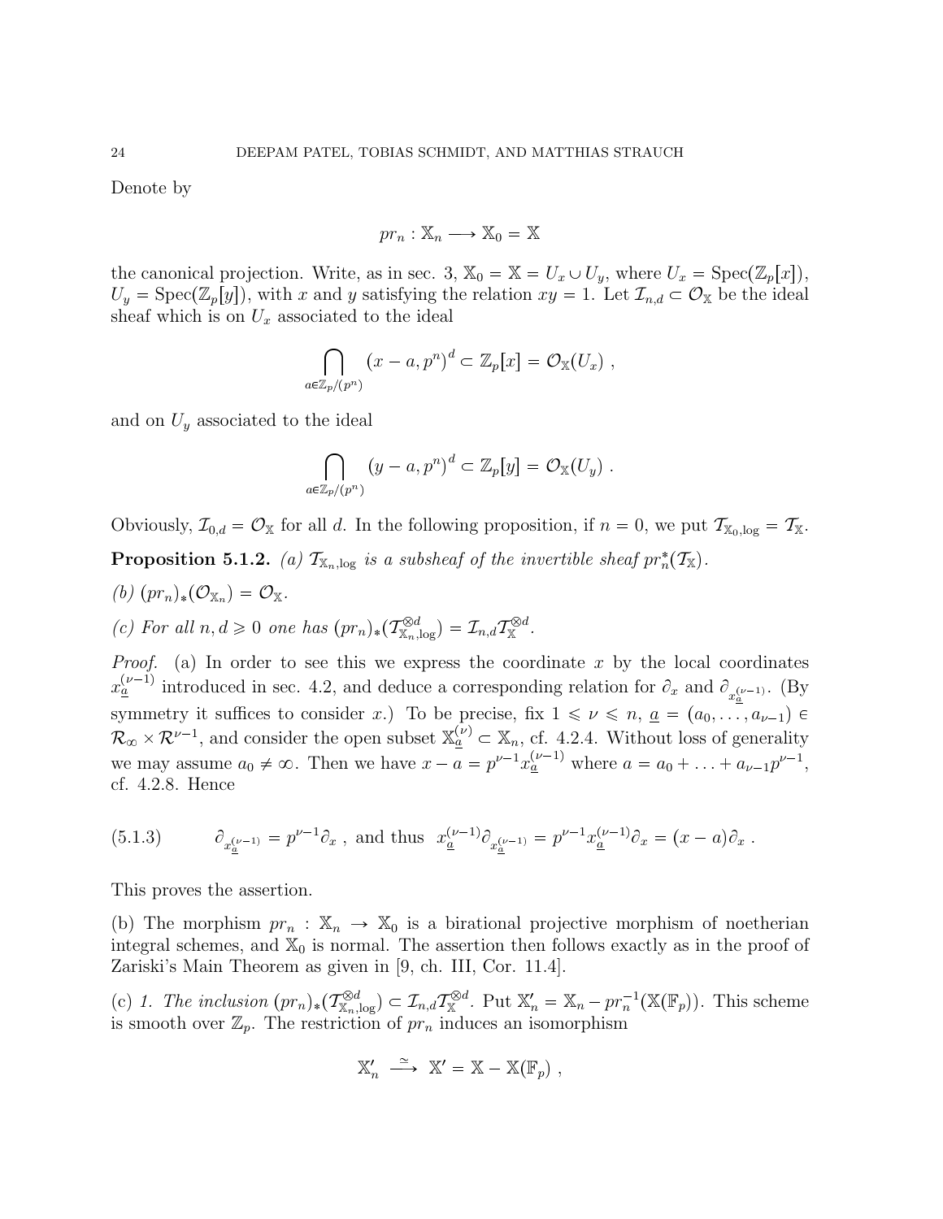Denote by

$$pr_n : \mathbb{X}_n \longrightarrow \mathbb{X}_0 = \mathbb{X}$$

the canonical projection. Write, as in sec. 3, $\mathbb{X}_0 = \mathbb{X} = U_x \cup U_y$, where $U_x = \mathrm{Spec}(\mathbb{Z}_p[x])$, $U_y = \mathrm{Spec}(\mathbb{Z}_p[y])$, with $x$ and $y$ satisfying the relation $xy = 1$. Let $\mathcal{I}_{n,d} \subset \mathcal{O}_{\mathbb{X}}$ be the ideal sheaf which is on $U_x$ associated to the ideal

$$\bigcap_{a \in \mathbb{Z}_p/(p^n)} (x - a, p^n)^d \subset \mathbb{Z}_p[x] = \mathcal{O}_{\mathbb{X}}(U_x) \ ,$$

and on $U_y$ associated to the ideal

$$\bigcap_{a \in \mathbb{Z}_p/(p^n)} (y - a, p^n)^d \subset \mathbb{Z}_p[y] = \mathcal{O}_{\mathbb{X}}(U_y) \ .$$

Obviously, $\mathcal{I}_{0,d} = \mathcal{O}_{\mathbb{X}}$ for all $d$. In the following proposition, if $n = 0$, we put $\mathcal{T}_{\mathbb{X}_0,\log} = \mathcal{T}_{\mathbb{X}}$.

**Proposition 5.1.2.** *(a) $\mathcal{T}_{\mathbb{X}_n,\log}$ is a subsheaf of the invertible sheaf $pr_n^*(\mathcal{T}_{\mathbb{X}})$.*

*(b) $(pr_n)_*(\mathcal{O}_{\mathbb{X}_n}) = \mathcal{O}_{\mathbb{X}}$.*

*(c) For all $n, d \geqslant 0$ one has $(pr_n)_*(\mathcal{T}_{\mathbb{X}_n,\log}^{\otimes d}) = \mathcal{I}_{n,d}\mathcal{T}_{\mathbb{X}}^{\otimes d}$.*

*Proof.* (a) In order to see this we express the coordinate $x$ by the local coordinates $x_{\underline{a}}^{(\nu-1)}$ introduced in sec. 4.2, and deduce a corresponding relation for $\partial_x$ and $\partial_{x_{\underline{a}}^{(\nu-1)}}$. (By symmetry it suffices to consider $x$.) To be precise, fix $1 \leqslant \nu \leqslant n$, $\underline{a} = (a_0, \ldots, a_{\nu-1}) \in \mathcal{R}_\infty \times \mathcal{R}^{\nu-1}$, and consider the open subset $\mathbb{X}_{\underline{a}}^{(\nu)} \subset \mathbb{X}_n$, cf. 4.2.4. Without loss of generality we may assume $a_0 \neq \infty$. Then we have $x - a = p^{\nu-1}x_{\underline{a}}^{(\nu-1)}$ where $a = a_0 + \ldots + a_{\nu-1}p^{\nu-1}$, cf. 4.2.8. Hence

$$\partial_{x_{\underline{a}}^{(\nu-1)}} = p^{\nu-1}\partial_x \ , \text{ and thus } \ x_{\underline{a}}^{(\nu-1)}\partial_{x_{\underline{a}}^{(\nu-1)}} = p^{\nu-1}x_{\underline{a}}^{(\nu-1)}\partial_x = (x-a)\partial_x \ . \tag{5.1.3}$$

This proves the assertion.

(b) The morphism $pr_n : \mathbb{X}_n \to \mathbb{X}_0$ is a birational projective morphism of noetherian integral schemes, and $\mathbb{X}_0$ is normal. The assertion then follows exactly as in the proof of Zariski's Main Theorem as given in [9, ch. III, Cor. 11.4].

(c) *1. The inclusion $(pr_n)_*(\mathcal{T}_{\mathbb{X}_n,\log}^{\otimes d}) \subset \mathcal{I}_{n,d}\mathcal{T}_{\mathbb{X}}^{\otimes d}$.* Put $\mathbb{X}_n' = \mathbb{X}_n - pr_n^{-1}(\mathbb{X}(\mathbb{F}_p))$. This scheme is smooth over $\mathbb{Z}_p$. The restriction of $pr_n$ induces an isomorphism

$$\mathbb{X}_n' \stackrel{\simeq}{\longrightarrow} \mathbb{X}' = \mathbb{X} - \mathbb{X}(\mathbb{F}_p) \ ,$$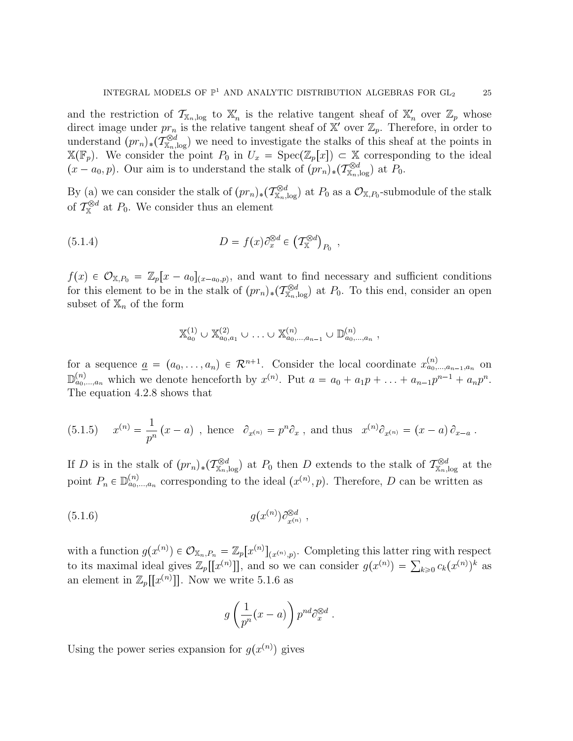and the restriction of $\mathcal{T}_{\mathbb{X}_n,\log}$ to $\mathbb{X}'_n$ is the relative tangent sheaf of $\mathbb{X}'_n$ over $\mathbb{Z}_p$ whose direct image under $pr_n$ is the relative tangent sheaf of $\mathbb{X}'$ over $\mathbb{Z}_p$. Therefore, in order to understand $(pr_n)_*(\mathcal{T}_{\mathbb{X}_n,\log}^{\otimes d})$ we need to investigate the stalks of this sheaf at the points in $\mathbb{X}(\mathbb{F}_p)$. We consider the point $P_0$ in $U_x = \mathrm{Spec}(\mathbb{Z}_p[x]) \subset \mathbb{X}$ corresponding to the ideal $(x - a_0, p)$. Our aim is to understand the stalk of $(pr_n)_*(\mathcal{T}_{\mathbb{X}_n,\log}^{\otimes d})$ at $P_0$.

By (a) we can consider the stalk of $(pr_n)_*(\mathcal{T}_{\mathbb{X}_n,\log}^{\otimes d})$ at $P_0$ as a $\mathcal{O}_{\mathbb{X},P_0}$-submodule of the stalk of $\mathcal{T}_{\mathbb{X}}^{\otimes d}$ at $P_0$. We consider thus an element

$$D = f(x)\partial_x^{\otimes d} \in \left(\mathcal{T}_{\mathbb{X}}^{\otimes d}\right)_{P_0} \ , \tag{5.1.4}$$

$f(x) \in \mathcal{O}_{\mathbb{X},P_0} = \mathbb{Z}_p[x - a_0]_{(x-a_0,p)}$, and want to find necessary and sufficient conditions for this element to be in the stalk of $(pr_n)_*(\mathcal{T}_{\mathbb{X}_n,\log}^{\otimes d})$ at $P_0$. To this end, consider an open subset of $\mathbb{X}_n$ of the form

$$\mathbb{X}_{a_0}^{(1)} \cup \mathbb{X}_{a_0,a_1}^{(2)} \cup \ldots \cup \mathbb{X}_{a_0,\ldots,a_{n-1}}^{(n)} \cup \mathbb{D}_{a_0,\ldots,a_n}^{(n)} \ ,$$

for a sequence $\underline{a} = (a_0, \ldots, a_n) \in \mathcal{R}^{n+1}$. Consider the local coordinate $x_{a_0,\ldots,a_{n-1},a_n}^{(n)}$ on $\mathbb{D}_{a_0,\ldots,a_n}^{(n)}$ which we denote henceforth by $x^{(n)}$. Put $a = a_0 + a_1 p + \ldots + a_{n-1}p^{n-1} + a_n p^n$. The equation 4.2.8 shows that

$$x^{(n)} = \frac{1}{p^n}(x - a) \ , \ \text{hence} \quad \partial_{x^{(n)}} = p^n \partial_x \ , \ \text{and thus} \quad x^{(n)}\partial_{x^{(n)}} = (x - a)\,\partial_{x-a} \ . \tag{5.1.5}$$

If $D$ is in the stalk of $(pr_n)_*(\mathcal{T}_{\mathbb{X}_n,\log}^{\otimes d})$ at $P_0$ then $D$ extends to the stalk of $\mathcal{T}_{\mathbb{X}_n,\log}^{\otimes d}$ at the point $P_n \in \mathbb{D}_{a_0,\ldots,a_n}^{(n)}$ corresponding to the ideal $(x^{(n)}, p)$. Therefore, $D$ can be written as

$$g(x^{(n)})\partial_{x^{(n)}}^{\otimes d} \ , \tag{5.1.6}$$

with a function $g(x^{(n)}) \in \mathcal{O}_{\mathbb{X}_n,P_n} = \mathbb{Z}_p[x^{(n)}]_{(x^{(n)},p)}$. Completing this latter ring with respect to its maximal ideal gives $\mathbb{Z}_p[[x^{(n)}]]$, and so we can consider $g(x^{(n)}) = \sum_{k \geqslant 0} c_k (x^{(n)})^k$ as an element in $\mathbb{Z}_p[[x^{(n)}]]$. Now we write 5.1.6 as

$$g\left(\frac{1}{p^n}(x - a)\right) p^{nd}\partial_x^{\otimes d} \ .$$

Using the power series expansion for $g(x^{(n)})$ gives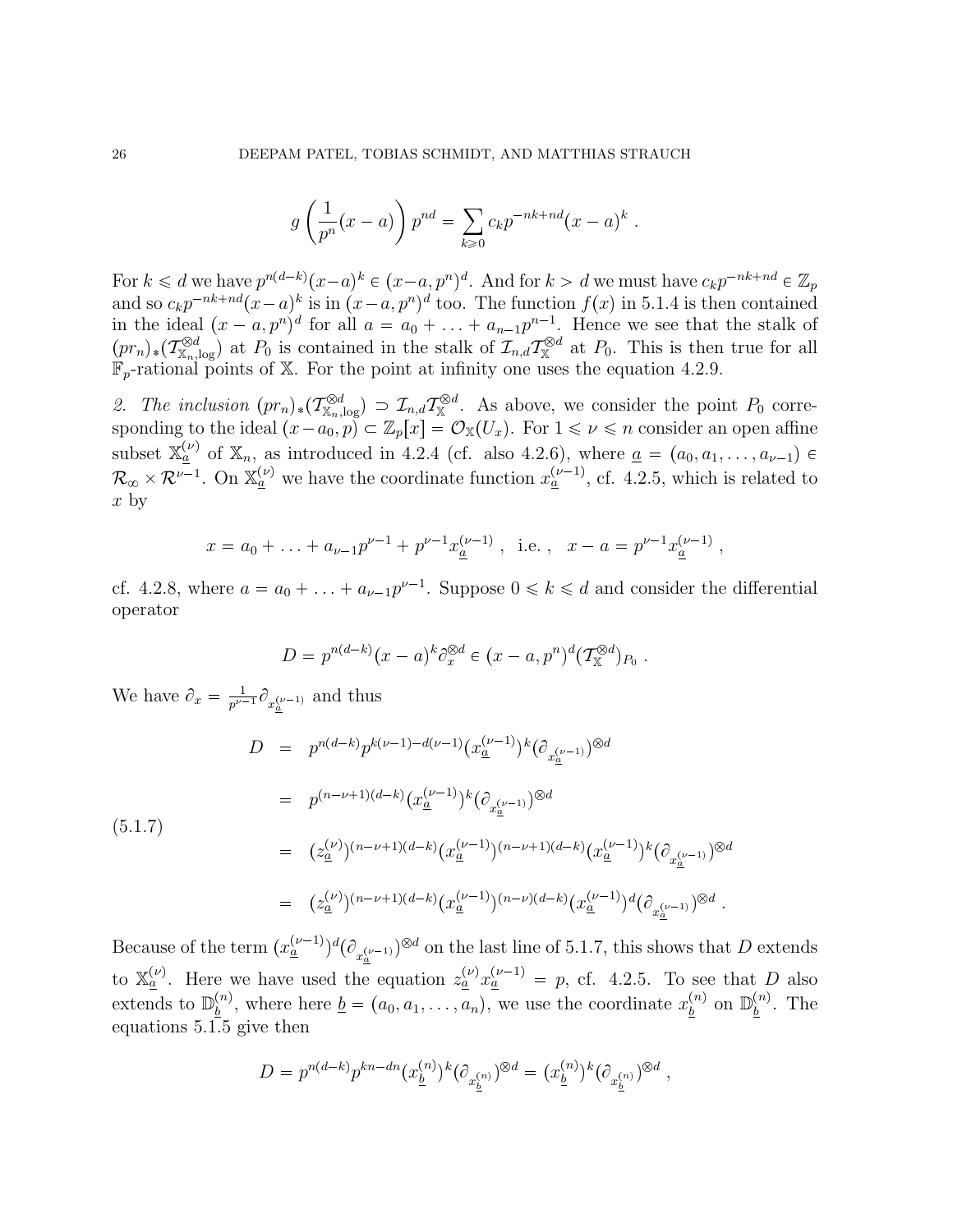$$g\left(\frac{1}{p^n}(x-a)\right)p^{nd} = \sum_{k\geqslant 0} c_k p^{-nk+nd}(x-a)^k \;.$$

For $k \leqslant d$ we have $p^{n(d-k)}(x-a)^k \in (x-a,p^n)^d$. And for $k > d$ we must have $c_k p^{-nk+nd} \in \mathbb{Z}_p$ and so $c_k p^{-nk+nd}(x-a)^k$ is in $(x-a,p^n)^d$ too. The function $f(x)$ in 5.1.4 is then contained in the ideal $(x-a,p^n)^d$ for all $a = a_0 + \ldots + a_{n-1}p^{n-1}$. Hence we see that the stalk of $(pr_n)_*(\mathcal{T}^{\otimes d}_{\mathbb{X}_n,\log})$ at $P_0$ is contained in the stalk of $\mathcal{I}_{n,d}\mathcal{T}^{\otimes d}_{\mathbb{X}}$ at $P_0$. This is then true for all $\mathbb{F}_p$-rational points of $\mathbb{X}$. For the point at infinity one uses the equation 4.2.9.

*2. The inclusion* $(pr_n)_*(\mathcal{T}^{\otimes d}_{\mathbb{X}_n,\log}) \supset \mathcal{I}_{n,d}\mathcal{T}^{\otimes d}_{\mathbb{X}}$. As above, we consider the point $P_0$ corresponding to the ideal $(x-a_0,p) \subset \mathbb{Z}_p[x] = \mathcal{O}_{\mathbb{X}}(U_x)$. For $1 \leqslant \nu \leqslant n$ consider an open affine subset $\mathbb{X}^{(\nu)}_{\underline{a}}$ of $\mathbb{X}_n$, as introduced in 4.2.4 (cf. also 4.2.6), where $\underline{a} = (a_0,a_1,\ldots,a_{\nu-1}) \in \mathcal{R}_\infty \times \mathcal{R}^{\nu-1}$. On $\mathbb{X}^{(\nu)}_{\underline{a}}$ we have the coordinate function $x^{(\nu-1)}_{\underline{a}}$, cf. 4.2.5, which is related to $x$ by

$$x = a_0 + \ldots + a_{\nu-1}p^{\nu-1} + p^{\nu-1}x^{(\nu-1)}_{\underline{a}} \;,\;\; \text{i.e.}\,,\;\; x-a = p^{\nu-1}x^{(\nu-1)}_{\underline{a}} \;,$$

cf. 4.2.8, where $a = a_0 + \ldots + a_{\nu-1}p^{\nu-1}$. Suppose $0 \leqslant k \leqslant d$ and consider the differential operator

$$D = p^{n(d-k)}(x-a)^k \partial_x^{\otimes d} \in (x-a,p^n)^d(\mathcal{T}^{\otimes d}_{\mathbb{X}})_{P_0} \;.$$

We have $\partial_x = \frac{1}{p^{\nu-1}}\partial_{x^{(\nu-1)}_{\underline{a}}}$ and thus

$$
\begin{aligned}
D &= p^{n(d-k)}p^{k(\nu-1)-d(\nu-1)}\big(x^{(\nu-1)}_{\underline{a}}\big)^k\big(\partial_{x^{(\nu-1)}_{\underline{a}}}\big)^{\otimes d} \\
&= p^{(n-\nu+1)(d-k)}\big(x^{(\nu-1)}_{\underline{a}}\big)^k\big(\partial_{x^{(\nu-1)}_{\underline{a}}}\big)^{\otimes d} \\
&= \big(z^{(\nu)}_{\underline{a}}\big)^{(n-\nu+1)(d-k)}\big(x^{(\nu-1)}_{\underline{a}}\big)^{(n-\nu+1)(d-k)}\big(x^{(\nu-1)}_{\underline{a}}\big)^k\big(\partial_{x^{(\nu-1)}_{\underline{a}}}\big)^{\otimes d} \\
&= \big(z^{(\nu)}_{\underline{a}}\big)^{(n-\nu+1)(d-k)}\big(x^{(\nu-1)}_{\underline{a}}\big)^{(n-\nu)(d-k)}\big(x^{(\nu-1)}_{\underline{a}}\big)^d\big(\partial_{x^{(\nu-1)}_{\underline{a}}}\big)^{\otimes d} \;.
\end{aligned}
\tag{5.1.7}
$$

Because of the term $\big(x^{(\nu-1)}_{\underline{a}}\big)^d\big(\partial_{x^{(\nu-1)}_{\underline{a}}}\big)^{\otimes d}$ on the last line of 5.1.7, this shows that $D$ extends to $\mathbb{X}^{(\nu)}_{\underline{a}}$. Here we have used the equation $z^{(\nu)}_{\underline{a}}x^{(\nu-1)}_{\underline{a}} = p$, cf. 4.2.5. To see that $D$ also extends to $\mathbb{D}^{(n)}_{\underline{b}}$, where here $\underline{b} = (a_0,a_1,\ldots,a_n)$, we use the coordinate $x^{(n)}_{\underline{b}}$ on $\mathbb{D}^{(n)}_{\underline{b}}$. The equations 5.1.5 give then

$$D = p^{n(d-k)}p^{kn-dn}\big(x^{(n)}_{\underline{b}}\big)^k\big(\partial_{x^{(n)}_{\underline{b}}}\big)^{\otimes d} = \big(x^{(n)}_{\underline{b}}\big)^k\big(\partial_{x^{(n)}_{\underline{b}}}\big)^{\otimes d} \;,$$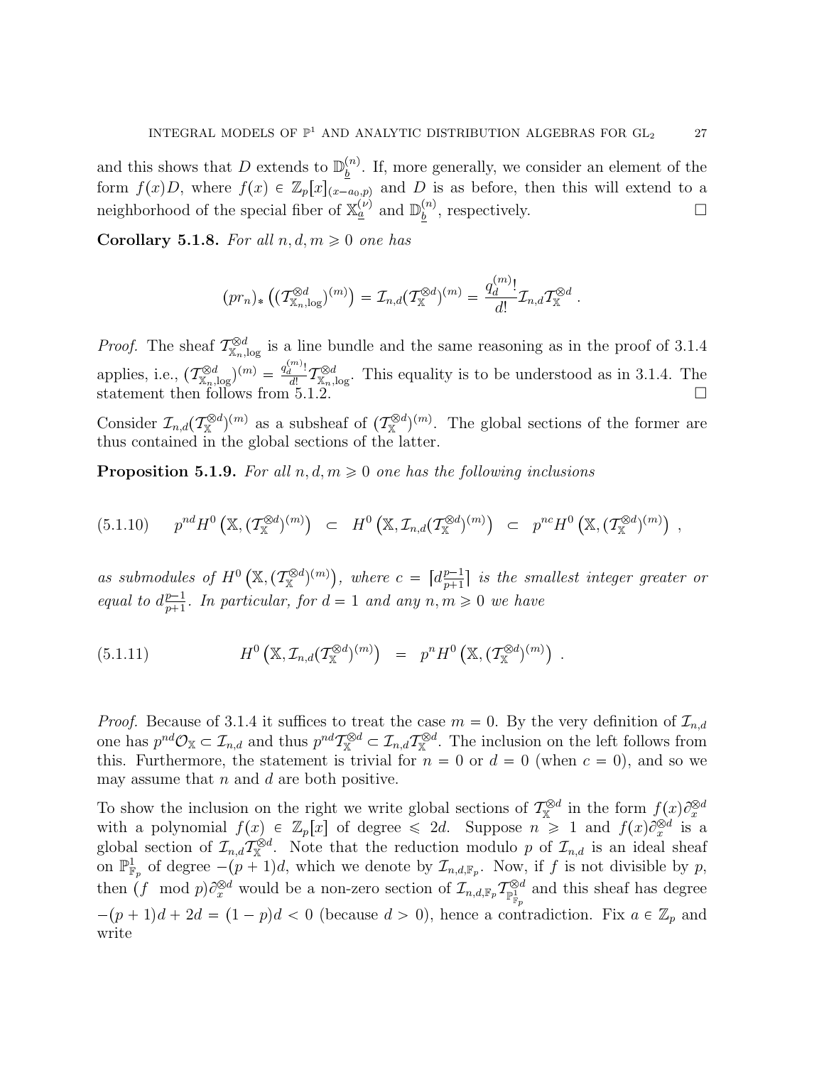and this shows that $D$ extends to $\mathbb{D}^{(n)}_{\underline{b}}$. If, more generally, we consider an element of the form $f(x)D$, where $f(x) \in \mathbb{Z}_p[x]_{(x-a_0,p)}$ and $D$ is as before, then this will extend to a neighborhood of the special fiber of $\mathbb{X}^{(\nu)}_{\underline{a}}$ and $\mathbb{D}^{(n)}_{\underline{b}}$, respectively. □

**Corollary 5.1.8.** *For all $n, d, m \geqslant 0$ one has*

$$(pr_n)_*\left((\mathcal{T}^{\otimes d}_{\mathbb{X}_n,\log})^{(m)}\right) = \mathcal{I}_{n,d}(\mathcal{T}^{\otimes d}_{\mathbb{X}})^{(m)} = \frac{q^{(m)}_d!}{d!}\mathcal{I}_{n,d}\mathcal{T}^{\otimes d}_{\mathbb{X}} .$$

*Proof.* The sheaf $\mathcal{T}^{\otimes d}_{\mathbb{X}_n,\log}$ is a line bundle and the same reasoning as in the proof of 3.1.4 applies, i.e., $(\mathcal{T}^{\otimes d}_{\mathbb{X}_n,\log})^{(m)} = \frac{q^{(m)}_d!}{d!}\mathcal{T}^{\otimes d}_{\mathbb{X}_n,\log}$. This equality is to be understood as in 3.1.4. The statement then follows from 5.1.2. □

Consider $\mathcal{I}_{n,d}(\mathcal{T}^{\otimes d}_{\mathbb{X}})^{(m)}$ as a subsheaf of $(\mathcal{T}^{\otimes d}_{\mathbb{X}})^{(m)}$. The global sections of the former are thus contained in the global sections of the latter.

**Proposition 5.1.9.** *For all $n, d, m \geqslant 0$ one has the following inclusions*

$$p^{nd}H^0\left(\mathbb{X},(\mathcal{T}^{\otimes d}_{\mathbb{X}})^{(m)}\right) \;\subset\; H^0\left(\mathbb{X},\mathcal{I}_{n,d}(\mathcal{T}^{\otimes d}_{\mathbb{X}})^{(m)}\right) \;\subset\; p^{nc}H^0\left(\mathbb{X},(\mathcal{T}^{\otimes d}_{\mathbb{X}})^{(m)}\right) , \tag{5.1.10}$$

*as submodules of $H^0\left(\mathbb{X},(\mathcal{T}^{\otimes d}_{\mathbb{X}})^{(m)}\right)$, where $c = \lceil d\frac{p-1}{p+1}\rceil$ is the smallest integer greater or equal to $d\frac{p-1}{p+1}$. In particular, for $d = 1$ and any $n, m \geqslant 0$ we have*

$$H^0\left(\mathbb{X},\mathcal{I}_{n,d}(\mathcal{T}^{\otimes d}_{\mathbb{X}})^{(m)}\right) \;=\; p^nH^0\left(\mathbb{X},(\mathcal{T}^{\otimes d}_{\mathbb{X}})^{(m)}\right) . \tag{5.1.11}$$

*Proof.* Because of 3.1.4 it suffices to treat the case $m = 0$. By the very definition of $\mathcal{I}_{n,d}$ one has $p^{nd}\mathcal{O}_{\mathbb{X}} \subset \mathcal{I}_{n,d}$ and thus $p^{nd}\mathcal{T}^{\otimes d}_{\mathbb{X}} \subset \mathcal{I}_{n,d}\mathcal{T}^{\otimes d}_{\mathbb{X}}$. The inclusion on the left follows from this. Furthermore, the statement is trivial for $n = 0$ or $d = 0$ (when $c = 0$), and so we may assume that $n$ and $d$ are both positive.

To show the inclusion on the right we write global sections of $\mathcal{T}^{\otimes d}_{\mathbb{X}}$ in the form $f(x)\partial^{\otimes d}_x$ with a polynomial $f(x) \in \mathbb{Z}_p[x]$ of degree $\leqslant 2d$. Suppose $n \geqslant 1$ and $f(x)\partial^{\otimes d}_x$ is a global section of $\mathcal{I}_{n,d}\mathcal{T}^{\otimes d}_{\mathbb{X}}$. Note that the reduction modulo $p$ of $\mathcal{I}_{n,d}$ is an ideal sheaf on $\mathbb{P}^1_{\mathbb{F}_p}$ of degree $-(p+1)d$, which we denote by $\mathcal{I}_{n,d,\mathbb{F}_p}$. Now, if $f$ is not divisible by $p$, then $(f \mod p)\partial^{\otimes d}_x$ would be a non-zero section of $\mathcal{I}_{n,d,\mathbb{F}_p}\mathcal{T}^{\otimes d}_{\mathbb{P}^1_{\mathbb{F}_p}}$ and this sheaf has degree $-(p+1)d + 2d = (1-p)d < 0$ (because $d > 0$), hence a contradiction. Fix $a \in \mathbb{Z}_p$ and write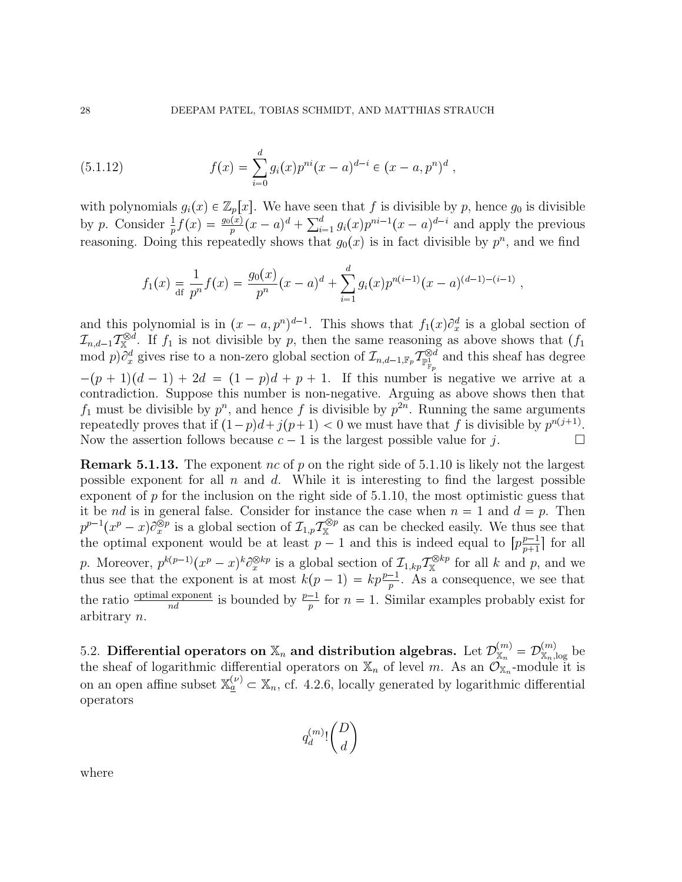$$f(x) = \sum_{i=0}^{d} g_i(x) p^{ni} (x-a)^{d-i} \in (x-a, p^n)^d \,, \tag{5.1.12}$$

with polynomials $g_i(x) \in \mathbb{Z}_p[x]$. We have seen that $f$ is divisible by $p$, hence $g_0$ is divisible by $p$. Consider $\frac{1}{p} f(x) = \frac{g_0(x)}{p}(x-a)^d + \sum_{i=1}^{d} g_i(x) p^{ni-1}(x-a)^{d-i}$ and apply the previous reasoning. Doing this repeatedly shows that $g_0(x)$ is in fact divisible by $p^n$, and we find

$$f_1(x) \underset{\text{df}}{=} \frac{1}{p^n} f(x) = \frac{g_0(x)}{p^n}(x-a)^d + \sum_{i=1}^{d} g_i(x) p^{n(i-1)} (x-a)^{(d-1)-(i-1)} \,,$$

and this polynomial is in $(x-a, p^n)^{d-1}$. This shows that $f_1(x)\partial_x^d$ is a global section of $\mathcal{I}_{n,d-1}\mathcal{T}_{\mathbb{X}}^{\otimes d}$. If $f_1$ is not divisible by $p$, then the same reasoning as above shows that ($f_1$ mod $p$)$\partial_x^d$ gives rise to a non-zero global section of $\mathcal{I}_{n,d-1,\mathbb{F}_p}\mathcal{T}_{\mathbb{P}^1_{\mathbb{F}_p}}^{\otimes d}$ and this sheaf has degree $-(p+1)(d-1) + 2d = (1-p)d + p + 1$. If this number is negative we arrive at a contradiction. Suppose this number is non-negative. Arguing as above shows then that $f_1$ must be divisible by $p^n$, and hence $f$ is divisible by $p^{2n}$. Running the same arguments repeatedly proves that if $(1-p)d + j(p+1) < 0$ we must have that $f$ is divisible by $p^{n(j+1)}$. Now the assertion follows because $c-1$ is the largest possible value for $j$. $\square$

**Remark 5.1.13.** The exponent $nc$ of $p$ on the right side of 5.1.10 is likely not the largest possible exponent for all $n$ and $d$. While it is interesting to find the largest possible exponent of $p$ for the inclusion on the right side of 5.1.10, the most optimistic guess that it be $nd$ is in general false. Consider for instance the case when $n = 1$ and $d = p$. Then $p^{p-1}(x^p - x)\partial_x^{\otimes p}$ is a global section of $\mathcal{I}_{1,p}\mathcal{T}_{\mathbb{X}}^{\otimes p}$ as can be checked easily. We thus see that the optimal exponent would be at least $p-1$ and this is indeed equal to $\lceil p\frac{p-1}{p+1} \rceil$ for all $p$. Moreover, $p^{k(p-1)}(x^p - x)^k \partial_x^{\otimes kp}$ is a global section of $\mathcal{I}_{1,kp}\mathcal{T}_{\mathbb{X}}^{\otimes kp}$ for all $k$ and $p$, and we thus see that the exponent is at most $k(p-1) = kp\frac{p-1}{p}$. As a consequence, we see that the ratio $\frac{\text{optimal exponent}}{nd}$ is bounded by $\frac{p-1}{p}$ for $n = 1$. Similar examples probably exist for arbitrary $n$.

## 5.2. Differential operators on $\mathbb{X}_n$ and distribution algebras.

Let $\mathcal{D}^{(m)}_{\mathbb{X}_n} = \mathcal{D}^{(m)}_{\mathbb{X}_n,\log}$ be the sheaf of logarithmic differential operators on $\mathbb{X}_n$ of level $m$. As an $\mathcal{O}_{\mathbb{X}_n}$-module it is on an open affine subset $\mathbb{X}^{(\nu)}_{\underline{a}} \subset \mathbb{X}_n$, cf. 4.2.6, locally generated by logarithmic differential operators

$$q_d^{(m)}! \binom{D}{d}$$

where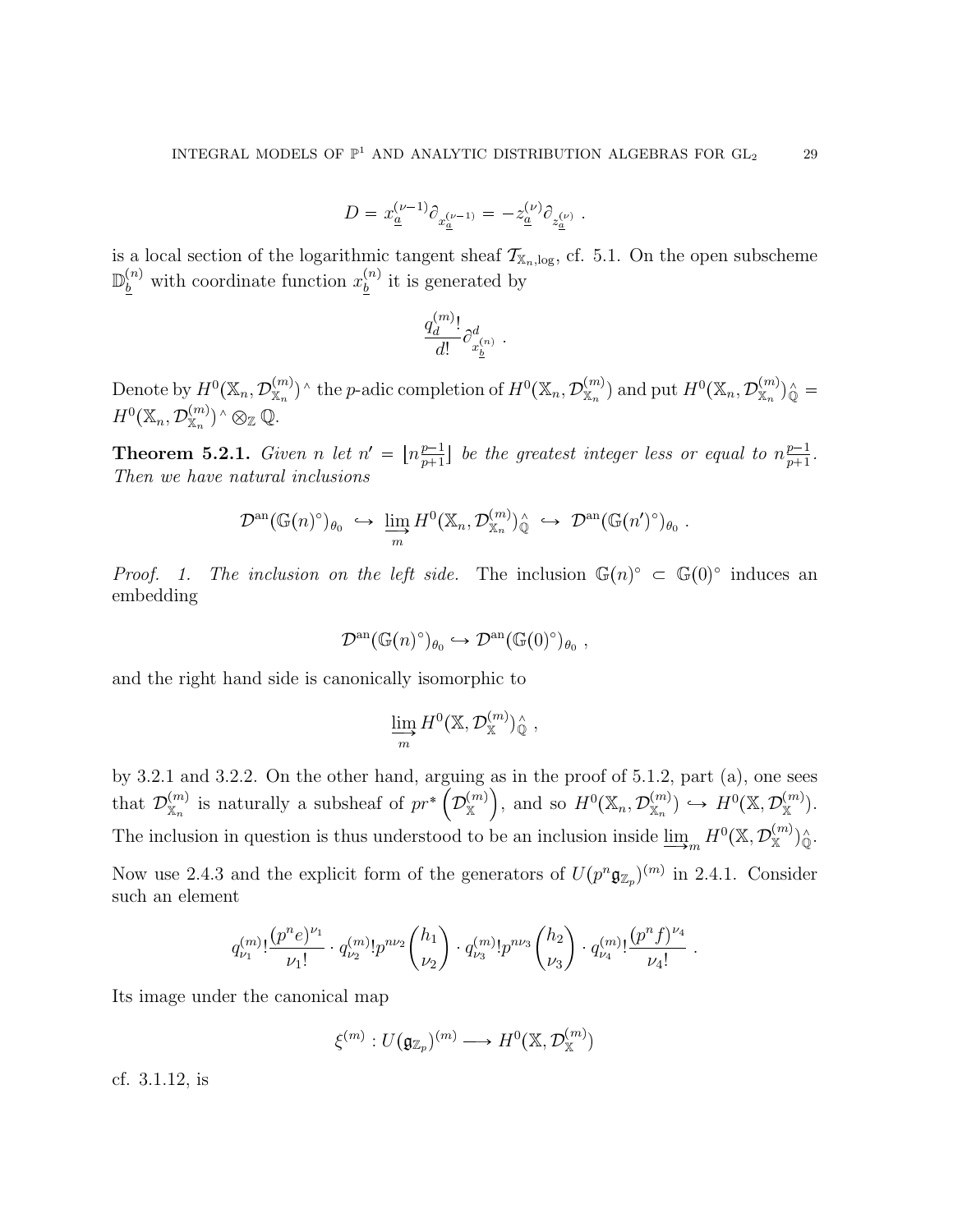$$D = x_{\underline{a}}^{(\nu-1)} \partial_{x_{\underline{a}}^{(\nu-1)}} = -z_{\underline{a}}^{(\nu)} \partial_{z_{\underline{a}}^{(\nu)}} \ .$$

is a local section of the logarithmic tangent sheaf $\mathcal{T}_{\mathbb{X}_n,\log}$, cf. 5.1. On the open subscheme $\mathbb{D}_{\underline{b}}^{(n)}$ with coordinate function $x_{\underline{b}}^{(n)}$ it is generated by

$$\frac{q_d^{(m)}!}{d!} \partial^d_{x_{\underline{b}}^{(n)}} \ .$$

Denote by $H^0(\mathbb{X}_n, \mathcal{D}^{(m)}_{\mathbb{X}_n})^\wedge$ the $p$-adic completion of $H^0(\mathbb{X}_n, \mathcal{D}^{(m)}_{\mathbb{X}_n})$ and put $H^0(\mathbb{X}_n, \mathcal{D}^{(m)}_{\mathbb{X}_n})^\wedge_{\mathbb{Q}} = H^0(\mathbb{X}_n, \mathcal{D}^{(m)}_{\mathbb{X}_n})^\wedge \otimes_{\mathbb{Z}} \mathbb{Q}$.

**Theorem 5.2.1.** *Given $n$ let $n' = \lfloor n\frac{p-1}{p+1} \rfloor$ be the greatest integer less or equal to $n\frac{p-1}{p+1}$. Then we have natural inclusions*

$$\mathcal{D}^{\rm an}(\mathbb{G}(n)^\circ)_{\theta_0} \hookrightarrow \varinjlim_m H^0(\mathbb{X}_n, \mathcal{D}^{(m)}_{\mathbb{X}_n})^\wedge_{\mathbb{Q}} \hookrightarrow \mathcal{D}^{\rm an}(\mathbb{G}(n')^\circ)_{\theta_0} \ .$$

*Proof.* *1. The inclusion on the left side.* The inclusion $\mathbb{G}(n)^\circ \subset \mathbb{G}(0)^\circ$ induces an embedding

$$\mathcal{D}^{\rm an}(\mathbb{G}(n)^\circ)_{\theta_0} \hookrightarrow \mathcal{D}^{\rm an}(\mathbb{G}(0)^\circ)_{\theta_0} \ ,$$

and the right hand side is canonically isomorphic to

$$\varinjlim_m H^0(\mathbb{X}, \mathcal{D}^{(m)}_{\mathbb{X}})^\wedge_{\mathbb{Q}} \ ,$$

by 3.2.1 and 3.2.2. On the other hand, arguing as in the proof of 5.1.2, part (a), one sees that $\mathcal{D}^{(m)}_{\mathbb{X}_n}$ is naturally a subsheaf of $pr^*\left(\mathcal{D}^{(m)}_{\mathbb{X}}\right)$, and so $H^0(\mathbb{X}_n, \mathcal{D}^{(m)}_{\mathbb{X}_n}) \hookrightarrow H^0(\mathbb{X}, \mathcal{D}^{(m)}_{\mathbb{X}})$. The inclusion in question is thus understood to be an inclusion inside $\varinjlim_m H^0(\mathbb{X}, \mathcal{D}^{(m)}_{\mathbb{X}})^\wedge_{\mathbb{Q}}$.

Now use 2.4.3 and the explicit form of the generators of $U(p^n\mathfrak{g}_{\mathbb{Z}_p})^{(m)}$ in 2.4.1. Consider such an element

$$q^{(m)}_{\nu_1}! \frac{(p^n e)^{\nu_1}}{\nu_1!} \cdot q^{(m)}_{\nu_2}! p^{n\nu_2} \binom{h_1}{\nu_2} \cdot q^{(m)}_{\nu_3}! p^{n\nu_3} \binom{h_2}{\nu_3} \cdot q^{(m)}_{\nu_4}! \frac{(p^n f)^{\nu_4}}{\nu_4!} \ .$$

Its image under the canonical map

$$\xi^{(m)} : U(\mathfrak{g}_{\mathbb{Z}_p})^{(m)} \longrightarrow H^0(\mathbb{X}, \mathcal{D}^{(m)}_{\mathbb{X}})$$

cf. 3.1.12, is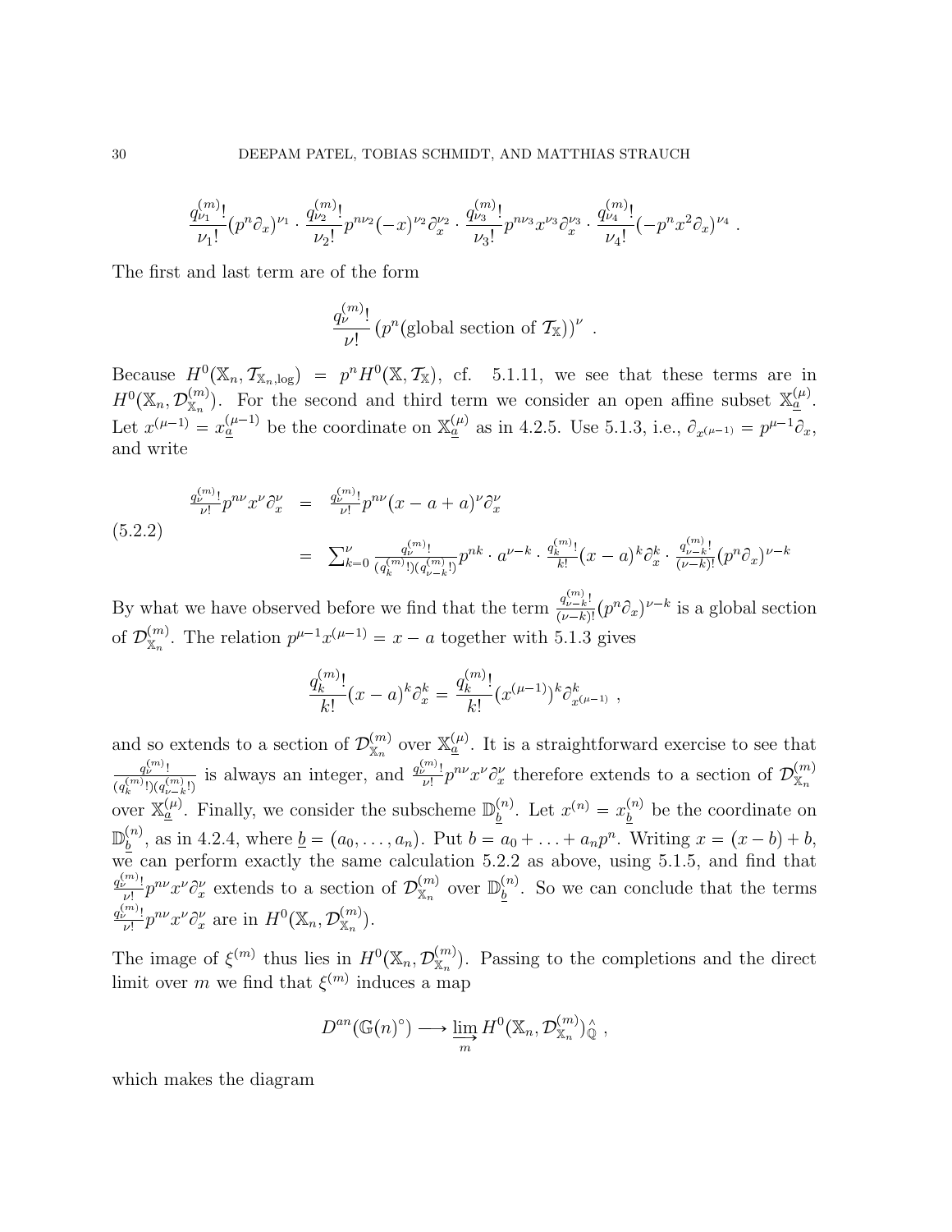$$\frac{q^{(m)}_{\nu_1}!}{\nu_1!}(p^n\partial_x)^{\nu_1} \cdot \frac{q^{(m)}_{\nu_2}!}{\nu_2!}p^{n\nu_2}(-x)^{\nu_2}\partial_x^{\nu_2} \cdot \frac{q^{(m)}_{\nu_3}!}{\nu_3!}p^{n\nu_3}x^{\nu_3}\partial_x^{\nu_3} \cdot \frac{q^{(m)}_{\nu_4}!}{\nu_4!}(-p^n x^2\partial_x)^{\nu_4} \ .$$

The first and last term are of the form

$$\frac{q^{(m)}_{\nu}!}{\nu!}\left(p^n(\text{global section of } \mathcal{T}_{\mathbb{X}})\right)^{\nu} \ .$$

Because $H^0(\mathbb{X}_n, \mathcal{T}_{\mathbb{X}_n,\log}) = p^n H^0(\mathbb{X}, \mathcal{T}_{\mathbb{X}})$, cf. 5.1.11, we see that these terms are in $H^0(\mathbb{X}_n, \mathcal{D}^{(m)}_{\mathbb{X}_n})$. For the second and third term we consider an open affine subset $\mathbb{X}^{(\mu)}_{\underline{a}}$. Let $x^{(\mu-1)} = x^{(\mu-1)}_{\underline{a}}$ be the coordinate on $\mathbb{X}^{(\mu)}_{\underline{a}}$ as in 4.2.5. Use 5.1.3, i.e., $\partial_{x^{(\mu-1)}} = p^{\mu-1}\partial_x$, and write

$$(5.2.2)\qquad \begin{aligned} \tfrac{q^{(m)}_\nu!}{\nu!}p^{n\nu}x^\nu\partial_x^\nu &= \tfrac{q^{(m)}_\nu!}{\nu!}p^{n\nu}(x-a+a)^\nu\partial_x^\nu \\ &= \sum_{k=0}^{\nu} \tfrac{q^{(m)}_\nu!}{(q^{(m)}_k!)(q^{(m)}_{\nu-k}!)}p^{nk}\cdot a^{\nu-k}\cdot \tfrac{q^{(m)}_k!}{k!}(x-a)^k\partial_x^k \cdot \tfrac{q^{(m)}_{\nu-k}!}{(\nu-k)!}(p^n\partial_x)^{\nu-k} \end{aligned}$$

By what we have observed before we find that the term $\frac{q^{(m)}_{\nu-k}!}{(\nu-k)!}(p^n\partial_x)^{\nu-k}$ is a global section of $\mathcal{D}^{(m)}_{\mathbb{X}_n}$. The relation $p^{\mu-1}x^{(\mu-1)} = x-a$ together with 5.1.3 gives

$$\frac{q^{(m)}_k!}{k!}(x-a)^k\partial_x^k = \frac{q^{(m)}_k!}{k!}(x^{(\mu-1)})^k\partial^k_{x^{(\mu-1)}} \ ,$$

and so extends to a section of $\mathcal{D}^{(m)}_{\mathbb{X}_n}$ over $\mathbb{X}^{(\mu)}_{\underline{a}}$. It is a straightforward exercise to see that $\frac{q^{(m)}_\nu!}{(q^{(m)}_k!)(q^{(m)}_{\nu-k}!)}$ is always an integer, and $\frac{q^{(m)}_\nu!}{\nu!}p^{n\nu}x^\nu\partial_x^\nu$ therefore extends to a section of $\mathcal{D}^{(m)}_{\mathbb{X}_n}$ over $\mathbb{X}^{(\mu)}_{\underline{a}}$. Finally, we consider the subscheme $\mathbb{D}^{(n)}_{\underline{b}}$. Let $x^{(n)} = x^{(n)}_{\underline{b}}$ be the coordinate on $\mathbb{D}^{(n)}_{\underline{b}}$, as in 4.2.4, where $\underline{b} = (a_0, \ldots, a_n)$. Put $b = a_0 + \ldots + a_n p^n$. Writing $x = (x-b)+b$, we can perform exactly the same calculation 5.2.2 as above, using 5.1.5, and find that $\frac{q^{(m)}_\nu!}{\nu!}p^{n\nu}x^\nu\partial_x^\nu$ extends to a section of $\mathcal{D}^{(m)}_{\mathbb{X}_n}$ over $\mathbb{D}^{(n)}_{\underline{b}}$. So we can conclude that the terms $\frac{q^{(m)}_\nu!}{\nu!}p^{n\nu}x^\nu\partial_x^\nu$ are in $H^0(\mathbb{X}_n, \mathcal{D}^{(m)}_{\mathbb{X}_n})$.

The image of $\xi^{(m)}$ thus lies in $H^0(\mathbb{X}_n, \mathcal{D}^{(m)}_{\mathbb{X}_n})$. Passing to the completions and the direct limit over $m$ we find that $\xi^{(m)}$ induces a map

$$D^{an}(\mathbb{G}(n)^\circ) \longrightarrow \varinjlim_m H^0(\mathbb{X}_n, \mathcal{D}^{(m)}_{\mathbb{X}_n})^{\wedge}_{\mathbb{Q}} \ ,$$

which makes the diagram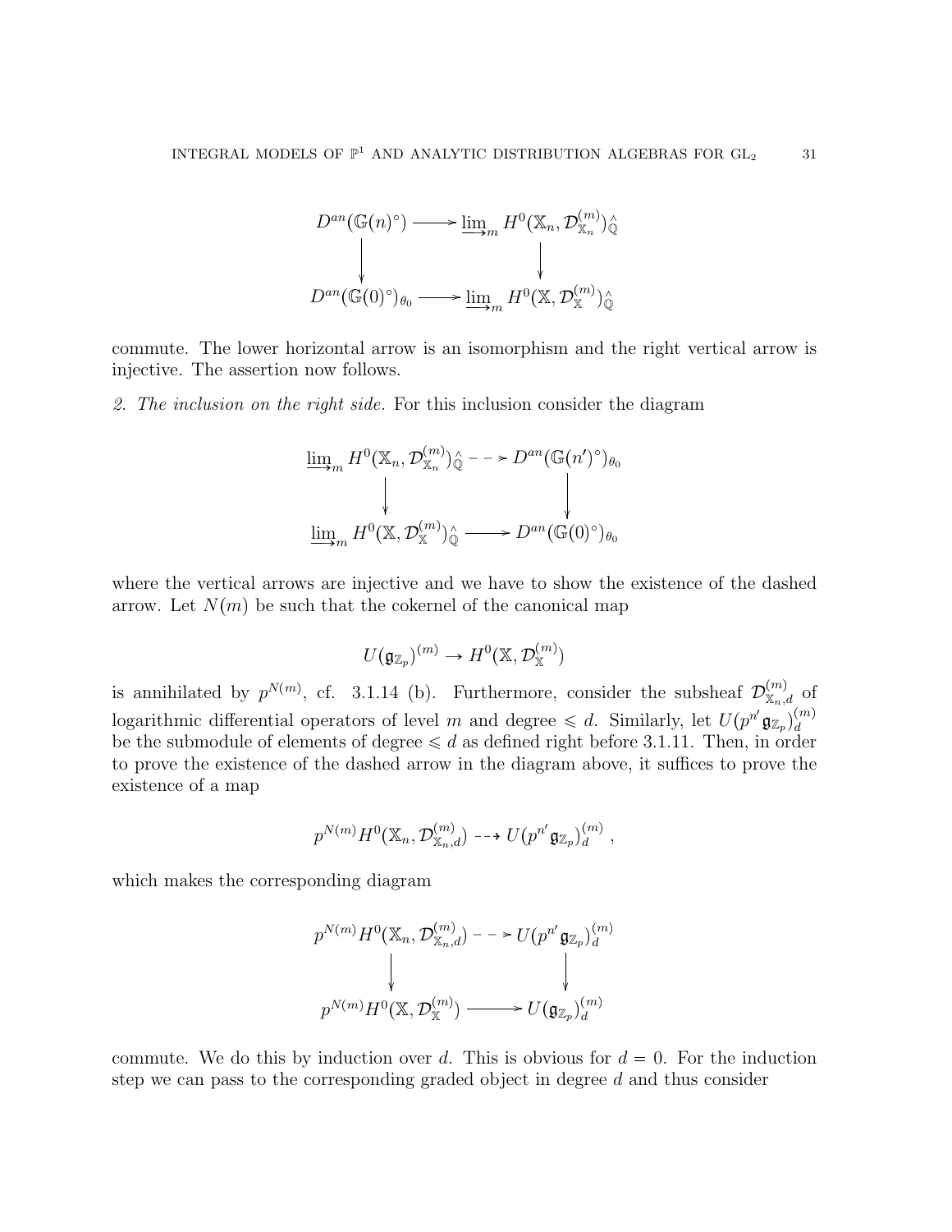$$
\begin{array}{ccc}
D^{an}(\mathbb{G}(n)^\circ) & \longrightarrow & \varinjlim_m H^0(\mathbb{X}_n, \mathcal{D}^{(m)}_{\mathbb{X}_n})^{\wedge}_{\mathbb{Q}} \\
\downarrow & & \downarrow \\
D^{an}(\mathbb{G}(0)^\circ)_{\theta_0} & \longrightarrow & \varinjlim_m H^0(\mathbb{X}, \mathcal{D}^{(m)}_{\mathbb{X}})^{\wedge}_{\mathbb{Q}}
\end{array}
$$

commute. The lower horizontal arrow is an isomorphism and the right vertical arrow is injective. The assertion now follows.

*2. The inclusion on the right side.* For this inclusion consider the diagram

$$
\begin{array}{ccc}
\varinjlim_m H^0(\mathbb{X}_n, \mathcal{D}^{(m)}_{\mathbb{X}_n})^{\wedge}_{\mathbb{Q}} & \dashrightarrow & D^{an}(\mathbb{G}(n')^\circ)_{\theta_0} \\
\downarrow & & \downarrow \\
\varinjlim_m H^0(\mathbb{X}, \mathcal{D}^{(m)}_{\mathbb{X}})^{\wedge}_{\mathbb{Q}} & \longrightarrow & D^{an}(\mathbb{G}(0)^\circ)_{\theta_0}
\end{array}
$$

where the vertical arrows are injective and we have to show the existence of the dashed arrow. Let $N(m)$ be such that the cokernel of the canonical map

$$
U(\mathfrak{g}_{\mathbb{Z}_p})^{(m)} \to H^0(\mathbb{X}, \mathcal{D}^{(m)}_{\mathbb{X}})
$$

is annihilated by $p^{N(m)}$, cf. 3.1.14 (b). Furthermore, consider the subsheaf $\mathcal{D}^{(m)}_{\mathbb{X}_n,d}$ of logarithmic differential operators of level $m$ and degree $\leqslant d$. Similarly, let $U(p^{n'}\mathfrak{g}_{\mathbb{Z}_p})^{(m)}_d$ be the submodule of elements of degree $\leqslant d$ as defined right before 3.1.11. Then, in order to prove the existence of the dashed arrow in the diagram above, it suffices to prove the existence of a map

$$
p^{N(m)} H^0(\mathbb{X}_n, \mathcal{D}^{(m)}_{\mathbb{X}_n,d}) \dashrightarrow U(p^{n'}\mathfrak{g}_{\mathbb{Z}_p})^{(m)}_d ,
$$

which makes the corresponding diagram

$$
\begin{array}{ccc}
p^{N(m)} H^0(\mathbb{X}_n, \mathcal{D}^{(m)}_{\mathbb{X}_n,d}) & \dashrightarrow & U(p^{n'}\mathfrak{g}_{\mathbb{Z}_p})^{(m)}_d \\
\downarrow & & \downarrow \\
p^{N(m)} H^0(\mathbb{X}, \mathcal{D}^{(m)}_{\mathbb{X}}) & \longrightarrow & U(\mathfrak{g}_{\mathbb{Z}_p})^{(m)}_d
\end{array}
$$

commute. We do this by induction over $d$. This is obvious for $d = 0$. For the induction step we can pass to the corresponding graded object in degree $d$ and thus consider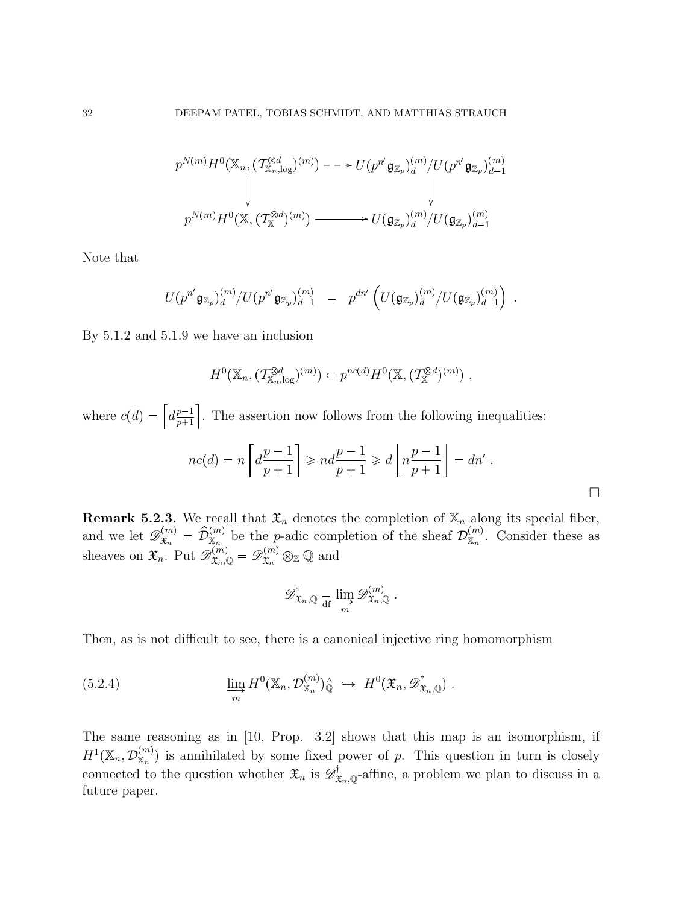$$
\begin{array}{ccc}
p^{N(m)}H^0(\mathbb{X}_n, (\mathcal{T}^{\otimes d}_{\mathbb{X}_n,\log})^{(m)}) & \dashrightarrow & U(p^{n'}\mathfrak{g}_{\mathbb{Z}_p})^{(m)}_d / U(p^{n'}\mathfrak{g}_{\mathbb{Z}_p})^{(m)}_{d-1} \\
\downarrow & & \downarrow \\
p^{N(m)}H^0(\mathbb{X}, (\mathcal{T}^{\otimes d}_{\mathbb{X}})^{(m)}) & \longrightarrow & U(\mathfrak{g}_{\mathbb{Z}_p})^{(m)}_d / U(\mathfrak{g}_{\mathbb{Z}_p})^{(m)}_{d-1}
\end{array}
$$

Note that

$$
U(p^{n'}\mathfrak{g}_{\mathbb{Z}_p})^{(m)}_d / U(p^{n'}\mathfrak{g}_{\mathbb{Z}_p})^{(m)}_{d-1} \;\; = \;\; p^{dn'}\left(U(\mathfrak{g}_{\mathbb{Z}_p})^{(m)}_d / U(\mathfrak{g}_{\mathbb{Z}_p})^{(m)}_{d-1}\right) \; .
$$

By 5.1.2 and 5.1.9 we have an inclusion

$$
H^0(\mathbb{X}_n, (\mathcal{T}^{\otimes d}_{\mathbb{X}_n,\log})^{(m)}) \subset p^{nc(d)}H^0(\mathbb{X}, (\mathcal{T}^{\otimes d}_{\mathbb{X}})^{(m)}) \; ,
$$

where $c(d) = \left\lceil d\frac{p-1}{p+1}\right\rceil$. The assertion now follows from the following inequalities:

$$
nc(d) = n\left\lceil d\frac{p-1}{p+1}\right\rceil \geqslant nd\frac{p-1}{p+1} \geqslant d\left\lfloor n\frac{p-1}{p+1}\right\rfloor = dn' \; .
$$

□

**Remark 5.2.3.** We recall that $\mathfrak{X}_n$ denotes the completion of $\mathbb{X}_n$ along its special fiber, and we let $\mathscr{D}^{(m)}_{\mathfrak{X}_n} = \widehat{\mathcal{D}}^{(m)}_{\mathbb{X}_n}$ be the $p$-adic completion of the sheaf $\mathcal{D}^{(m)}_{\mathbb{X}_n}$. Consider these as sheaves on $\mathfrak{X}_n$. Put $\mathscr{D}^{(m)}_{\mathfrak{X}_n,\mathbb{Q}} = \mathscr{D}^{(m)}_{\mathfrak{X}_n} \otimes_{\mathbb{Z}} \mathbb{Q}$ and

$$
\mathscr{D}^{\dagger}_{\mathfrak{X}_n,\mathbb{Q}} \underset{\mathrm{df}}{=} \varinjlim_m \mathscr{D}^{(m)}_{\mathfrak{X}_n,\mathbb{Q}} \; .
$$

Then, as is not difficult to see, there is a canonical injective ring homomorphism

$$
\varinjlim_m H^0(\mathbb{X}_n, \mathcal{D}^{(m)}_{\mathbb{X}_n})^{\wedge}_{\mathbb{Q}} \; \hookrightarrow \; H^0(\mathfrak{X}_n, \mathscr{D}^{\dagger}_{\mathfrak{X}_n,\mathbb{Q}}) \; . \tag{5.2.4}
$$

The same reasoning as in [10, Prop. 3.2] shows that this map is an isomorphism, if $H^1(\mathbb{X}_n, \mathcal{D}^{(m)}_{\mathbb{X}_n})$ is annihilated by some fixed power of $p$. This question in turn is closely connected to the question whether $\mathfrak{X}_n$ is $\mathscr{D}^{\dagger}_{\mathfrak{X}_n,\mathbb{Q}}$-affine, a problem we plan to discuss in a future paper.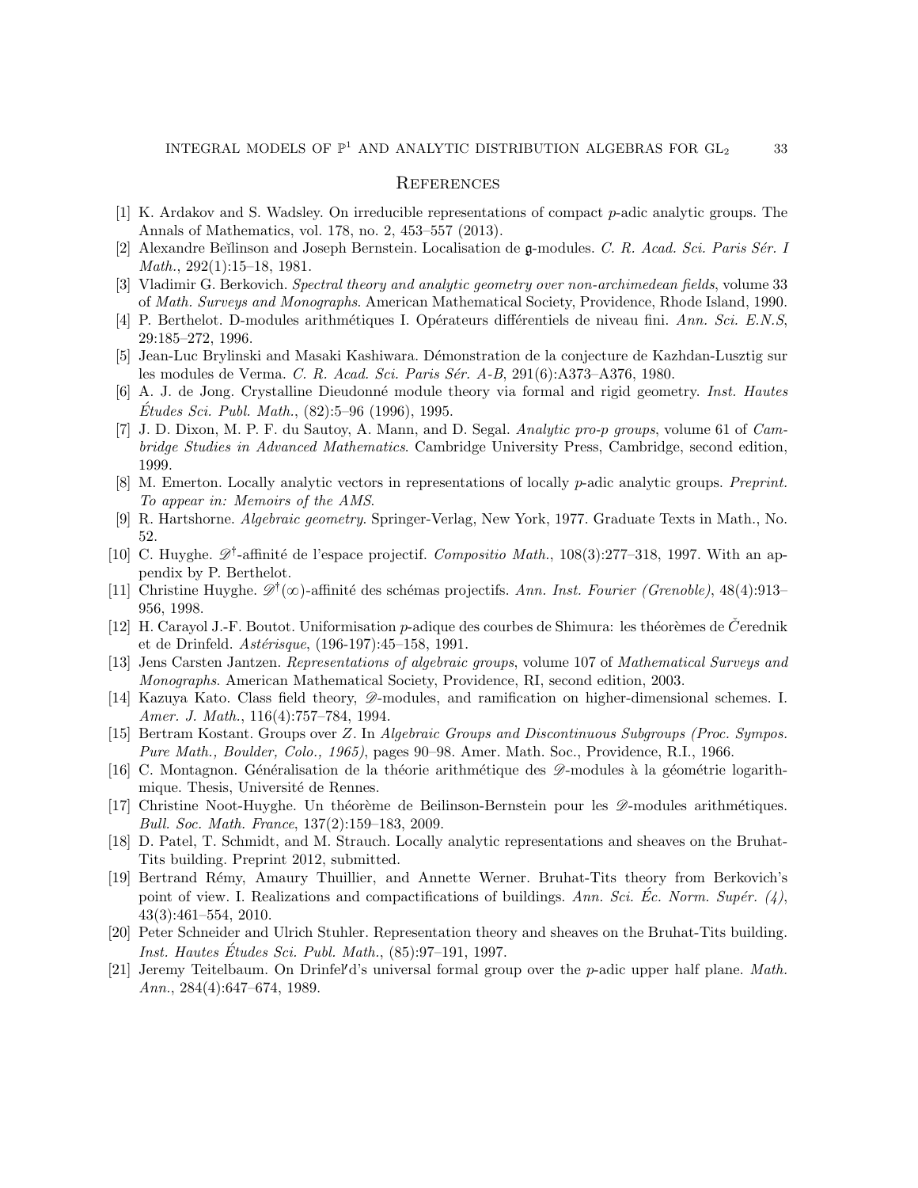## References

[1] K. Ardakov and S. Wadsley. On irreducible representations of compact $p$-adic analytic groups. The Annals of Mathematics, vol. 178, no. 2, 453–557 (2013).

[2] Alexandre Beĭlinson and Joseph Bernstein. Localisation de $\mathfrak{g}$-modules. *C. R. Acad. Sci. Paris Sér. I Math.*, 292(1):15–18, 1981.

[3] Vladimir G. Berkovich. *Spectral theory and analytic geometry over non-archimedean fields*, volume 33 of *Math. Surveys and Monographs*. American Mathematical Society, Providence, Rhode Island, 1990.

[4] P. Berthelot. D-modules arithmétiques I. Opérateurs différentiels de niveau fini. *Ann. Sci. E.N.S*, 29:185–272, 1996.

[5] Jean-Luc Brylinski and Masaki Kashiwara. Démonstration de la conjecture de Kazhdan-Lusztig sur les modules de Verma. *C. R. Acad. Sci. Paris Sér. A-B*, 291(6):A373–A376, 1980.

[6] A. J. de Jong. Crystalline Dieudonné module theory via formal and rigid geometry. *Inst. Hautes Études Sci. Publ. Math.*, (82):5–96 (1996), 1995.

[7] J. D. Dixon, M. P. F. du Sautoy, A. Mann, and D. Segal. *Analytic pro-p groups*, volume 61 of *Cambridge Studies in Advanced Mathematics*. Cambridge University Press, Cambridge, second edition, 1999.

[8] M. Emerton. Locally analytic vectors in representations of locally $p$-adic analytic groups. *Preprint. To appear in: Memoirs of the AMS*.

[9] R. Hartshorne. *Algebraic geometry*. Springer-Verlag, New York, 1977. Graduate Texts in Math., No. 52.

[10] C. Huyghe. $\mathscr{D}^{\dagger}$-affinité de l'espace projectif. *Compositio Math.*, 108(3):277–318, 1997. With an appendix by P. Berthelot.

[11] Christine Huyghe. $\mathscr{D}^{\dagger}(\infty)$-affinité des schémas projectifs. *Ann. Inst. Fourier (Grenoble)*, 48(4):913–956, 1998.

[12] H. Carayol J.-F. Boutot. Uniformisation $p$-adique des courbes de Shimura: les théorèmes de Čerednik et de Drinfeld. *Astérisque*, (196-197):45–158, 1991.

[13] Jens Carsten Jantzen. *Representations of algebraic groups*, volume 107 of *Mathematical Surveys and Monographs*. American Mathematical Society, Providence, RI, second edition, 2003.

[14] Kazuya Kato. Class field theory, $\mathscr{D}$-modules, and ramification on higher-dimensional schemes. I. *Amer. J. Math.*, 116(4):757–784, 1994.

[15] Bertram Kostant. Groups over $Z$. In *Algebraic Groups and Discontinuous Subgroups (Proc. Sympos. Pure Math., Boulder, Colo., 1965)*, pages 90–98. Amer. Math. Soc., Providence, R.I., 1966.

[16] C. Montagnon. Généralisation de la théorie arithmétique des $\mathscr{D}$-modules à la géométrie logarithmique. Thesis, Université de Rennes.

[17] Christine Noot-Huyghe. Un théorème de Beilinson-Bernstein pour les $\mathscr{D}$-modules arithmétiques. *Bull. Soc. Math. France*, 137(2):159–183, 2009.

[18] D. Patel, T. Schmidt, and M. Strauch. Locally analytic representations and sheaves on the Bruhat-Tits building. Preprint 2012, submitted.

[19] Bertrand Rémy, Amaury Thuillier, and Annette Werner. Bruhat-Tits theory from Berkovich's point of view. I. Realizations and compactifications of buildings. *Ann. Sci. Éc. Norm. Supér. (4)*, 43(3):461–554, 2010.

[20] Peter Schneider and Ulrich Stuhler. Representation theory and sheaves on the Bruhat-Tits building. *Inst. Hautes Études Sci. Publ. Math.*, (85):97–191, 1997.

[21] Jeremy Teitelbaum. On Drinfel′d's universal formal group over the $p$-adic upper half plane. *Math. Ann.*, 284(4):647–674, 1989.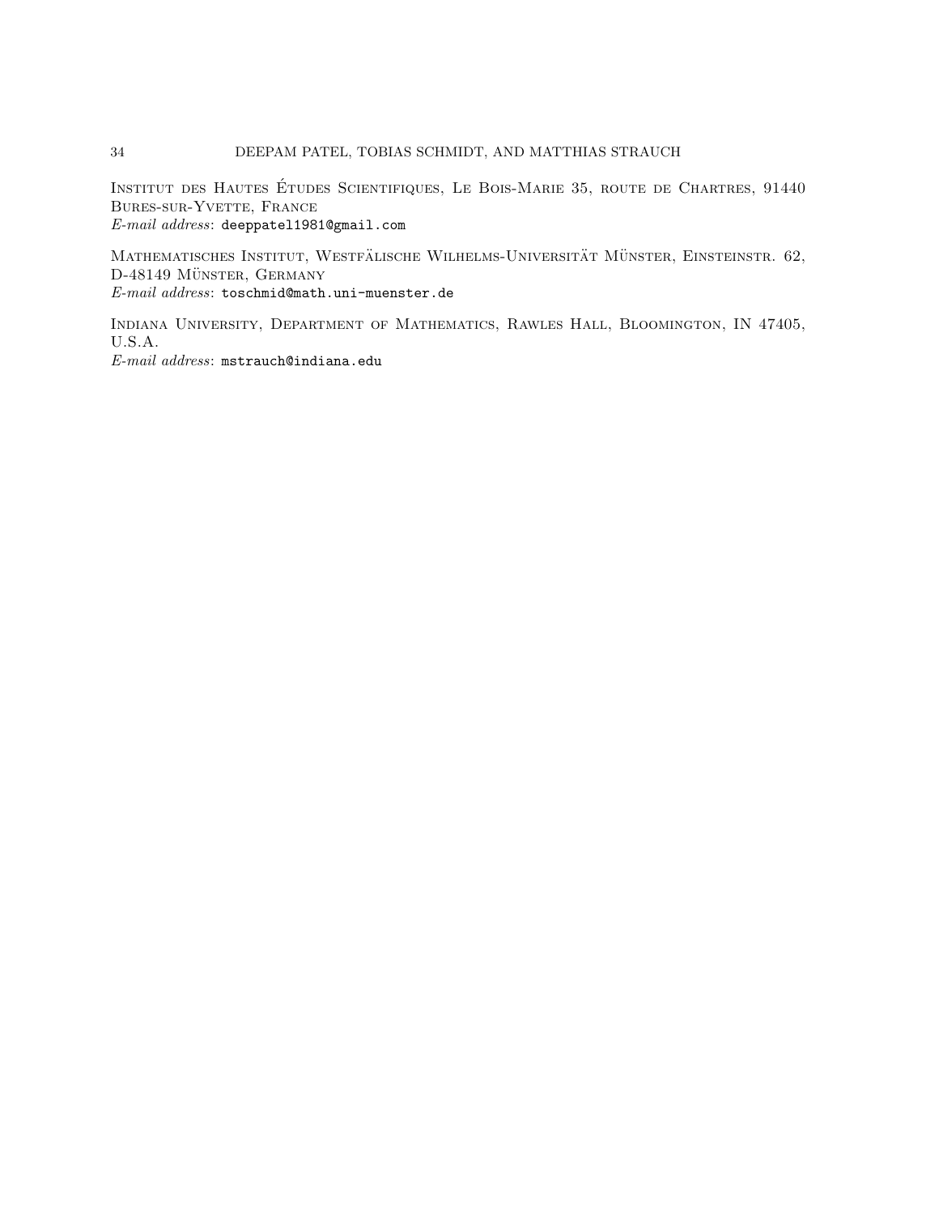Institut des Hautes Études Scientifiques, Le Bois-Marie 35, route de Chartres, 91440 Bures-sur-Yvette, France
*E-mail address*: deeppatel1981@gmail.com

Mathematisches Institut, Westfälische Wilhelms-Universität Münster, Einsteinstr. 62, D-48149 Münster, Germany
*E-mail address*: toschmid@math.uni-muenster.de

Indiana University, Department of Mathematics, Rawles Hall, Bloomington, IN 47405, U.S.A.
*E-mail address*: mstrauch@indiana.edu